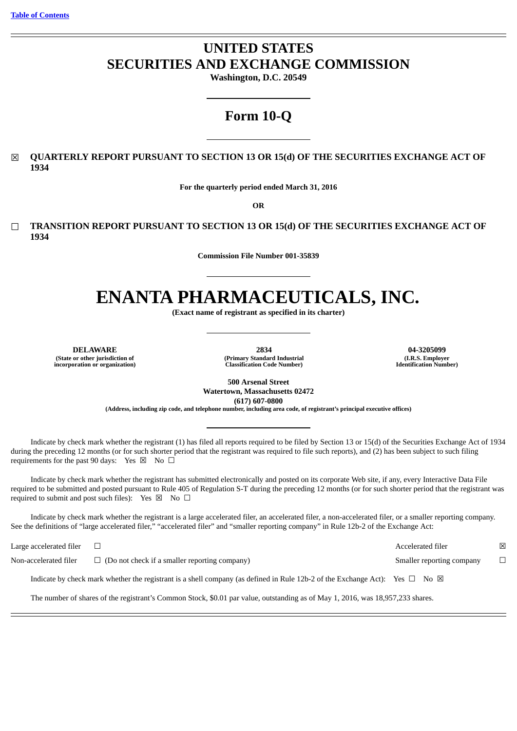Table of Contents

# UNITED STATES
# SECURITIES AND EXCHANGE COMMISSION

**Washington, D.C. 20549**

# Form 10-Q

☒ **QUARTERLY REPORT PURSUANT TO SECTION 13 OR 15(d) OF THE SECURITIES EXCHANGE ACT OF 1934**

**For the quarterly period ended March 31, 2016**

**OR**

☐ **TRANSITION REPORT PURSUANT TO SECTION 13 OR 15(d) OF THE SECURITIES EXCHANGE ACT OF 1934**

**Commission File Number 001-35839**

# ENANTA PHARMACEUTICALS, INC.

**(Exact name of registrant as specified in its charter)**

| **DELAWARE** | **2834** | **04-3205099** |
|---|---|---|
| **(State or other jurisdiction of incorporation or organization)** | **(Primary Standard Industrial Classification Code Number)** | **(I.R.S. Employer Identification Number)** |

**500 Arsenal Street**
**Watertown, Massachusetts 02472**
**(617) 607-0800**
**(Address, including zip code, and telephone number, including area code, of registrant's principal executive offices)**

Indicate by check mark whether the registrant (1) has filed all reports required to be filed by Section 13 or 15(d) of the Securities Exchange Act of 1934 during the preceding 12 months (or for such shorter period that the registrant was required to file such reports), and (2) has been subject to such filing requirements for the past 90 days: Yes ☒ No ☐

Indicate by check mark whether the registrant has submitted electronically and posted on its corporate Web site, if any, every Interactive Data File required to be submitted and posted pursuant to Rule 405 of Regulation S-T during the preceding 12 months (or for such shorter period that the registrant was required to submit and post such files): Yes ☒ No ☐

Indicate by check mark whether the registrant is a large accelerated filer, an accelerated filer, a non-accelerated filer, or a smaller reporting company. See the definitions of "large accelerated filer," "accelerated filer" and "smaller reporting company" in Rule 12b-2 of the Exchange Act:

| | | | |
|---|---|---|---|
| Large accelerated filer | ☐ | Accelerated filer | ☒ |
| Non-accelerated filer | ☐ (Do not check if a smaller reporting company) | Smaller reporting company | ☐ |

Indicate by check mark whether the registrant is a shell company (as defined in Rule 12b-2 of the Exchange Act): Yes ☐ No ☒

The number of shares of the registrant's Common Stock, $0.01 par value, outstanding as of May 1, 2016, was 18,957,233 shares.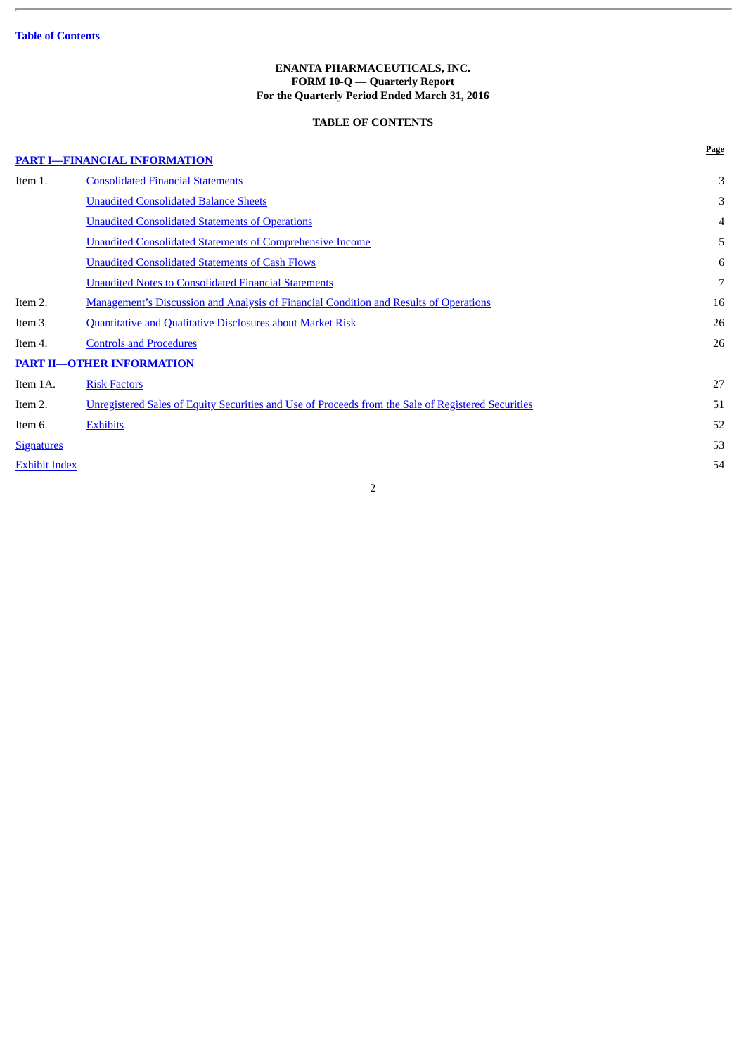Table of Contents

**ENANTA PHARMACEUTICALS, INC.**
**FORM 10-Q — Quarterly Report**
**For the Quarterly Period Ended March 31, 2016**

**TABLE OF CONTENTS**

| | | Page |
|---|---|---|
| **PART I—FINANCIAL INFORMATION** | | |
| Item 1. | Consolidated Financial Statements | 3 |
| | Unaudited Consolidated Balance Sheets | 3 |
| | Unaudited Consolidated Statements of Operations | 4 |
| | Unaudited Consolidated Statements of Comprehensive Income | 5 |
| | Unaudited Consolidated Statements of Cash Flows | 6 |
| | Unaudited Notes to Consolidated Financial Statements | 7 |
| Item 2. | Management's Discussion and Analysis of Financial Condition and Results of Operations | 16 |
| Item 3. | Quantitative and Qualitative Disclosures about Market Risk | 26 |
| Item 4. | Controls and Procedures | 26 |
| **PART II—OTHER INFORMATION** | | |
| Item 1A. | Risk Factors | 27 |
| Item 2. | Unregistered Sales of Equity Securities and Use of Proceeds from the Sale of Registered Securities | 51 |
| Item 6. | Exhibits | 52 |
| Signatures | | 53 |
| Exhibit Index | | 54 |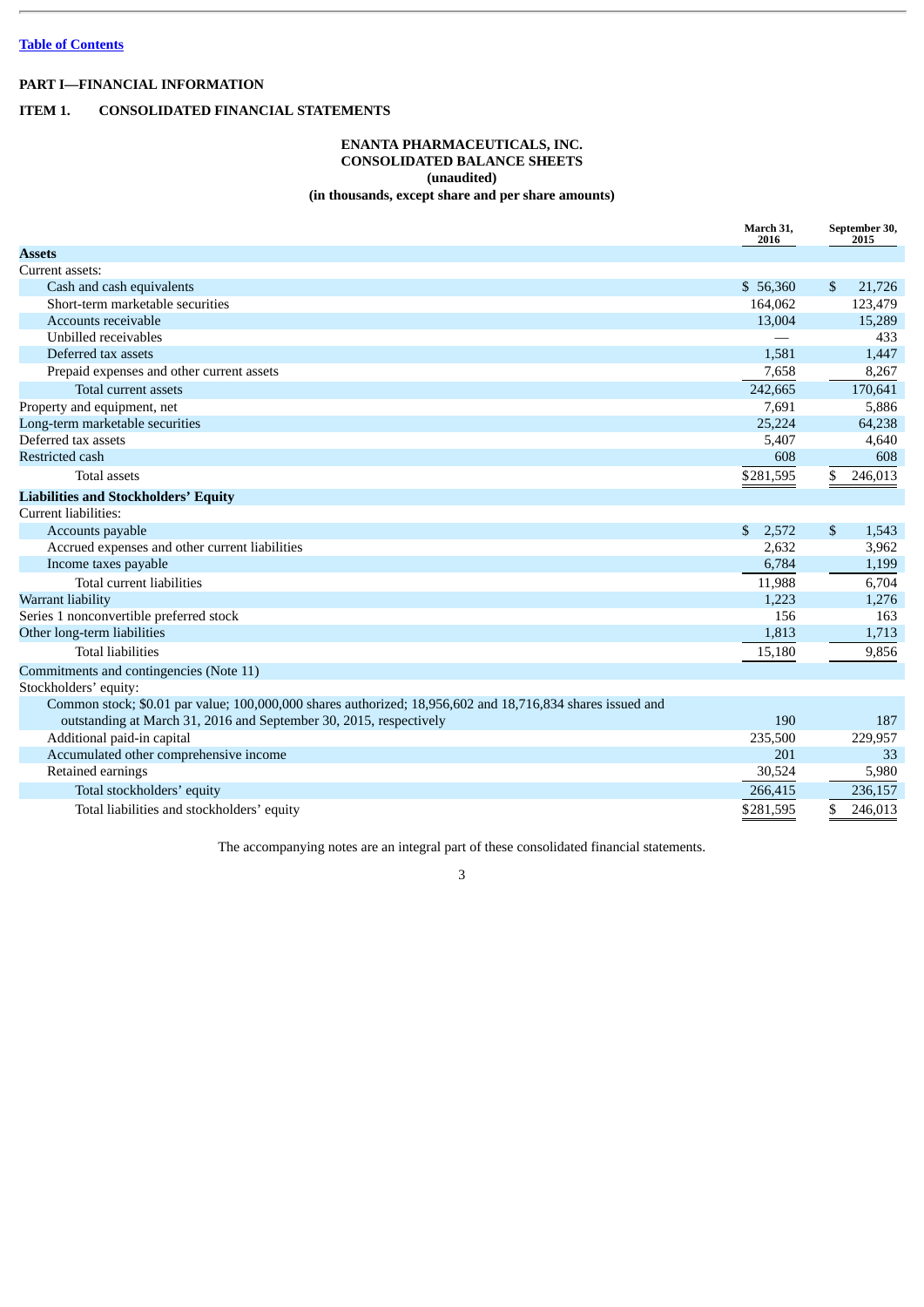Table of Contents

## PART I—FINANCIAL INFORMATION

## ITEM 1. CONSOLIDATED FINANCIAL STATEMENTS

### ENANTA PHARMACEUTICALS, INC.
### CONSOLIDATED BALANCE SHEETS
### (unaudited)
### (in thousands, except share and per share amounts)

| | March 31, 2016 | September 30, 2015 |
|---|---|---|
| **Assets** | | |
| Current assets: | | |
| Cash and cash equivalents | $ 56,360 | $ 21,726 |
| Short-term marketable securities | 164,062 | 123,479 |
| Accounts receivable | 13,004 | 15,289 |
| Unbilled receivables | — | 433 |
| Deferred tax assets | 1,581 | 1,447 |
| Prepaid expenses and other current assets | 7,658 | 8,267 |
| Total current assets | 242,665 | 170,641 |
| Property and equipment, net | 7,691 | 5,886 |
| Long-term marketable securities | 25,224 | 64,238 |
| Deferred tax assets | 5,407 | 4,640 |
| Restricted cash | 608 | 608 |
| Total assets | $281,595 | $ 246,013 |
| **Liabilities and Stockholders' Equity** | | |
| Current liabilities: | | |
| Accounts payable | $ 2,572 | $ 1,543 |
| Accrued expenses and other current liabilities | 2,632 | 3,962 |
| Income taxes payable | 6,784 | 1,199 |
| Total current liabilities | 11,988 | 6,704 |
| Warrant liability | 1,223 | 1,276 |
| Series 1 nonconvertible preferred stock | 156 | 163 |
| Other long-term liabilities | 1,813 | 1,713 |
| Total liabilities | 15,180 | 9,856 |
| Commitments and contingencies (Note 11) | | |
| Stockholders' equity: | | |
| Common stock; $0.01 par value; 100,000,000 shares authorized; 18,956,602 and 18,716,834 shares issued and outstanding at March 31, 2016 and September 30, 2015, respectively | 190 | 187 |
| Additional paid-in capital | 235,500 | 229,957 |
| Accumulated other comprehensive income | 201 | 33 |
| Retained earnings | 30,524 | 5,980 |
| Total stockholders' equity | 266,415 | 236,157 |
| Total liabilities and stockholders' equity | $281,595 | $ 246,013 |

The accompanying notes are an integral part of these consolidated financial statements.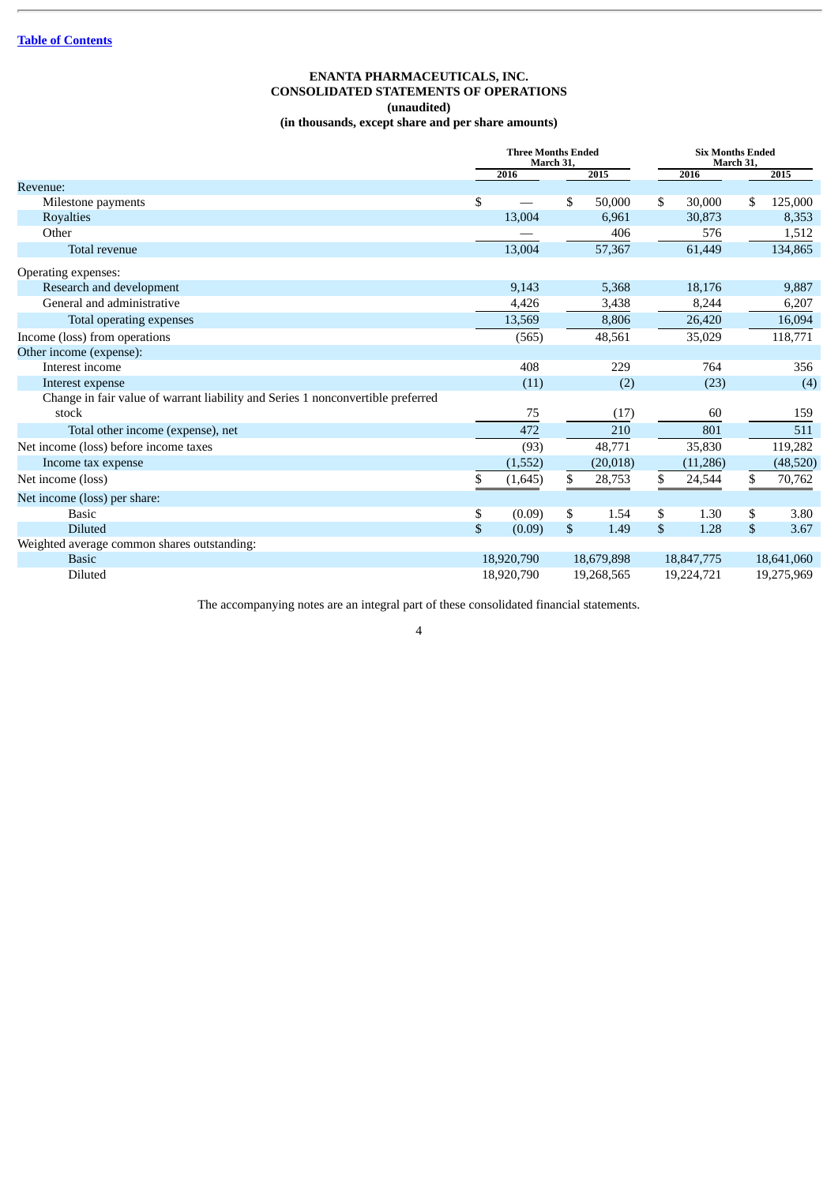[Table of Contents](#)

# ENANTA PHARMACEUTICALS, INC.
## CONSOLIDATED STATEMENTS OF OPERATIONS
### (unaudited)
### (in thousands, except share and per share amounts)

| | Three Months Ended March 31, | | Six Months Ended March 31, | |
|---|---|---|---|---|
| | 2016 | 2015 | 2016 | 2015 |
| Revenue: | | | | |
| Milestone payments | $ — | $ 50,000 | $ 30,000 | $ 125,000 |
| Royalties | 13,004 | 6,961 | 30,873 | 8,353 |
| Other | — | 406 | 576 | 1,512 |
| Total revenue | 13,004 | 57,367 | 61,449 | 134,865 |
| Operating expenses: | | | | |
| Research and development | 9,143 | 5,368 | 18,176 | 9,887 |
| General and administrative | 4,426 | 3,438 | 8,244 | 6,207 |
| Total operating expenses | 13,569 | 8,806 | 26,420 | 16,094 |
| Income (loss) from operations | (565) | 48,561 | 35,029 | 118,771 |
| Other income (expense): | | | | |
| Interest income | 408 | 229 | 764 | 356 |
| Interest expense | (11) | (2) | (23) | (4) |
| Change in fair value of warrant liability and Series 1 nonconvertible preferred stock | 75 | (17) | 60 | 159 |
| Total other income (expense), net | 472 | 210 | 801 | 511 |
| Net income (loss) before income taxes | (93) | 48,771 | 35,830 | 119,282 |
| Income tax expense | (1,552) | (20,018) | (11,286) | (48,520) |
| Net income (loss) | $ (1,645) | $ 28,753 | $ 24,544 | $ 70,762 |
| Net income (loss) per share: | | | | |
| Basic | $ (0.09) | $ 1.54 | $ 1.30 | $ 3.80 |
| Diluted | $ (0.09) | $ 1.49 | $ 1.28 | $ 3.67 |
| Weighted average common shares outstanding: | | | | |
| Basic | 18,920,790 | 18,679,898 | 18,847,775 | 18,641,060 |
| Diluted | 18,920,790 | 19,268,565 | 19,224,721 | 19,275,969 |

The accompanying notes are an integral part of these consolidated financial statements.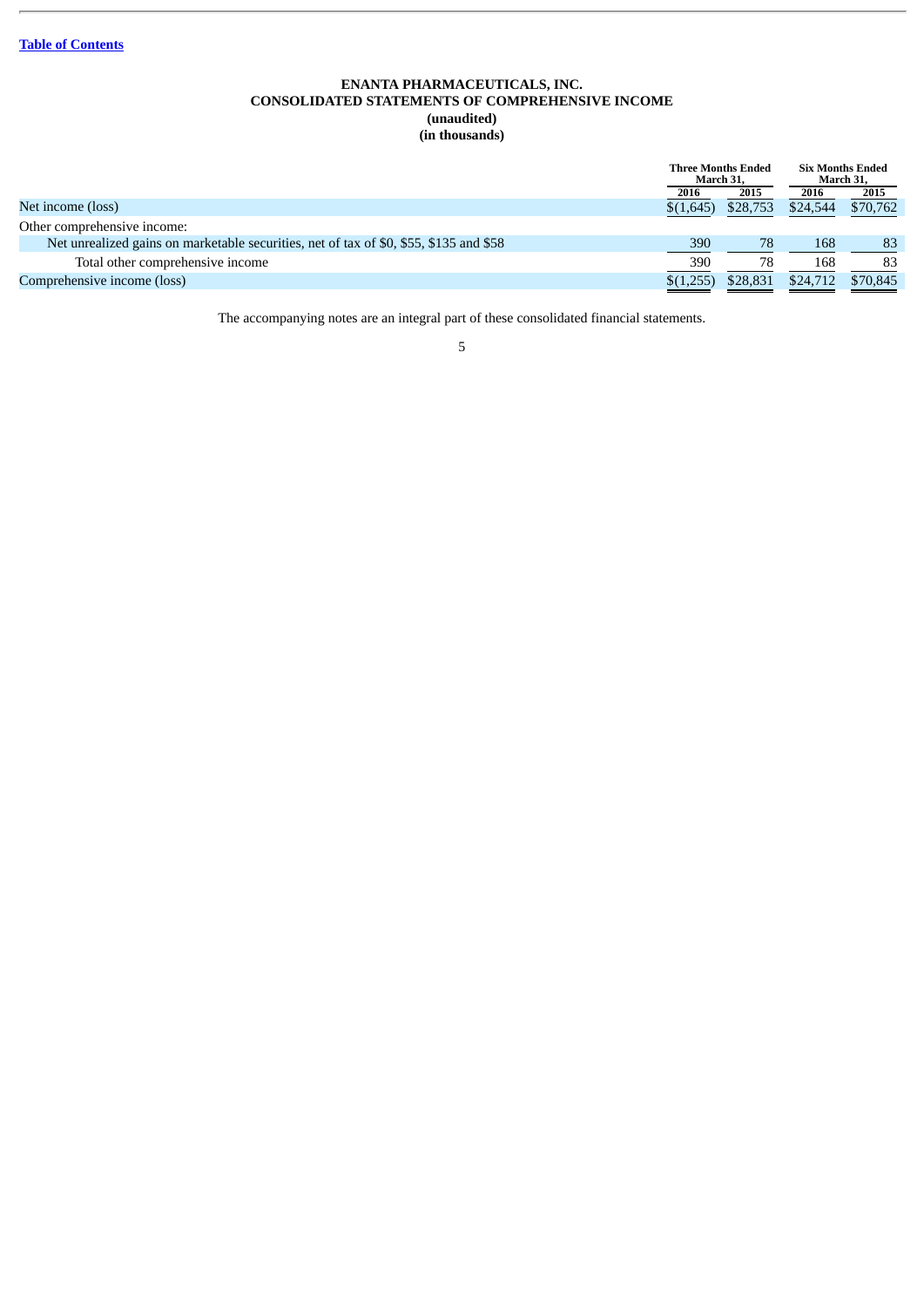[Table of Contents](#)

**ENANTA PHARMACEUTICALS, INC.**
**CONSOLIDATED STATEMENTS OF COMPREHENSIVE INCOME**
**(unaudited)**
**(in thousands)**

| | Three Months Ended March 31, | | Six Months Ended March 31, | |
|---|---|---|---|---|
| | 2016 | 2015 | 2016 | 2015 |
| Net income (loss) | $(1,645) | $28,753 | $24,544 | $70,762 |
| Other comprehensive income: | | | | |
| Net unrealized gains on marketable securities, net of tax of $0, $55, $135 and $58 | 390 | 78 | 168 | 83 |
| Total other comprehensive income | 390 | 78 | 168 | 83 |
| Comprehensive income (loss) | $(1,255) | $28,831 | $24,712 | $70,845 |

The accompanying notes are an integral part of these consolidated financial statements.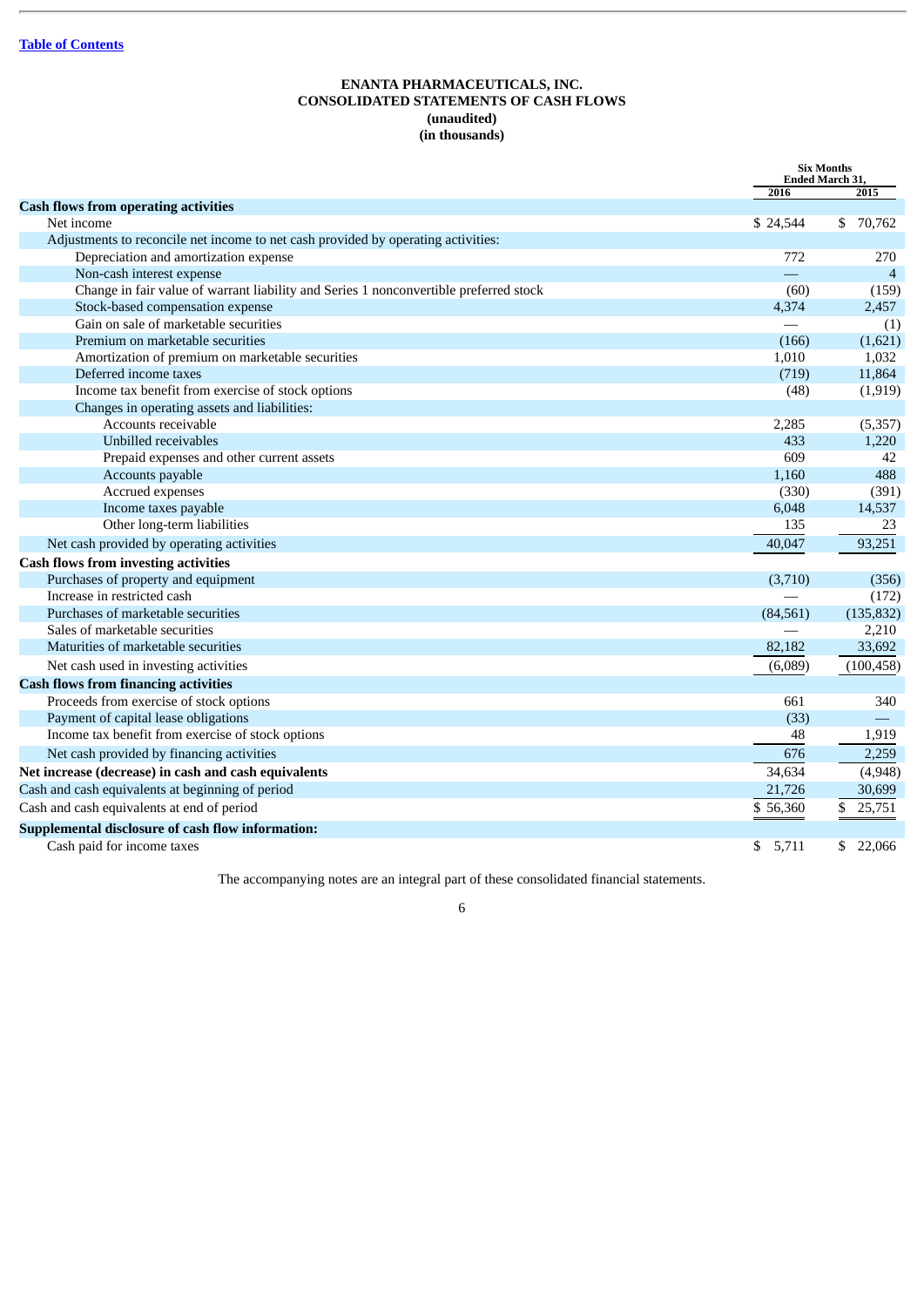[Table of Contents](#)

**ENANTA PHARMACEUTICALS, INC.**
**CONSOLIDATED STATEMENTS OF CASH FLOWS**
**(unaudited)**
**(in thousands)**

| | Six Months Ended March 31, | |
|---|---|---|
| | 2016 | 2015 |
| **Cash flows from operating activities** | | |
| Net income | $ 24,544 | $ 70,762 |
| Adjustments to reconcile net income to net cash provided by operating activities: | | |
| Depreciation and amortization expense | 772 | 270 |
| Non-cash interest expense | — | 4 |
| Change in fair value of warrant liability and Series 1 nonconvertible preferred stock | (60) | (159) |
| Stock-based compensation expense | 4,374 | 2,457 |
| Gain on sale of marketable securities | — | (1) |
| Premium on marketable securities | (166) | (1,621) |
| Amortization of premium on marketable securities | 1,010 | 1,032 |
| Deferred income taxes | (719) | 11,864 |
| Income tax benefit from exercise of stock options | (48) | (1,919) |
| Changes in operating assets and liabilities: | | |
| Accounts receivable | 2,285 | (5,357) |
| Unbilled receivables | 433 | 1,220 |
| Prepaid expenses and other current assets | 609 | 42 |
| Accounts payable | 1,160 | 488 |
| Accrued expenses | (330) | (391) |
| Income taxes payable | 6,048 | 14,537 |
| Other long-term liabilities | 135 | 23 |
| Net cash provided by operating activities | 40,047 | 93,251 |
| **Cash flows from investing activities** | | |
| Purchases of property and equipment | (3,710) | (356) |
| Increase in restricted cash | — | (172) |
| Purchases of marketable securities | (84,561) | (135,832) |
| Sales of marketable securities | — | 2,210 |
| Maturities of marketable securities | 82,182 | 33,692 |
| Net cash used in investing activities | (6,089) | (100,458) |
| **Cash flows from financing activities** | | |
| Proceeds from exercise of stock options | 661 | 340 |
| Payment of capital lease obligations | (33) | — |
| Income tax benefit from exercise of stock options | 48 | 1,919 |
| Net cash provided by financing activities | 676 | 2,259 |
| **Net increase (decrease) in cash and cash equivalents** | 34,634 | (4,948) |
| Cash and cash equivalents at beginning of period | 21,726 | 30,699 |
| Cash and cash equivalents at end of period | $ 56,360 | $ 25,751 |
| **Supplemental disclosure of cash flow information:** | | |
| Cash paid for income taxes | $ 5,711 | $ 22,066 |

The accompanying notes are an integral part of these consolidated financial statements.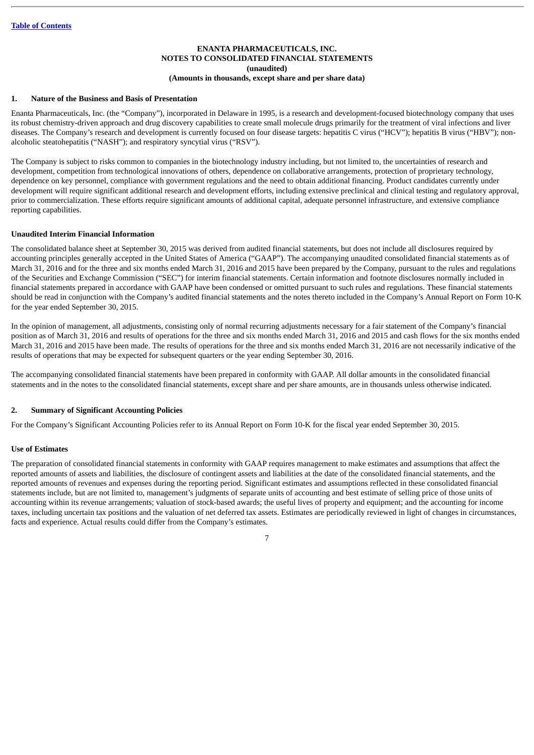[Table of Contents](#)

**ENANTA PHARMACEUTICALS, INC.**
**NOTES TO CONSOLIDATED FINANCIAL STATEMENTS**
**(unaudited)**
**(Amounts in thousands, except share and per share data)**

## 1. Nature of the Business and Basis of Presentation

Enanta Pharmaceuticals, Inc. (the "Company"), incorporated in Delaware in 1995, is a research and development-focused biotechnology company that uses its robust chemistry-driven approach and drug discovery capabilities to create small molecule drugs primarily for the treatment of viral infections and liver diseases. The Company's research and development is currently focused on four disease targets: hepatitis C virus ("HCV"); hepatitis B virus ("HBV"); non-alcoholic steatohepatitis ("NASH"); and respiratory syncytial virus ("RSV").

The Company is subject to risks common to companies in the biotechnology industry including, but not limited to, the uncertainties of research and development, competition from technological innovations of others, dependence on collaborative arrangements, protection of proprietary technology, dependence on key personnel, compliance with government regulations and the need to obtain additional financing. Product candidates currently under development will require significant additional research and development efforts, including extensive preclinical and clinical testing and regulatory approval, prior to commercialization. These efforts require significant amounts of additional capital, adequate personnel infrastructure, and extensive compliance reporting capabilities.

### Unaudited Interim Financial Information

The consolidated balance sheet at September 30, 2015 was derived from audited financial statements, but does not include all disclosures required by accounting principles generally accepted in the United States of America ("GAAP"). The accompanying unaudited consolidated financial statements as of March 31, 2016 and for the three and six months ended March 31, 2016 and 2015 have been prepared by the Company, pursuant to the rules and regulations of the Securities and Exchange Commission ("SEC") for interim financial statements. Certain information and footnote disclosures normally included in financial statements prepared in accordance with GAAP have been condensed or omitted pursuant to such rules and regulations. These financial statements should be read in conjunction with the Company's audited financial statements and the notes thereto included in the Company's Annual Report on Form 10-K for the year ended September 30, 2015.

In the opinion of management, all adjustments, consisting only of normal recurring adjustments necessary for a fair statement of the Company's financial position as of March 31, 2016 and results of operations for the three and six months ended March 31, 2016 and 2015 and cash flows for the six months ended March 31, 2016 and 2015 have been made. The results of operations for the three and six months ended March 31, 2016 are not necessarily indicative of the results of operations that may be expected for subsequent quarters or the year ending September 30, 2016.

The accompanying consolidated financial statements have been prepared in conformity with GAAP. All dollar amounts in the consolidated financial statements and in the notes to the consolidated financial statements, except share and per share amounts, are in thousands unless otherwise indicated.

## 2. Summary of Significant Accounting Policies

For the Company's Significant Accounting Policies refer to its Annual Report on Form 10-K for the fiscal year ended September 30, 2015.

### Use of Estimates

The preparation of consolidated financial statements in conformity with GAAP requires management to make estimates and assumptions that affect the reported amounts of assets and liabilities, the disclosure of contingent assets and liabilities at the date of the consolidated financial statements, and the reported amounts of revenues and expenses during the reporting period. Significant estimates and assumptions reflected in these consolidated financial statements include, but are not limited to, management's judgments of separate units of accounting and best estimate of selling price of those units of accounting within its revenue arrangements; valuation of stock-based awards; the useful lives of property and equipment; and the accounting for income taxes, including uncertain tax positions and the valuation of net deferred tax assets. Estimates are periodically reviewed in light of changes in circumstances, facts and experience. Actual results could differ from the Company's estimates.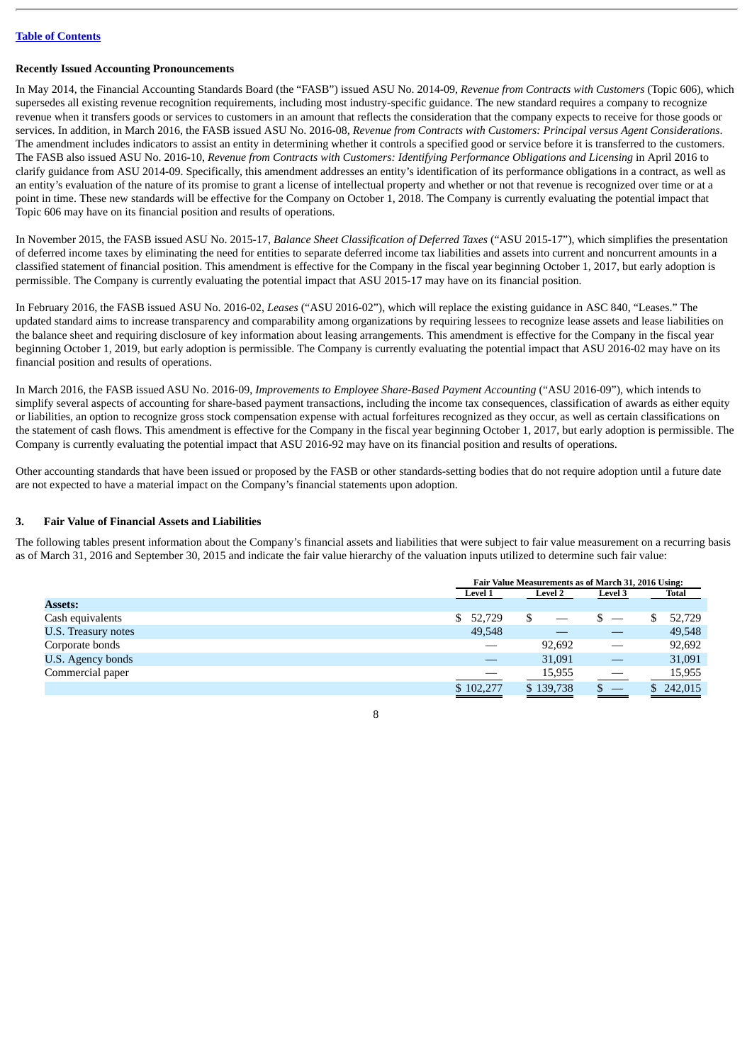**Recently Issued Accounting Pronouncements**

In May 2014, the Financial Accounting Standards Board (the "FASB") issued ASU No. 2014-09, *Revenue from Contracts with Customers* (Topic 606), which supersedes all existing revenue recognition requirements, including most industry-specific guidance. The new standard requires a company to recognize revenue when it transfers goods or services to customers in an amount that reflects the consideration that the company expects to receive for those goods or services. In addition, in March 2016, the FASB issued ASU No. 2016-08, *Revenue from Contracts with Customers: Principal versus Agent Considerations*. The amendment includes indicators to assist an entity in determining whether it controls a specified good or service before it is transferred to the customers. The FASB also issued ASU No. 2016-10, *Revenue from Contracts with Customers: Identifying Performance Obligations and Licensing* in April 2016 to clarify guidance from ASU 2014-09. Specifically, this amendment addresses an entity's identification of its performance obligations in a contract, as well as an entity's evaluation of the nature of its promise to grant a license of intellectual property and whether or not that revenue is recognized over time or at a point in time. These new standards will be effective for the Company on October 1, 2018. The Company is currently evaluating the potential impact that Topic 606 may have on its financial position and results of operations.

In November 2015, the FASB issued ASU No. 2015-17, *Balance Sheet Classification of Deferred Taxes* ("ASU 2015-17"), which simplifies the presentation of deferred income taxes by eliminating the need for entities to separate deferred income tax liabilities and assets into current and noncurrent amounts in a classified statement of financial position. This amendment is effective for the Company in the fiscal year beginning October 1, 2017, but early adoption is permissible. The Company is currently evaluating the potential impact that ASU 2015-17 may have on its financial position.

In February 2016, the FASB issued ASU No. 2016-02, *Leases* ("ASU 2016-02"), which will replace the existing guidance in ASC 840, "Leases." The updated standard aims to increase transparency and comparability among organizations by requiring lessees to recognize lease assets and lease liabilities on the balance sheet and requiring disclosure of key information about leasing arrangements. This amendment is effective for the Company in the fiscal year beginning October 1, 2019, but early adoption is permissible. The Company is currently evaluating the potential impact that ASU 2016-02 may have on its financial position and results of operations.

In March 2016, the FASB issued ASU No. 2016-09, *Improvements to Employee Share-Based Payment Accounting* ("ASU 2016-09"), which intends to simplify several aspects of accounting for share-based payment transactions, including the income tax consequences, classification of awards as either equity or liabilities, an option to recognize gross stock compensation expense with actual forfeitures recognized as they occur, as well as certain classifications on the statement of cash flows. This amendment is effective for the Company in the fiscal year beginning October 1, 2017, but early adoption is permissible. The Company is currently evaluating the potential impact that ASU 2016-92 may have on its financial position and results of operations.

Other accounting standards that have been issued or proposed by the FASB or other standards-setting bodies that do not require adoption until a future date are not expected to have a material impact on the Company's financial statements upon adoption.

## 3. Fair Value of Financial Assets and Liabilities

The following tables present information about the Company's financial assets and liabilities that were subject to fair value measurement on a recurring basis as of March 31, 2016 and September 30, 2015 and indicate the fair value hierarchy of the valuation inputs utilized to determine such fair value:

| | Fair Value Measurements as of March 31, 2016 Using: | | | |
|---|---|---|---|---|
| | Level 1 | Level 2 | Level 3 | Total |
| **Assets:** | | | | |
| Cash equivalents | $ 52,729 | $ — | $ — | $ 52,729 |
| U.S. Treasury notes | 49,548 | — | — | 49,548 |
| Corporate bonds | — | 92,692 | — | 92,692 |
| U.S. Agency bonds | — | 31,091 | — | 31,091 |
| Commercial paper | — | 15,955 | — | 15,955 |
| | $ 102,277 | $ 139,738 | $ — | $ 242,015 |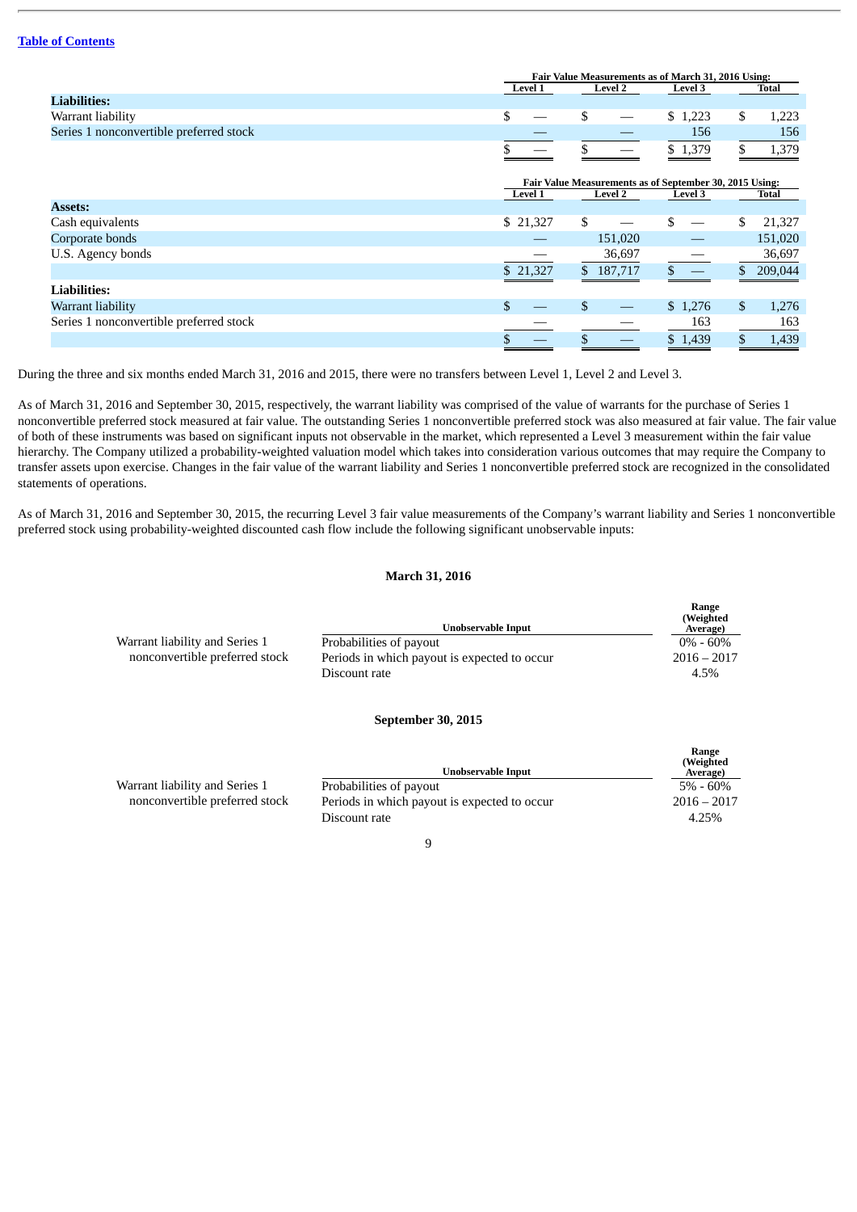| | Fair Value Measurements as of March 31, 2016 Using: | | | |
|---|---|---|---|---|
| | Level 1 | Level 2 | Level 3 | Total |
| **Liabilities:** | | | | |
| Warrant liability | $ — | $ — | $ 1,223 | $ 1,223 |
| Series 1 nonconvertible preferred stock | — | — | 156 | 156 |
| | $ — | $ — | $ 1,379 | $ 1,379 |

| | Fair Value Measurements as of September 30, 2015 Using: | | | |
|---|---|---|---|---|
| | Level 1 | Level 2 | Level 3 | Total |
| **Assets:** | | | | |
| Cash equivalents | $ 21,327 | $ — | $ — | $ 21,327 |
| Corporate bonds | — | 151,020 | — | 151,020 |
| U.S. Agency bonds | — | 36,697 | — | 36,697 |
| | $ 21,327 | $ 187,717 | $ — | $ 209,044 |
| **Liabilities:** | | | | |
| Warrant liability | $ — | $ — | $ 1,276 | $ 1,276 |
| Series 1 nonconvertible preferred stock | — | — | 163 | 163 |
| | $ — | $ — | $ 1,439 | $ 1,439 |

During the three and six months ended March 31, 2016 and 2015, there were no transfers between Level 1, Level 2 and Level 3.

As of March 31, 2016 and September 30, 2015, respectively, the warrant liability was comprised of the value of warrants for the purchase of Series 1 nonconvertible preferred stock measured at fair value. The outstanding Series 1 nonconvertible preferred stock was also measured at fair value. The fair value of both of these instruments was based on significant inputs not observable in the market, which represented a Level 3 measurement within the fair value hierarchy. The Company utilized a probability-weighted valuation model which takes into consideration various outcomes that may require the Company to transfer assets upon exercise. Changes in the fair value of the warrant liability and Series 1 nonconvertible preferred stock are recognized in the consolidated statements of operations.

As of March 31, 2016 and September 30, 2015, the recurring Level 3 fair value measurements of the Company's warrant liability and Series 1 nonconvertible preferred stock using probability-weighted discounted cash flow include the following significant unobservable inputs:

**March 31, 2016**

| | Unobservable Input | Range (Weighted Average) |
|---|---|---|
| Warrant liability and Series 1 nonconvertible preferred stock | Probabilities of payout | 0% - 60% |
| | Periods in which payout is expected to occur | 2016 – 2017 |
| | Discount rate | 4.5% |

**September 30, 2015**

| | Unobservable Input | Range (Weighted Average) |
|---|---|---|
| Warrant liability and Series 1 nonconvertible preferred stock | Probabilities of payout | 5% - 60% |
| | Periods in which payout is expected to occur | 2016 – 2017 |
| | Discount rate | 4.25% |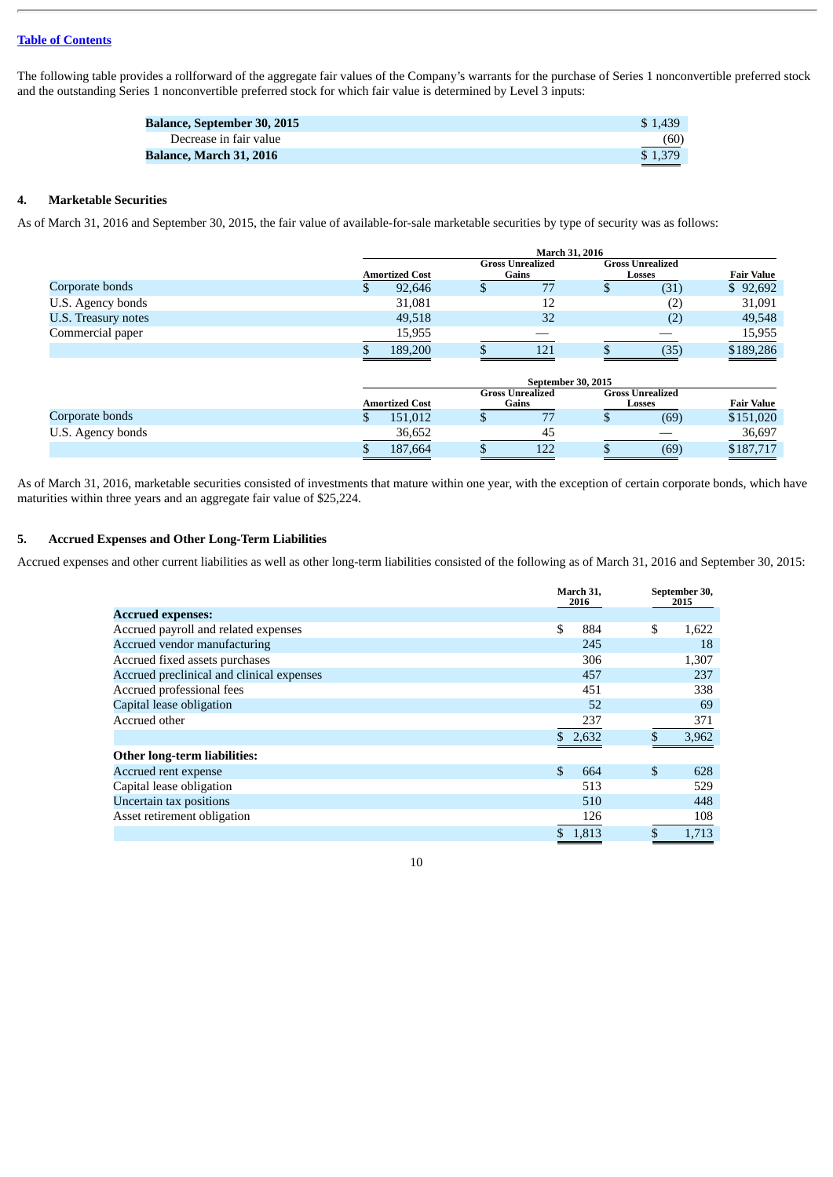[Table of Contents]

The following table provides a rollforward of the aggregate fair values of the Company's warrants for the purchase of Series 1 nonconvertible preferred stock and the outstanding Series 1 nonconvertible preferred stock for which fair value is determined by Level 3 inputs:

| | |
|---|---|
| **Balance, September 30, 2015** | $ 1,439 |
| Decrease in fair value | (60) |
| **Balance, March 31, 2016** | $ 1,379 |

## 4. Marketable Securities

As of March 31, 2016 and September 30, 2015, the fair value of available-for-sale marketable securities by type of security was as follows:

| | March 31, 2016 | | | |
|---|---|---|---|---|
| | Amortized Cost | Gross Unrealized Gains | Gross Unrealized Losses | Fair Value |
| Corporate bonds | $ 92,646 | $ 77 | $ (31) | $ 92,692 |
| U.S. Agency bonds | 31,081 | 12 | (2) | 31,091 |
| U.S. Treasury notes | 49,518 | 32 | (2) | 49,548 |
| Commercial paper | 15,955 | — | — | 15,955 |
| | $ 189,200 | $ 121 | $ (35) | $189,286 |

| | September 30, 2015 | | | |
|---|---|---|---|---|
| | Amortized Cost | Gross Unrealized Gains | Gross Unrealized Losses | Fair Value |
| Corporate bonds | $ 151,012 | $ 77 | $ (69) | $151,020 |
| U.S. Agency bonds | 36,652 | 45 | — | 36,697 |
| | $ 187,664 | $ 122 | $ (69) | $187,717 |

As of March 31, 2016, marketable securities consisted of investments that mature within one year, with the exception of certain corporate bonds, which have maturities within three years and an aggregate fair value of $25,224.

## 5. Accrued Expenses and Other Long-Term Liabilities

Accrued expenses and other current liabilities as well as other long-term liabilities consisted of the following as of March 31, 2016 and September 30, 2015:

| | March 31, 2016 | September 30, 2015 |
|---|---|---|
| **Accrued expenses:** | | |
| Accrued payroll and related expenses | $ 884 | $ 1,622 |
| Accrued vendor manufacturing | 245 | 18 |
| Accrued fixed assets purchases | 306 | 1,307 |
| Accrued preclinical and clinical expenses | 457 | 237 |
| Accrued professional fees | 451 | 338 |
| Capital lease obligation | 52 | 69 |
| Accrued other | 237 | 371 |
| | $ 2,632 | $ 3,962 |
| **Other long-term liabilities:** | | |
| Accrued rent expense | $ 664 | $ 628 |
| Capital lease obligation | 513 | 529 |
| Uncertain tax positions | 510 | 448 |
| Asset retirement obligation | 126 | 108 |
| | $ 1,813 | $ 1,713 |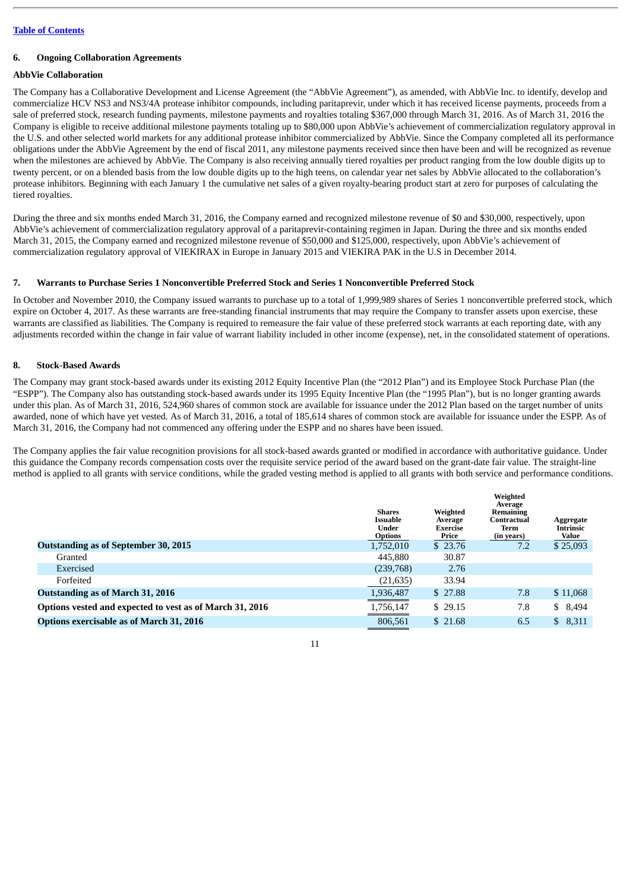[Table of Contents](#)

### 6. Ongoing Collaboration Agreements

#### AbbVie Collaboration

The Company has a Collaborative Development and License Agreement (the "AbbVie Agreement"), as amended, with AbbVie Inc. to identify, develop and commercialize HCV NS3 and NS3/4A protease inhibitor compounds, including paritaprevir, under which it has received license payments, proceeds from a sale of preferred stock, research funding payments, milestone payments and royalties totaling $367,000 through March 31, 2016. As of March 31, 2016 the Company is eligible to receive additional milestone payments totaling up to $80,000 upon AbbVie's achievement of commercialization regulatory approval in the U.S. and other selected world markets for any additional protease inhibitor commercialized by AbbVie. Since the Company completed all its performance obligations under the AbbVie Agreement by the end of fiscal 2011, any milestone payments received since then have been and will be recognized as revenue when the milestones are achieved by AbbVie. The Company is also receiving annually tiered royalties per product ranging from the low double digits up to twenty percent, or on a blended basis from the low double digits up to the high teens, on calendar year net sales by AbbVie allocated to the collaboration's protease inhibitors. Beginning with each January 1 the cumulative net sales of a given royalty-bearing product start at zero for purposes of calculating the tiered royalties.

During the three and six months ended March 31, 2016, the Company earned and recognized milestone revenue of $0 and $30,000, respectively, upon AbbVie's achievement of commercialization regulatory approval of a paritaprevir-containing regimen in Japan. During the three and six months ended March 31, 2015, the Company earned and recognized milestone revenue of $50,000 and $125,000, respectively, upon AbbVie's achievement of commercialization regulatory approval of VIEKIRAX in Europe in January 2015 and VIEKIRA PAK in the U.S in December 2014.

### 7. Warrants to Purchase Series 1 Nonconvertible Preferred Stock and Series 1 Nonconvertible Preferred Stock

In October and November 2010, the Company issued warrants to purchase up to a total of 1,999,989 shares of Series 1 nonconvertible preferred stock, which expire on October 4, 2017. As these warrants are free-standing financial instruments that may require the Company to transfer assets upon exercise, these warrants are classified as liabilities. The Company is required to remeasure the fair value of these preferred stock warrants at each reporting date, with any adjustments recorded within the change in fair value of warrant liability included in other income (expense), net, in the consolidated statement of operations.

### 8. Stock-Based Awards

The Company may grant stock-based awards under its existing 2012 Equity Incentive Plan (the "2012 Plan") and its Employee Stock Purchase Plan (the "ESPP"). The Company also has outstanding stock-based awards under its 1995 Equity Incentive Plan (the "1995 Plan"), but is no longer granting awards under this plan. As of March 31, 2016, 524,960 shares of common stock are available for issuance under the 2012 Plan based on the target number of units awarded, none of which have yet vested. As of March 31, 2016, a total of 185,614 shares of common stock are available for issuance under the ESPP. As of March 31, 2016, the Company had not commenced any offering under the ESPP and no shares have been issued.

The Company applies the fair value recognition provisions for all stock-based awards granted or modified in accordance with authoritative guidance. Under this guidance the Company records compensation costs over the requisite service period of the award based on the grant-date fair value. The straight-line method is applied to all grants with service conditions, while the graded vesting method is applied to all grants with both service and performance conditions.

| | Shares Issuable Under Options | Weighted Average Exercise Price | Weighted Average Remaining Contractual Term (in years) | Aggregate Intrinsic Value |
|---|---|---|---|---|
| **Outstanding as of September 30, 2015** | 1,752,010 | $ 23.76 | 7.2 | $ 25,093 |
| Granted | 445,880 | 30.87 | | |
| Exercised | (239,768) | 2.76 | | |
| Forfeited | (21,635) | 33.94 | | |
| **Outstanding as of March 31, 2016** | 1,936,487 | $ 27.88 | 7.8 | $ 11,068 |
| **Options vested and expected to vest as of March 31, 2016** | 1,756,147 | $ 29.15 | 7.8 | $ 8,494 |
| **Options exercisable as of March 31, 2016** | 806,561 | $ 21.68 | 6.5 | $ 8,311 |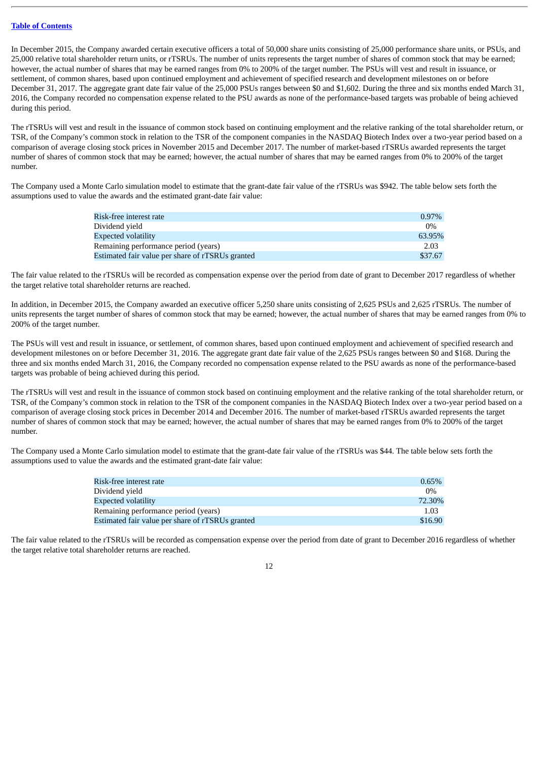In December 2015, the Company awarded certain executive officers a total of 50,000 share units consisting of 25,000 performance share units, or PSUs, and 25,000 relative total shareholder return units, or rTSRUs. The number of units represents the target number of shares of common stock that may be earned; however, the actual number of shares that may be earned ranges from 0% to 200% of the target number. The PSUs will vest and result in issuance, or settlement, of common shares, based upon continued employment and achievement of specified research and development milestones on or before December 31, 2017. The aggregate grant date fair value of the 25,000 PSUs ranges between $0 and $1,602. During the three and six months ended March 31, 2016, the Company recorded no compensation expense related to the PSU awards as none of the performance-based targets was probable of being achieved during this period.

The rTSRUs will vest and result in the issuance of common stock based on continuing employment and the relative ranking of the total shareholder return, or TSR, of the Company's common stock in relation to the TSR of the component companies in the NASDAQ Biotech Index over a two-year period based on a comparison of average closing stock prices in November 2015 and December 2017. The number of market-based rTSRUs awarded represents the target number of shares of common stock that may be earned; however, the actual number of shares that may be earned ranges from 0% to 200% of the target number.

The Company used a Monte Carlo simulation model to estimate that the grant-date fair value of the rTSRUs was $942. The table below sets forth the assumptions used to value the awards and the estimated grant-date fair value:

| | |
|---|---|
| Risk-free interest rate | 0.97% |
| Dividend yield | 0% |
| Expected volatility | 63.95% |
| Remaining performance period (years) | 2.03 |
| Estimated fair value per share of rTSRUs granted | $37.67 |

The fair value related to the rTSRUs will be recorded as compensation expense over the period from date of grant to December 2017 regardless of whether the target relative total shareholder returns are reached.

In addition, in December 2015, the Company awarded an executive officer 5,250 share units consisting of 2,625 PSUs and 2,625 rTSRUs. The number of units represents the target number of shares of common stock that may be earned; however, the actual number of shares that may be earned ranges from 0% to 200% of the target number.

The PSUs will vest and result in issuance, or settlement, of common shares, based upon continued employment and achievement of specified research and development milestones on or before December 31, 2016. The aggregate grant date fair value of the 2,625 PSUs ranges between $0 and $168. During the three and six months ended March 31, 2016, the Company recorded no compensation expense related to the PSU awards as none of the performance-based targets was probable of being achieved during this period.

The rTSRUs will vest and result in the issuance of common stock based on continuing employment and the relative ranking of the total shareholder return, or TSR, of the Company's common stock in relation to the TSR of the component companies in the NASDAQ Biotech Index over a two-year period based on a comparison of average closing stock prices in December 2014 and December 2016. The number of market-based rTSRUs awarded represents the target number of shares of common stock that may be earned; however, the actual number of shares that may be earned ranges from 0% to 200% of the target number.

The Company used a Monte Carlo simulation model to estimate that the grant-date fair value of the rTSRUs was $44. The table below sets forth the assumptions used to value the awards and the estimated grant-date fair value:

| | |
|---|---|
| Risk-free interest rate | 0.65% |
| Dividend yield | 0% |
| Expected volatility | 72.30% |
| Remaining performance period (years) | 1.03 |
| Estimated fair value per share of rTSRUs granted | $16.90 |

The fair value related to the rTSRUs will be recorded as compensation expense over the period from date of grant to December 2016 regardless of whether the target relative total shareholder returns are reached.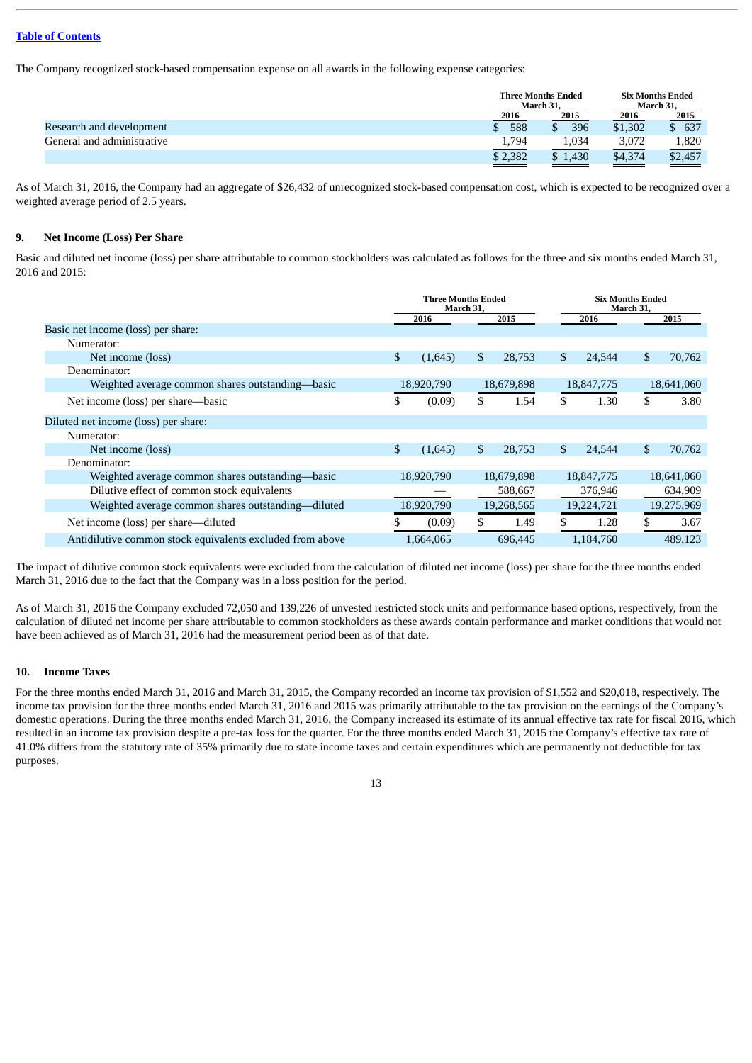[Table of Contents]

The Company recognized stock-based compensation expense on all awards in the following expense categories:

| | Three Months Ended March 31, | | Six Months Ended March 31, | |
|---|---|---|---|---|
| | 2016 | 2015 | 2016 | 2015 |
| Research and development | $ 588 | $ 396 | $1,302 | $ 637 |
| General and administrative | 1,794 | 1,034 | 3,072 | 1,820 |
| | $ 2,382 | $ 1,430 | $4,374 | $2,457 |

As of March 31, 2016, the Company had an aggregate of $26,432 of unrecognized stock-based compensation cost, which is expected to be recognized over a weighted average period of 2.5 years.

## 9. Net Income (Loss) Per Share

Basic and diluted net income (loss) per share attributable to common stockholders was calculated as follows for the three and six months ended March 31, 2016 and 2015:

| | Three Months Ended March 31, | | Six Months Ended March 31, | |
|---|---|---|---|---|
| | 2016 | 2015 | 2016 | 2015 |
| Basic net income (loss) per share: | | | | |
| Numerator: | | | | |
| Net income (loss) | $ (1,645) | $ 28,753 | $ 24,544 | $ 70,762 |
| Denominator: | | | | |
| Weighted average common shares outstanding—basic | 18,920,790 | 18,679,898 | 18,847,775 | 18,641,060 |
| Net income (loss) per share—basic | $ (0.09) | $ 1.54 | $ 1.30 | $ 3.80 |
| Diluted net income (loss) per share: | | | | |
| Numerator: | | | | |
| Net income (loss) | $ (1,645) | $ 28,753 | $ 24,544 | $ 70,762 |
| Denominator: | | | | |
| Weighted average common shares outstanding—basic | 18,920,790 | 18,679,898 | 18,847,775 | 18,641,060 |
| Dilutive effect of common stock equivalents | — | 588,667 | 376,946 | 634,909 |
| Weighted average common shares outstanding—diluted | 18,920,790 | 19,268,565 | 19,224,721 | 19,275,969 |
| Net income (loss) per share—diluted | $ (0.09) | $ 1.49 | $ 1.28 | $ 3.67 |
| Antidilutive common stock equivalents excluded from above | 1,664,065 | 696,445 | 1,184,760 | 489,123 |

The impact of dilutive common stock equivalents were excluded from the calculation of diluted net income (loss) per share for the three months ended March 31, 2016 due to the fact that the Company was in a loss position for the period.

As of March 31, 2016 the Company excluded 72,050 and 139,226 of unvested restricted stock units and performance based options, respectively, from the calculation of diluted net income per share attributable to common stockholders as these awards contain performance and market conditions that would not have been achieved as of March 31, 2016 had the measurement period been as of that date.

## 10. Income Taxes

For the three months ended March 31, 2016 and March 31, 2015, the Company recorded an income tax provision of $1,552 and $20,018, respectively. The income tax provision for the three months ended March 31, 2016 and 2015 was primarily attributable to the tax provision on the earnings of the Company's domestic operations. During the three months ended March 31, 2016, the Company increased its estimate of its annual effective tax rate for fiscal 2016, which resulted in an income tax provision despite a pre-tax loss for the quarter. For the three months ended March 31, 2015 the Company's effective tax rate of 41.0% differs from the statutory rate of 35% primarily due to state income taxes and certain expenditures which are permanently not deductible for tax purposes.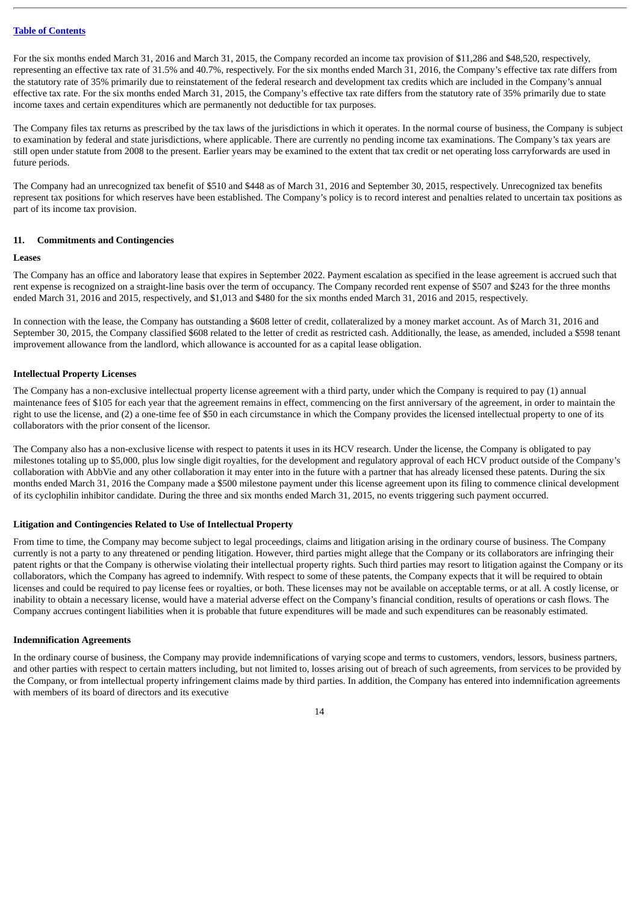For the six months ended March 31, 2016 and March 31, 2015, the Company recorded an income tax provision of $11,286 and $48,520, respectively, representing an effective tax rate of 31.5% and 40.7%, respectively. For the six months ended March 31, 2016, the Company's effective tax rate differs from the statutory rate of 35% primarily due to reinstatement of the federal research and development tax credits which are included in the Company's annual effective tax rate. For the six months ended March 31, 2015, the Company's effective tax rate differs from the statutory rate of 35% primarily due to state income taxes and certain expenditures which are permanently not deductible for tax purposes.

The Company files tax returns as prescribed by the tax laws of the jurisdictions in which it operates. In the normal course of business, the Company is subject to examination by federal and state jurisdictions, where applicable. There are currently no pending income tax examinations. The Company's tax years are still open under statute from 2008 to the present. Earlier years may be examined to the extent that tax credit or net operating loss carryforwards are used in future periods.

The Company had an unrecognized tax benefit of $510 and $448 as of March 31, 2016 and September 30, 2015, respectively. Unrecognized tax benefits represent tax positions for which reserves have been established. The Company's policy is to record interest and penalties related to uncertain tax positions as part of its income tax provision.

## 11. Commitments and Contingencies

### Leases

The Company has an office and laboratory lease that expires in September 2022. Payment escalation as specified in the lease agreement is accrued such that rent expense is recognized on a straight-line basis over the term of occupancy. The Company recorded rent expense of $507 and $243 for the three months ended March 31, 2016 and 2015, respectively, and $1,013 and $480 for the six months ended March 31, 2016 and 2015, respectively.

In connection with the lease, the Company has outstanding a $608 letter of credit, collateralized by a money market account. As of March 31, 2016 and September 30, 2015, the Company classified $608 related to the letter of credit as restricted cash. Additionally, the lease, as amended, included a $598 tenant improvement allowance from the landlord, which allowance is accounted for as a capital lease obligation.

### Intellectual Property Licenses

The Company has a non-exclusive intellectual property license agreement with a third party, under which the Company is required to pay (1) annual maintenance fees of $105 for each year that the agreement remains in effect, commencing on the first anniversary of the agreement, in order to maintain the right to use the license, and (2) a one-time fee of $50 in each circumstance in which the Company provides the licensed intellectual property to one of its collaborators with the prior consent of the licensor.

The Company also has a non-exclusive license with respect to patents it uses in its HCV research. Under the license, the Company is obligated to pay milestones totaling up to $5,000, plus low single digit royalties, for the development and regulatory approval of each HCV product outside of the Company's collaboration with AbbVie and any other collaboration it may enter into in the future with a partner that has already licensed these patents. During the six months ended March 31, 2016 the Company made a $500 milestone payment under this license agreement upon its filing to commence clinical development of its cyclophilin inhibitor candidate. During the three and six months ended March 31, 2015, no events triggering such payment occurred.

### Litigation and Contingencies Related to Use of Intellectual Property

From time to time, the Company may become subject to legal proceedings, claims and litigation arising in the ordinary course of business. The Company currently is not a party to any threatened or pending litigation. However, third parties might allege that the Company or its collaborators are infringing their patent rights or that the Company is otherwise violating their intellectual property rights. Such third parties may resort to litigation against the Company or its collaborators, which the Company has agreed to indemnify. With respect to some of these patents, the Company expects that it will be required to obtain licenses and could be required to pay license fees or royalties, or both. These licenses may not be available on acceptable terms, or at all. A costly license, or inability to obtain a necessary license, would have a material adverse effect on the Company's financial condition, results of operations or cash flows. The Company accrues contingent liabilities when it is probable that future expenditures will be made and such expenditures can be reasonably estimated.

### Indemnification Agreements

In the ordinary course of business, the Company may provide indemnifications of varying scope and terms to customers, vendors, lessors, business partners, and other parties with respect to certain matters including, but not limited to, losses arising out of breach of such agreements, from services to be provided by the Company, or from intellectual property infringement claims made by third parties. In addition, the Company has entered into indemnification agreements with members of its board of directors and its executive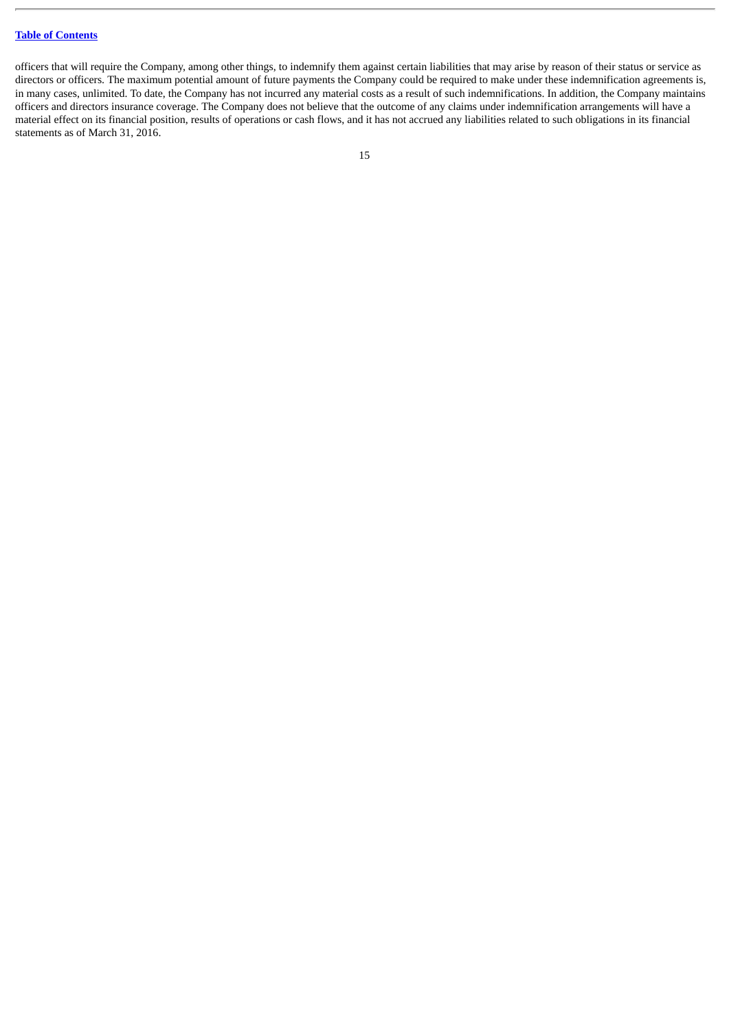officers that will require the Company, among other things, to indemnify them against certain liabilities that may arise by reason of their status or service as directors or officers. The maximum potential amount of future payments the Company could be required to make under these indemnification agreements is, in many cases, unlimited. To date, the Company has not incurred any material costs as a result of such indemnifications. In addition, the Company maintains officers and directors insurance coverage. The Company does not believe that the outcome of any claims under indemnification arrangements will have a material effect on its financial position, results of operations or cash flows, and it has not accrued any liabilities related to such obligations in its financial statements as of March 31, 2016.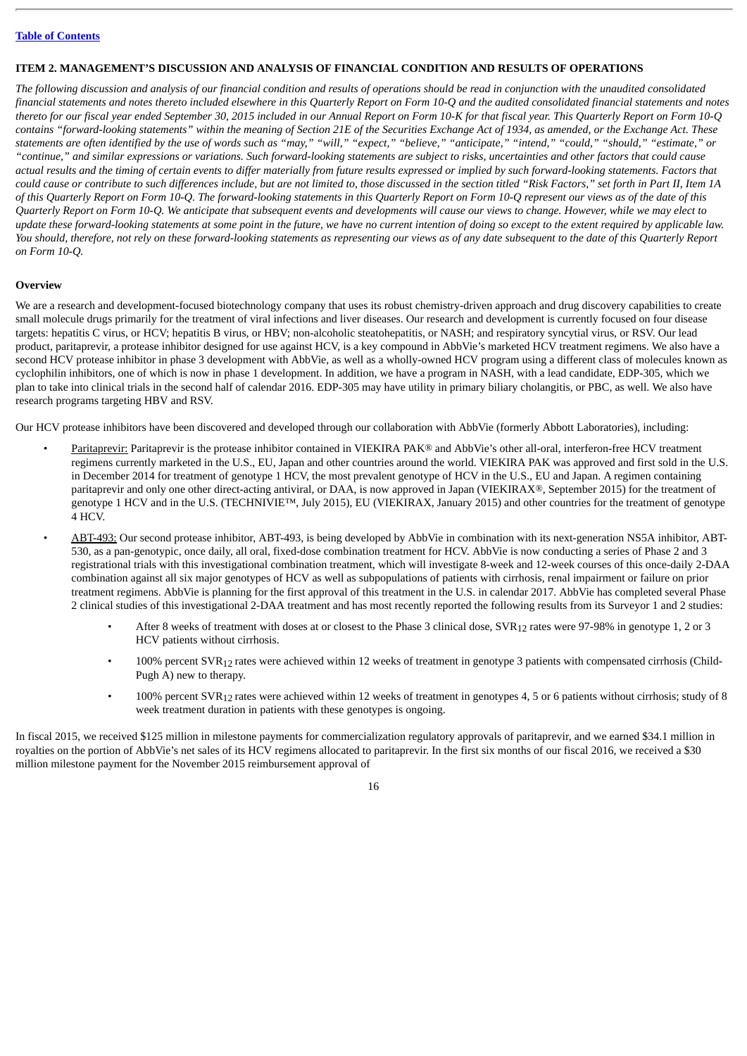[Table of Contents](#)

## ITEM 2. MANAGEMENT'S DISCUSSION AND ANALYSIS OF FINANCIAL CONDITION AND RESULTS OF OPERATIONS

*The following discussion and analysis of our financial condition and results of operations should be read in conjunction with the unaudited consolidated financial statements and notes thereto included elsewhere in this Quarterly Report on Form 10-Q and the audited consolidated financial statements and notes thereto for our fiscal year ended September 30, 2015 included in our Annual Report on Form 10-K for that fiscal year. This Quarterly Report on Form 10-Q contains "forward-looking statements" within the meaning of Section 21E of the Securities Exchange Act of 1934, as amended, or the Exchange Act. These statements are often identified by the use of words such as "may," "will," "expect," "believe," "anticipate," "intend," "could," "should," "estimate," or "continue," and similar expressions or variations. Such forward-looking statements are subject to risks, uncertainties and other factors that could cause actual results and the timing of certain events to differ materially from future results expressed or implied by such forward-looking statements. Factors that could cause or contribute to such differences include, but are not limited to, those discussed in the section titled "Risk Factors," set forth in Part II, Item 1A of this Quarterly Report on Form 10-Q. The forward-looking statements in this Quarterly Report on Form 10-Q represent our views as of the date of this Quarterly Report on Form 10-Q. We anticipate that subsequent events and developments will cause our views to change. However, while we may elect to update these forward-looking statements at some point in the future, we have no current intention of doing so except to the extent required by applicable law. You should, therefore, not rely on these forward-looking statements as representing our views as of any date subsequent to the date of this Quarterly Report on Form 10-Q.*

### Overview

We are a research and development-focused biotechnology company that uses its robust chemistry-driven approach and drug discovery capabilities to create small molecule drugs primarily for the treatment of viral infections and liver diseases. Our research and development is currently focused on four disease targets: hepatitis C virus, or HCV; hepatitis B virus, or HBV; non-alcoholic steatohepatitis, or NASH; and respiratory syncytial virus, or RSV. Our lead product, paritaprevir, a protease inhibitor designed for use against HCV, is a key compound in AbbVie's marketed HCV treatment regimens. We also have a second HCV protease inhibitor in phase 3 development with AbbVie, as well as a wholly-owned HCV program using a different class of molecules known as cyclophilin inhibitors, one of which is now in phase 1 development. In addition, we have a program in NASH, with a lead candidate, EDP-305, which we plan to take into clinical trials in the second half of calendar 2016. EDP-305 may have utility in primary biliary cholangitis, or PBC, as well. We also have research programs targeting HBV and RSV.

Our HCV protease inhibitors have been discovered and developed through our collaboration with AbbVie (formerly Abbott Laboratories), including:

- Paritaprevir: Paritaprevir is the protease inhibitor contained in VIEKIRA PAK® and AbbVie's other all-oral, interferon-free HCV treatment regimens currently marketed in the U.S., EU, Japan and other countries around the world. VIEKIRA PAK was approved and first sold in the U.S. in December 2014 for treatment of genotype 1 HCV, the most prevalent genotype of HCV in the U.S., EU and Japan. A regimen containing paritaprevir and only one other direct-acting antiviral, or DAA, is now approved in Japan (VIEKIRAX®, September 2015) for the treatment of genotype 1 HCV and in the U.S. (TECHNIVIE™, July 2015), EU (VIEKIRAX, January 2015) and other countries for the treatment of genotype 4 HCV.
- ABT-493: Our second protease inhibitor, ABT-493, is being developed by AbbVie in combination with its next-generation NS5A inhibitor, ABT-530, as a pan-genotypic, once daily, all oral, fixed-dose combination treatment for HCV. AbbVie is now conducting a series of Phase 2 and 3 registrational trials with this investigational combination treatment, which will investigate 8-week and 12-week courses of this once-daily 2-DAA combination against all six major genotypes of HCV as well as subpopulations of patients with cirrhosis, renal impairment or failure on prior treatment regimens. AbbVie is planning for the first approval of this treatment in the U.S. in calendar 2017. AbbVie has completed several Phase 2 clinical studies of this investigational 2-DAA treatment and has most recently reported the following results from its Surveyor 1 and 2 studies:
  - After 8 weeks of treatment with doses at or closest to the Phase 3 clinical dose, $SVR_{12}$ rates were 97-98% in genotype 1, 2 or 3 HCV patients without cirrhosis.
  - 100% percent $SVR_{12}$ rates were achieved within 12 weeks of treatment in genotype 3 patients with compensated cirrhosis (Child-Pugh A) new to therapy.
  - 100% percent $SVR_{12}$ rates were achieved within 12 weeks of treatment in genotypes 4, 5 or 6 patients without cirrhosis; study of 8 week treatment duration in patients with these genotypes is ongoing.

In fiscal 2015, we received $125 million in milestone payments for commercialization regulatory approvals of paritaprevir, and we earned $34.1 million in royalties on the portion of AbbVie's net sales of its HCV regimens allocated to paritaprevir. In the first six months of our fiscal 2016, we received a $30 million milestone payment for the November 2015 reimbursement approval of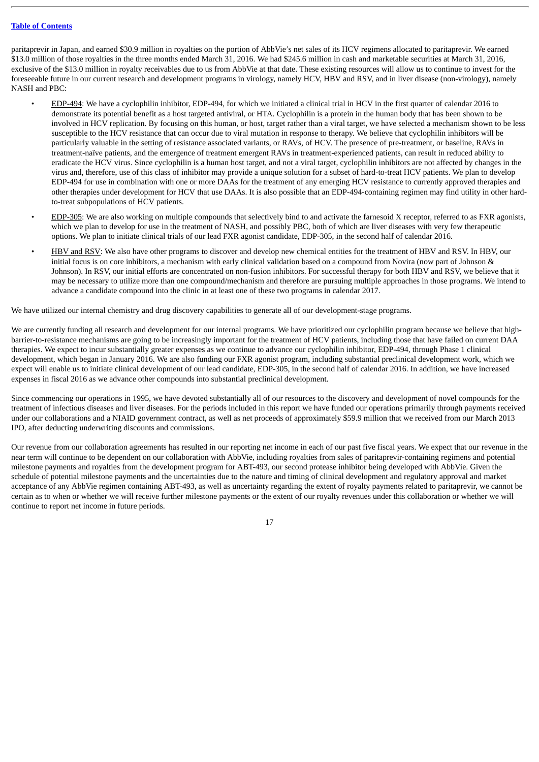paritaprevir in Japan, and earned $30.9 million in royalties on the portion of AbbVie's net sales of its HCV regimens allocated to paritaprevir. We earned $13.0 million of those royalties in the three months ended March 31, 2016. We had $245.6 million in cash and marketable securities at March 31, 2016, exclusive of the $13.0 million in royalty receivables due to us from AbbVie at that date. These existing resources will allow us to continue to invest for the foreseeable future in our current research and development programs in virology, namely HCV, HBV and RSV, and in liver disease (non-virology), namely NASH and PBC:

- EDP-494: We have a cyclophilin inhibitor, EDP-494, for which we initiated a clinical trial in HCV in the first quarter of calendar 2016 to demonstrate its potential benefit as a host targeted antiviral, or HTA. Cyclophilin is a protein in the human body that has been shown to be involved in HCV replication. By focusing on this human, or host, target rather than a viral target, we have selected a mechanism shown to be less susceptible to the HCV resistance that can occur due to viral mutation in response to therapy. We believe that cyclophilin inhibitors will be particularly valuable in the setting of resistance associated variants, or RAVs, of HCV. The presence of pre-treatment, or baseline, RAVs in treatment-naïve patients, and the emergence of treatment emergent RAVs in treatment-experienced patients, can result in reduced ability to eradicate the HCV virus. Since cyclophilin is a human host target, and not a viral target, cyclophilin inhibitors are not affected by changes in the virus and, therefore, use of this class of inhibitor may provide a unique solution for a subset of hard-to-treat HCV patients. We plan to develop EDP-494 for use in combination with one or more DAAs for the treatment of any emerging HCV resistance to currently approved therapies and other therapies under development for HCV that use DAAs. It is also possible that an EDP-494-containing regimen may find utility in other hard-to-treat subpopulations of HCV patients.
- EDP-305: We are also working on multiple compounds that selectively bind to and activate the farnesoid X receptor, referred to as FXR agonists, which we plan to develop for use in the treatment of NASH, and possibly PBC, both of which are liver diseases with very few therapeutic options. We plan to initiate clinical trials of our lead FXR agonist candidate, EDP-305, in the second half of calendar 2016.
- HBV and RSV: We also have other programs to discover and develop new chemical entities for the treatment of HBV and RSV. In HBV, our initial focus is on core inhibitors, a mechanism with early clinical validation based on a compound from Novira (now part of Johnson & Johnson). In RSV, our initial efforts are concentrated on non-fusion inhibitors. For successful therapy for both HBV and RSV, we believe that it may be necessary to utilize more than one compound/mechanism and therefore are pursuing multiple approaches in those programs. We intend to advance a candidate compound into the clinic in at least one of these two programs in calendar 2017.

We have utilized our internal chemistry and drug discovery capabilities to generate all of our development-stage programs.

We are currently funding all research and development for our internal programs. We have prioritized our cyclophilin program because we believe that high-barrier-to-resistance mechanisms are going to be increasingly important for the treatment of HCV patients, including those that have failed on current DAA therapies. We expect to incur substantially greater expenses as we continue to advance our cyclophilin inhibitor, EDP-494, through Phase 1 clinical development, which began in January 2016. We are also funding our FXR agonist program, including substantial preclinical development work, which we expect will enable us to initiate clinical development of our lead candidate, EDP-305, in the second half of calendar 2016. In addition, we have increased expenses in fiscal 2016 as we advance other compounds into substantial preclinical development.

Since commencing our operations in 1995, we have devoted substantially all of our resources to the discovery and development of novel compounds for the treatment of infectious diseases and liver diseases. For the periods included in this report we have funded our operations primarily through payments received under our collaborations and a NIAID government contract, as well as net proceeds of approximately $59.9 million that we received from our March 2013 IPO, after deducting underwriting discounts and commissions.

Our revenue from our collaboration agreements has resulted in our reporting net income in each of our past five fiscal years. We expect that our revenue in the near term will continue to be dependent on our collaboration with AbbVie, including royalties from sales of paritaprevir-containing regimens and potential milestone payments and royalties from the development program for ABT-493, our second protease inhibitor being developed with AbbVie. Given the schedule of potential milestone payments and the uncertainties due to the nature and timing of clinical development and regulatory approval and market acceptance of any AbbVie regimen containing ABT-493, as well as uncertainty regarding the extent of royalty payments related to paritaprevir, we cannot be certain as to when or whether we will receive further milestone payments or the extent of our royalty revenues under this collaboration or whether we will continue to report net income in future periods.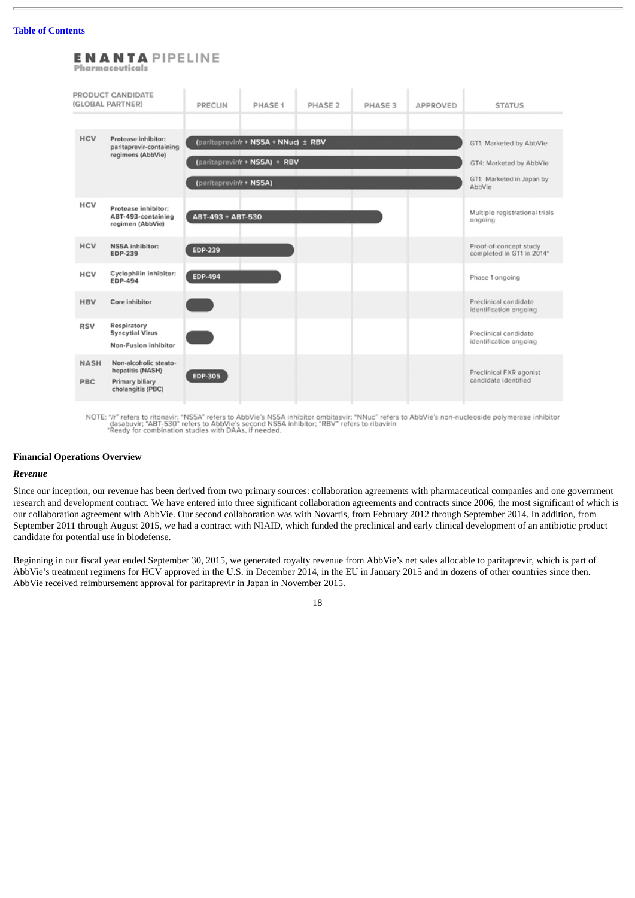[Table of Contents](#)

# ENANTA Pharmaceuticals PIPELINE

| PRODUCT CANDIDATE (GLOBAL PARTNER) | | PRECLIN | PHASE 1 | PHASE 2 | PHASE 3 | APPROVED | STATUS |
|---|---|---|---|---|---|---|---|
| HCV | Protease inhibitor: paritaprevir-containing regimens (AbbVie) | (paritaprevir/r + NS5A + NNuc) ± RBV | | | | | GT1: Marketed by AbbVie |
| | | (paritaprevir/r + NS5A) + RBV | | | | | GT4: Marketed by AbbVie |
| | | (paritaprevir/r + NS5A) | | | | | GT1: Marketed in Japan by AbbVie |
| HCV | Protease inhibitor: ABT-493-containing regimen (AbbVie) | ABT-493 + ABT-530 | | | | | Multiple registrational trials ongoing |
| HCV | NS5A inhibitor: EDP-239 | EDP-239 | | | | | Proof-of-concept study completed in GT1 in 2014* |
| HCV | Cyclophilin inhibitor: EDP-494 | EDP-494 | | | | | Phase 1 ongoing |
| HBV | Core inhibitor | | | | | | Preclinical candidate identification ongoing |
| RSV | Respiratory Syncytial Virus Non-Fusion inhibitor | | | | | | Preclinical candidate identification ongoing |
| NASH / PBC | Non-alcoholic steato-hepatitis (NASH) / Primary biliary cholangitis (PBC) | EDP-305 | | | | | Preclinical FXR agonist candidate identified |

NOTE: "/r" refers to ritonavir; "NS5A" refers to AbbVie's NS5A inhibitor ombitasvir; "NNuc" refers to AbbVie's non-nucleoside polymerase inhibitor dasabuvir; "ABT-530" refers to AbbVie's second NS5A inhibitor; "RBV" refers to ribavirin
*Ready for combination studies with DAAs, if needed.

## Financial Operations Overview

### *Revenue*

Since our inception, our revenue has been derived from two primary sources: collaboration agreements with pharmaceutical companies and one government research and development contract. We have entered into three significant collaboration agreements and contracts since 2006, the most significant of which is our collaboration agreement with AbbVie. Our second collaboration was with Novartis, from February 2012 through September 2014. In addition, from September 2011 through August 2015, we had a contract with NIAID, which funded the preclinical and early clinical development of an antibiotic product candidate for potential use in biodefense.

Beginning in our fiscal year ended September 30, 2015, we generated royalty revenue from AbbVie's net sales allocable to paritaprevir, which is part of AbbVie's treatment regimens for HCV approved in the U.S. in December 2014, in the EU in January 2015 and in dozens of other countries since then. AbbVie received reimbursement approval for paritaprevir in Japan in November 2015.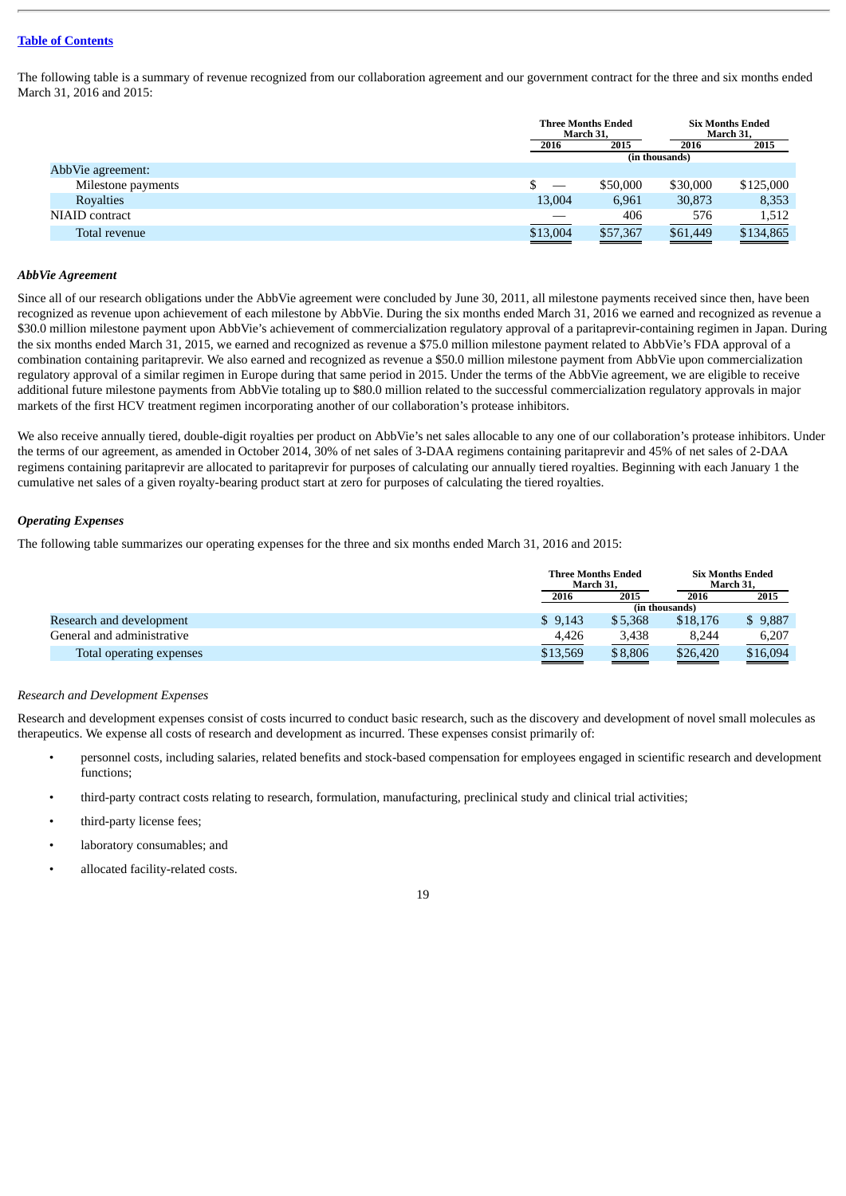[Table of Contents](#)

The following table is a summary of revenue recognized from our collaboration agreement and our government contract for the three and six months ended March 31, 2016 and 2015:

| | Three Months Ended March 31, | | Six Months Ended March 31, | |
|---|---|---|---|---|
| | 2016 | 2015 | 2016 | 2015 |
| | (in thousands) | | | |
| AbbVie agreement: | | | | |
| Milestone payments | $ — | $50,000 | $30,000 | $125,000 |
| Royalties | 13,004 | 6,961 | 30,873 | 8,353 |
| NIAID contract | — | 406 | 576 | 1,512 |
| Total revenue | $13,004 | $57,367 | $61,449 | $134,865 |

***AbbVie Agreement***

Since all of our research obligations under the AbbVie agreement were concluded by June 30, 2011, all milestone payments received since then, have been recognized as revenue upon achievement of each milestone by AbbVie. During the six months ended March 31, 2016 we earned and recognized as revenue a $30.0 million milestone payment upon AbbVie's achievement of commercialization regulatory approval of a paritaprevir-containing regimen in Japan. During the six months ended March 31, 2015, we earned and recognized as revenue a $75.0 million milestone payment related to AbbVie's FDA approval of a combination containing paritaprevir. We also earned and recognized as revenue a $50.0 million milestone payment from AbbVie upon commercialization regulatory approval of a similar regimen in Europe during that same period in 2015. Under the terms of the AbbVie agreement, we are eligible to receive additional future milestone payments from AbbVie totaling up to $80.0 million related to the successful commercialization regulatory approvals in major markets of the first HCV treatment regimen incorporating another of our collaboration's protease inhibitors.

We also receive annually tiered, double-digit royalties per product on AbbVie's net sales allocable to any one of our collaboration's protease inhibitors. Under the terms of our agreement, as amended in October 2014, 30% of net sales of 3-DAA regimens containing paritaprevir and 45% of net sales of 2-DAA regimens containing paritaprevir are allocated to paritaprevir for purposes of calculating our annually tiered royalties. Beginning with each January 1 the cumulative net sales of a given royalty-bearing product start at zero for purposes of calculating the tiered royalties.

***Operating Expenses***

The following table summarizes our operating expenses for the three and six months ended March 31, 2016 and 2015:

| | Three Months Ended March 31, | | Six Months Ended March 31, | |
|---|---|---|---|---|
| | 2016 | 2015 | 2016 | 2015 |
| | (in thousands) | | | |
| Research and development | $ 9,143 | $ 5,368 | $18,176 | $ 9,887 |
| General and administrative | 4,426 | 3,438 | 8,244 | 6,207 |
| Total operating expenses | $13,569 | $ 8,806 | $26,420 | $16,094 |

*Research and Development Expenses*

Research and development expenses consist of costs incurred to conduct basic research, such as the discovery and development of novel small molecules as therapeutics. We expense all costs of research and development as incurred. These expenses consist primarily of:

- personnel costs, including salaries, related benefits and stock-based compensation for employees engaged in scientific research and development functions;
- third-party contract costs relating to research, formulation, manufacturing, preclinical study and clinical trial activities;
- third-party license fees;
- laboratory consumables; and
- allocated facility-related costs.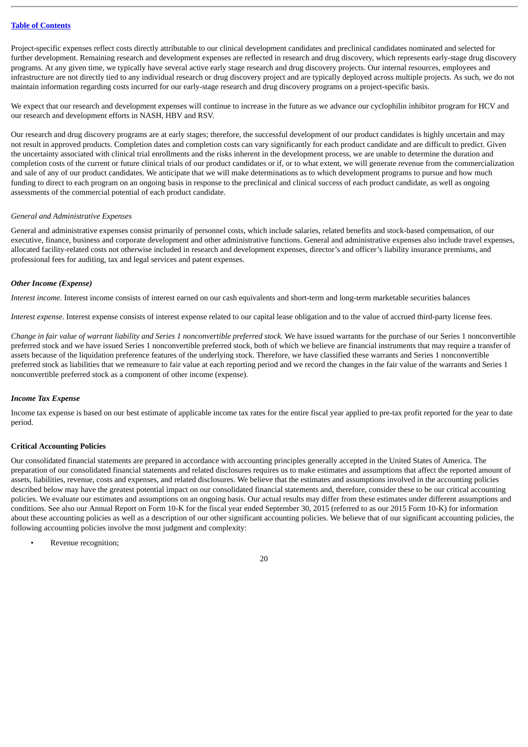Project-specific expenses reflect costs directly attributable to our clinical development candidates and preclinical candidates nominated and selected for further development. Remaining research and development expenses are reflected in research and drug discovery, which represents early-stage drug discovery programs. At any given time, we typically have several active early stage research and drug discovery projects. Our internal resources, employees and infrastructure are not directly tied to any individual research or drug discovery project and are typically deployed across multiple projects. As such, we do not maintain information regarding costs incurred for our early-stage research and drug discovery programs on a project-specific basis.

We expect that our research and development expenses will continue to increase in the future as we advance our cyclophilin inhibitor program for HCV and our research and development efforts in NASH, HBV and RSV.

Our research and drug discovery programs are at early stages; therefore, the successful development of our product candidates is highly uncertain and may not result in approved products. Completion dates and completion costs can vary significantly for each product candidate and are difficult to predict. Given the uncertainty associated with clinical trial enrollments and the risks inherent in the development process, we are unable to determine the duration and completion costs of the current or future clinical trials of our product candidates or if, or to what extent, we will generate revenue from the commercialization and sale of any of our product candidates. We anticipate that we will make determinations as to which development programs to pursue and how much funding to direct to each program on an ongoing basis in response to the preclinical and clinical success of each product candidate, as well as ongoing assessments of the commercial potential of each product candidate.

*General and Administrative Expenses*

General and administrative expenses consist primarily of personnel costs, which include salaries, related benefits and stock-based compensation, of our executive, finance, business and corporate development and other administrative functions. General and administrative expenses also include travel expenses, allocated facility-related costs not otherwise included in research and development expenses, director's and officer's liability insurance premiums, and professional fees for auditing, tax and legal services and patent expenses.

***Other Income (Expense)***

*Interest income.* Interest income consists of interest earned on our cash equivalents and short-term and long-term marketable securities balances

*Interest expense*. Interest expense consists of interest expense related to our capital lease obligation and to the value of accrued third-party license fees.

*Change in fair value of warrant liability and Series 1 nonconvertible preferred stock.* We have issued warrants for the purchase of our Series 1 nonconvertible preferred stock and we have issued Series 1 nonconvertible preferred stock, both of which we believe are financial instruments that may require a transfer of assets because of the liquidation preference features of the underlying stock. Therefore, we have classified these warrants and Series 1 nonconvertible preferred stock as liabilities that we remeasure to fair value at each reporting period and we record the changes in the fair value of the warrants and Series 1 nonconvertible preferred stock as a component of other income (expense).

***Income Tax Expense***

Income tax expense is based on our best estimate of applicable income tax rates for the entire fiscal year applied to pre-tax profit reported for the year to date period.

**Critical Accounting Policies**

Our consolidated financial statements are prepared in accordance with accounting principles generally accepted in the United States of America. The preparation of our consolidated financial statements and related disclosures requires us to make estimates and assumptions that affect the reported amount of assets, liabilities, revenue, costs and expenses, and related disclosures. We believe that the estimates and assumptions involved in the accounting policies described below may have the greatest potential impact on our consolidated financial statements and, therefore, consider these to be our critical accounting policies. We evaluate our estimates and assumptions on an ongoing basis. Our actual results may differ from these estimates under different assumptions and conditions. See also our Annual Report on Form 10-K for the fiscal year ended September 30, 2015 (referred to as our 2015 Form 10-K) for information about these accounting policies as well as a description of our other significant accounting policies. We believe that of our significant accounting policies, the following accounting policies involve the most judgment and complexity:

- Revenue recognition;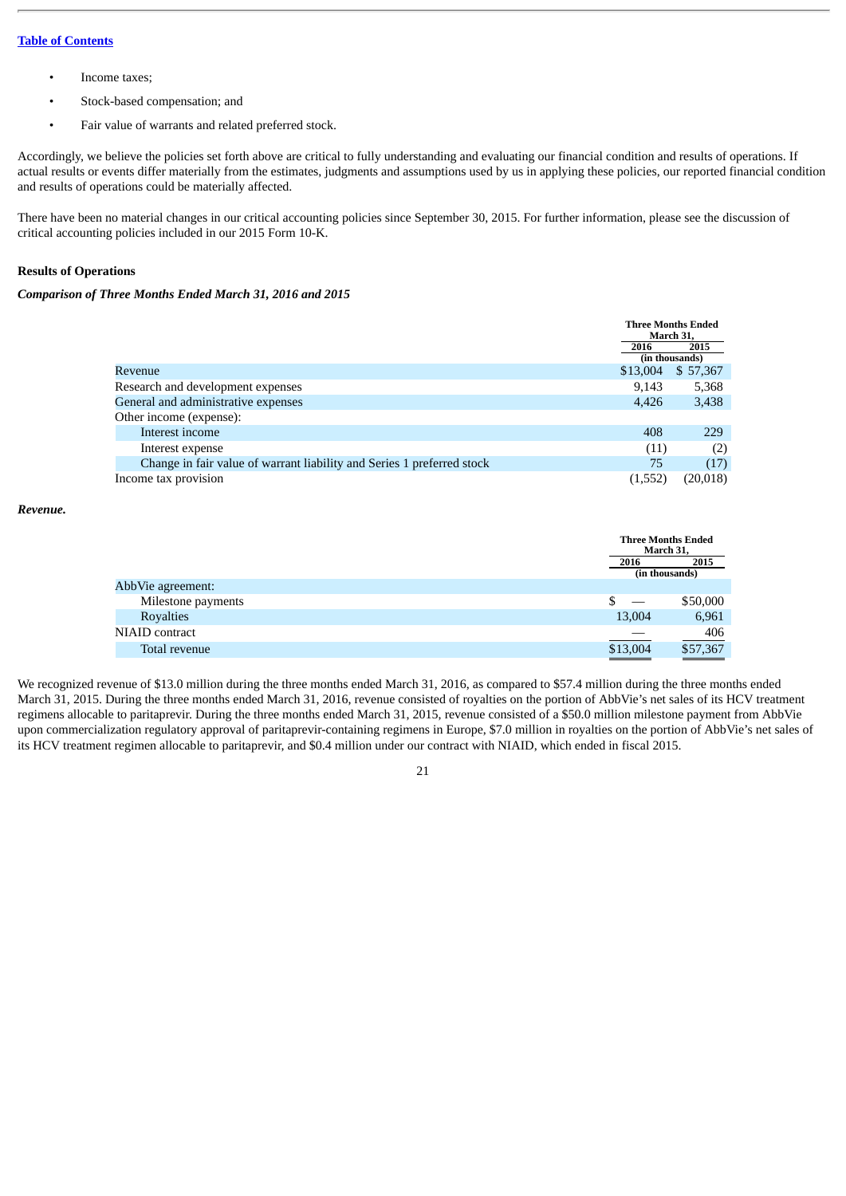- Income taxes;
- Stock-based compensation; and
- Fair value of warrants and related preferred stock.

Accordingly, we believe the policies set forth above are critical to fully understanding and evaluating our financial condition and results of operations. If actual results or events differ materially from the estimates, judgments and assumptions used by us in applying these policies, our reported financial condition and results of operations could be materially affected.

There have been no material changes in our critical accounting policies since September 30, 2015. For further information, please see the discussion of critical accounting policies included in our 2015 Form 10-K.

**Results of Operations**

***Comparison of Three Months Ended March 31, 2016 and 2015***

| | Three Months Ended March 31, | |
|---|---|---|
| | 2016 | 2015 |
| | (in thousands) | |
| Revenue | $13,004 | $ 57,367 |
| Research and development expenses | 9,143 | 5,368 |
| General and administrative expenses | 4,426 | 3,438 |
| Other income (expense): | | |
| Interest income | 408 | 229 |
| Interest expense | (11) | (2) |
| Change in fair value of warrant liability and Series 1 preferred stock | 75 | (17) |
| Income tax provision | (1,552) | (20,018) |

***Revenue.***

| | Three Months Ended March 31, | |
|---|---|---|
| | 2016 | 2015 |
| | (in thousands) | |
| AbbVie agreement: | | |
| Milestone payments | $ — | $50,000 |
| Royalties | 13,004 | 6,961 |
| NIAID contract | — | 406 |
| Total revenue | $13,004 | $57,367 |

We recognized revenue of $13.0 million during the three months ended March 31, 2016, as compared to $57.4 million during the three months ended March 31, 2015. During the three months ended March 31, 2016, revenue consisted of royalties on the portion of AbbVie's net sales of its HCV treatment regimens allocable to paritaprevir. During the three months ended March 31, 2015, revenue consisted of a $50.0 million milestone payment from AbbVie upon commercialization regulatory approval of paritaprevir-containing regimens in Europe, $7.0 million in royalties on the portion of AbbVie's net sales of its HCV treatment regimen allocable to paritaprevir, and $0.4 million under our contract with NIAID, which ended in fiscal 2015.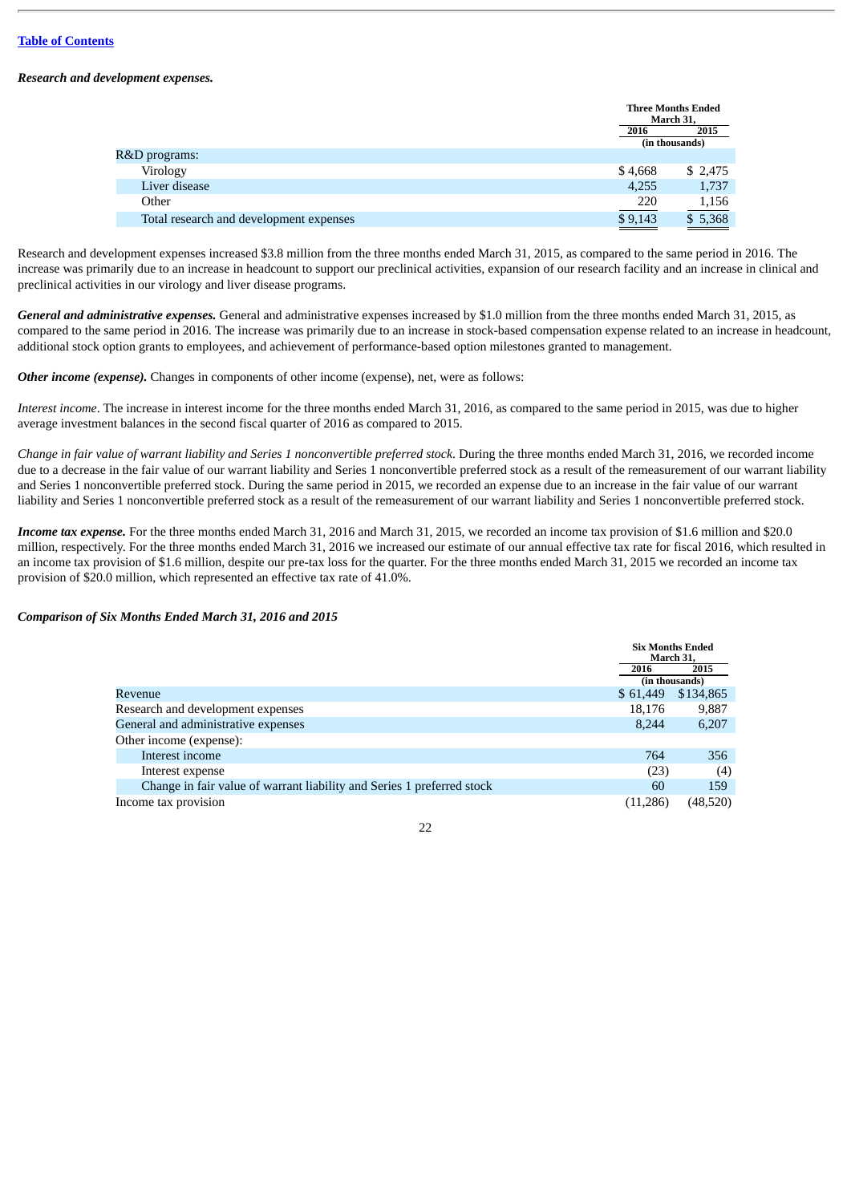*Research and development expenses.*

| | Three Months Ended March 31, | |
|---|---|---|
| | 2016 | 2015 |
| | (in thousands) | |
| R&D programs: | | |
| Virology | $ 4,668 | $ 2,475 |
| Liver disease | 4,255 | 1,737 |
| Other | 220 | 1,156 |
| Total research and development expenses | $ 9,143 | $ 5,368 |

Research and development expenses increased $3.8 million from the three months ended March 31, 2015, as compared to the same period in 2016. The increase was primarily due to an increase in headcount to support our preclinical activities, expansion of our research facility and an increase in clinical and preclinical activities in our virology and liver disease programs.

***General and administrative expenses.*** General and administrative expenses increased by $1.0 million from the three months ended March 31, 2015, as compared to the same period in 2016. The increase was primarily due to an increase in stock-based compensation expense related to an increase in headcount, additional stock option grants to employees, and achievement of performance-based option milestones granted to management.

***Other income (expense).*** Changes in components of other income (expense), net, were as follows:

*Interest income*. The increase in interest income for the three months ended March 31, 2016, as compared to the same period in 2015, was due to higher average investment balances in the second fiscal quarter of 2016 as compared to 2015.

*Change in fair value of warrant liability and Series 1 nonconvertible preferred stock.* During the three months ended March 31, 2016, we recorded income due to a decrease in the fair value of our warrant liability and Series 1 nonconvertible preferred stock as a result of the remeasurement of our warrant liability and Series 1 nonconvertible preferred stock. During the same period in 2015, we recorded an expense due to an increase in the fair value of our warrant liability and Series 1 nonconvertible preferred stock as a result of the remeasurement of our warrant liability and Series 1 nonconvertible preferred stock.

***Income tax expense.*** For the three months ended March 31, 2016 and March 31, 2015, we recorded an income tax provision of $1.6 million and $20.0 million, respectively. For the three months ended March 31, 2016 we increased our estimate of our annual effective tax rate for fiscal 2016, which resulted in an income tax provision of $1.6 million, despite our pre-tax loss for the quarter. For the three months ended March 31, 2015 we recorded an income tax provision of $20.0 million, which represented an effective tax rate of 41.0%.

***Comparison of Six Months Ended March 31, 2016 and 2015***

| | Six Months Ended March 31, | |
|---|---|---|
| | 2016 | 2015 |
| | (in thousands) | |
| Revenue | $ 61,449 | $134,865 |
| Research and development expenses | 18,176 | 9,887 |
| General and administrative expenses | 8,244 | 6,207 |
| Other income (expense): | | |
| Interest income | 764 | 356 |
| Interest expense | (23) | (4) |
| Change in fair value of warrant liability and Series 1 preferred stock | 60 | 159 |
| Income tax provision | (11,286) | (48,520) |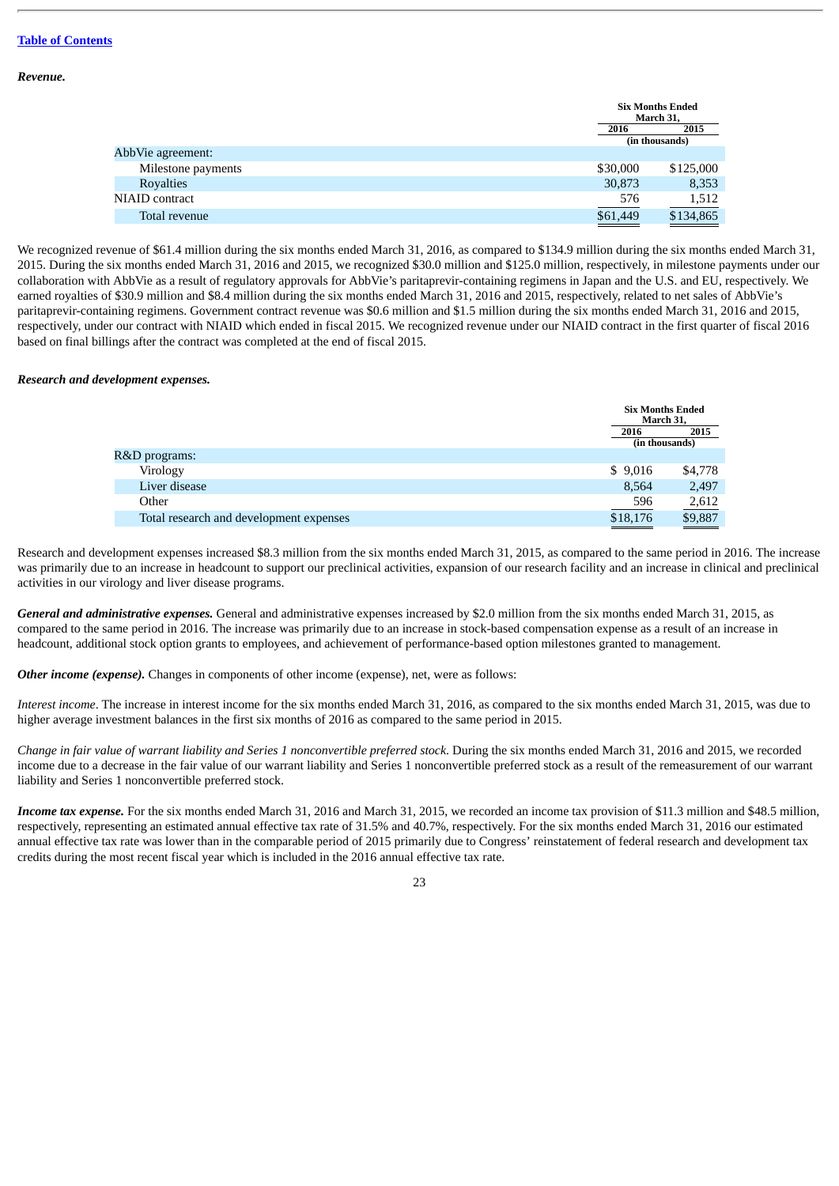[Table of Contents](#)

***Revenue.***

| | Six Months Ended March 31, | |
|---|---|---|
| | 2016 | 2015 |
| | (in thousands) | |
| AbbVie agreement: | | |
| Milestone payments | $30,000 | $125,000 |
| Royalties | 30,873 | 8,353 |
| NIAID contract | 576 | 1,512 |
| Total revenue | $61,449 | $134,865 |

We recognized revenue of $61.4 million during the six months ended March 31, 2016, as compared to $134.9 million during the six months ended March 31, 2015. During the six months ended March 31, 2016 and 2015, we recognized $30.0 million and $125.0 million, respectively, in milestone payments under our collaboration with AbbVie as a result of regulatory approvals for AbbVie's paritaprevir-containing regimens in Japan and the U.S. and EU, respectively. We earned royalties of $30.9 million and $8.4 million during the six months ended March 31, 2016 and 2015, respectively, related to net sales of AbbVie's paritaprevir-containing regimens. Government contract revenue was $0.6 million and $1.5 million during the six months ended March 31, 2016 and 2015, respectively, under our contract with NIAID which ended in fiscal 2015. We recognized revenue under our NIAID contract in the first quarter of fiscal 2016 based on final billings after the contract was completed at the end of fiscal 2015.

***Research and development expenses.***

| | Six Months Ended March 31, | |
|---|---|---|
| | 2016 | 2015 |
| | (in thousands) | |
| R&D programs: | | |
| Virology | $ 9,016 | $4,778 |
| Liver disease | 8,564 | 2,497 |
| Other | 596 | 2,612 |
| Total research and development expenses | $18,176 | $9,887 |

Research and development expenses increased $8.3 million from the six months ended March 31, 2015, as compared to the same period in 2016. The increase was primarily due to an increase in headcount to support our preclinical activities, expansion of our research facility and an increase in clinical and preclinical activities in our virology and liver disease programs.

***General and administrative expenses.*** General and administrative expenses increased by $2.0 million from the six months ended March 31, 2015, as compared to the same period in 2016. The increase was primarily due to an increase in stock-based compensation expense as a result of an increase in headcount, additional stock option grants to employees, and achievement of performance-based option milestones granted to management.

***Other income (expense).*** Changes in components of other income (expense), net, were as follows:

*Interest income*. The increase in interest income for the six months ended March 31, 2016, as compared to the six months ended March 31, 2015, was due to higher average investment balances in the first six months of 2016 as compared to the same period in 2015.

*Change in fair value of warrant liability and Series 1 nonconvertible preferred stock*. During the six months ended March 31, 2016 and 2015, we recorded income due to a decrease in the fair value of our warrant liability and Series 1 nonconvertible preferred stock as a result of the remeasurement of our warrant liability and Series 1 nonconvertible preferred stock.

***Income tax expense.*** For the six months ended March 31, 2016 and March 31, 2015, we recorded an income tax provision of $11.3 million and $48.5 million, respectively, representing an estimated annual effective tax rate of 31.5% and 40.7%, respectively. For the six months ended March 31, 2016 our estimated annual effective tax rate was lower than in the comparable period of 2015 primarily due to Congress' reinstatement of federal research and development tax credits during the most recent fiscal year which is included in the 2016 annual effective tax rate.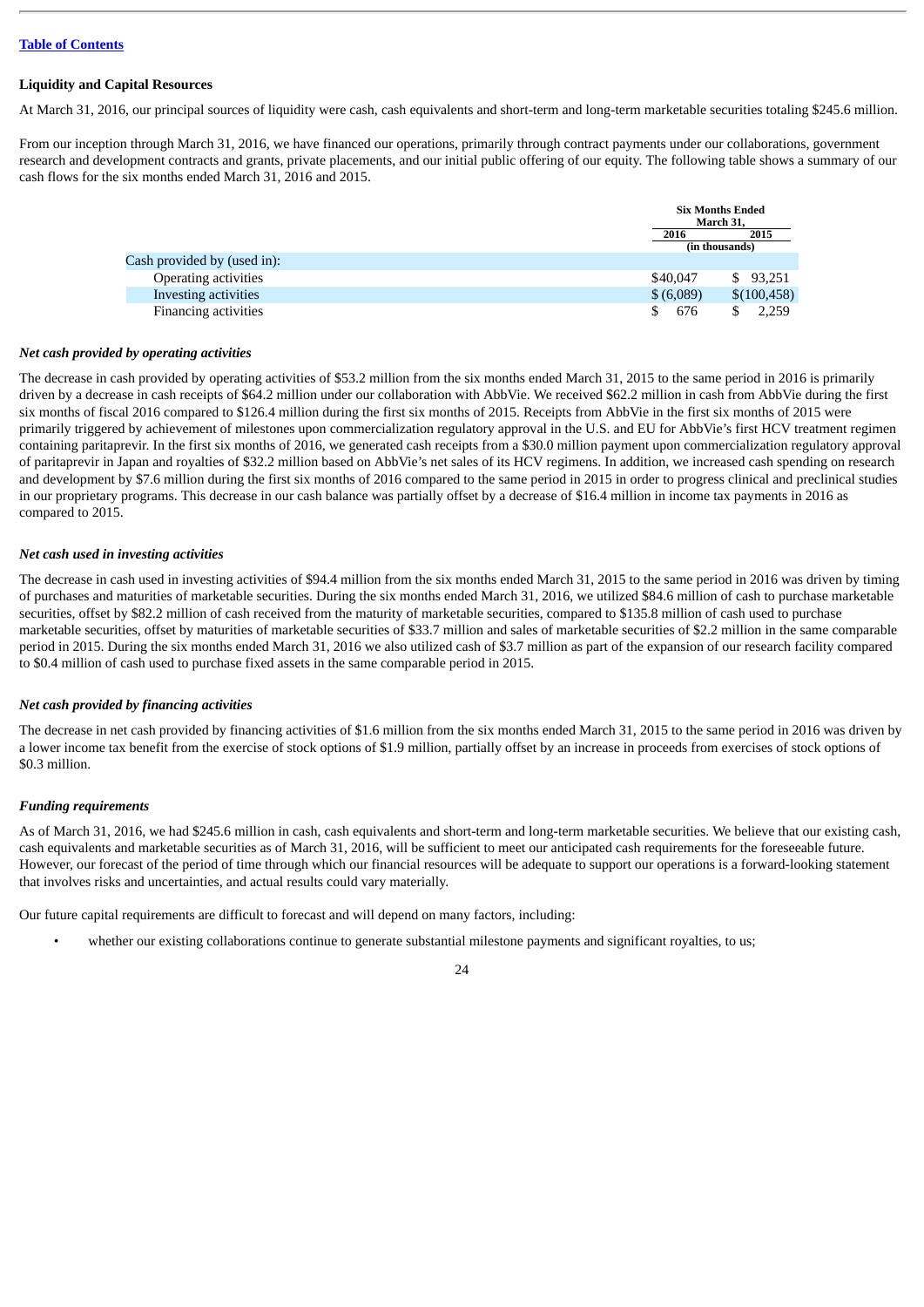[Table of Contents](#)

**Liquidity and Capital Resources**

At March 31, 2016, our principal sources of liquidity were cash, cash equivalents and short-term and long-term marketable securities totaling $245.6 million.

From our inception through March 31, 2016, we have financed our operations, primarily through contract payments under our collaborations, government research and development contracts and grants, private placements, and our initial public offering of our equity. The following table shows a summary of our cash flows for the six months ended March 31, 2016 and 2015.

| | Six Months Ended March 31, | |
|---|---|---|
| | 2016 | 2015 |
| | (in thousands) | |
| Cash provided by (used in): | | |
| Operating activities | $40,047 | $ 93,251 |
| Investing activities | $ (6,089) | $(100,458) |
| Financing activities | $ 676 | $ 2,259 |

***Net cash provided by operating activities***

The decrease in cash provided by operating activities of $53.2 million from the six months ended March 31, 2015 to the same period in 2016 is primarily driven by a decrease in cash receipts of $64.2 million under our collaboration with AbbVie. We received $62.2 million in cash from AbbVie during the first six months of fiscal 2016 compared to $126.4 million during the first six months of 2015. Receipts from AbbVie in the first six months of 2015 were primarily triggered by achievement of milestones upon commercialization regulatory approval in the U.S. and EU for AbbVie's first HCV treatment regimen containing paritaprevir. In the first six months of 2016, we generated cash receipts from a $30.0 million payment upon commercialization regulatory approval of paritaprevir in Japan and royalties of $32.2 million based on AbbVie's net sales of its HCV regimens. In addition, we increased cash spending on research and development by $7.6 million during the first six months of 2016 compared to the same period in 2015 in order to progress clinical and preclinical studies in our proprietary programs. This decrease in our cash balance was partially offset by a decrease of $16.4 million in income tax payments in 2016 as compared to 2015.

***Net cash used in investing activities***

The decrease in cash used in investing activities of $94.4 million from the six months ended March 31, 2015 to the same period in 2016 was driven by timing of purchases and maturities of marketable securities. During the six months ended March 31, 2016, we utilized $84.6 million of cash to purchase marketable securities, offset by $82.2 million of cash received from the maturity of marketable securities, compared to $135.8 million of cash used to purchase marketable securities, offset by maturities of marketable securities of $33.7 million and sales of marketable securities of $2.2 million in the same comparable period in 2015. During the six months ended March 31, 2016 we also utilized cash of $3.7 million as part of the expansion of our research facility compared to $0.4 million of cash used to purchase fixed assets in the same comparable period in 2015.

***Net cash provided by financing activities***

The decrease in net cash provided by financing activities of $1.6 million from the six months ended March 31, 2015 to the same period in 2016 was driven by a lower income tax benefit from the exercise of stock options of $1.9 million, partially offset by an increase in proceeds from exercises of stock options of $0.3 million.

***Funding requirements***

As of March 31, 2016, we had $245.6 million in cash, cash equivalents and short-term and long-term marketable securities. We believe that our existing cash, cash equivalents and marketable securities as of March 31, 2016, will be sufficient to meet our anticipated cash requirements for the foreseeable future. However, our forecast of the period of time through which our financial resources will be adequate to support our operations is a forward-looking statement that involves risks and uncertainties, and actual results could vary materially.

Our future capital requirements are difficult to forecast and will depend on many factors, including:

- whether our existing collaborations continue to generate substantial milestone payments and significant royalties, to us;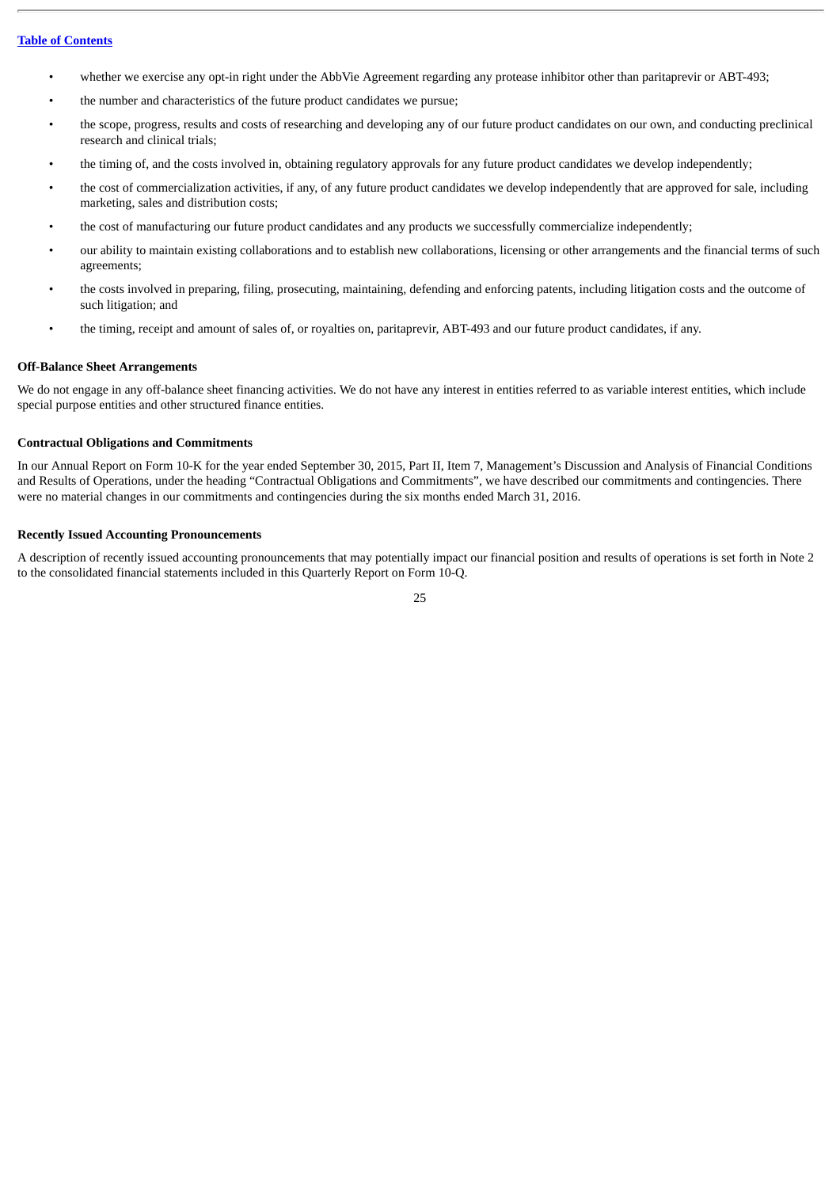- whether we exercise any opt-in right under the AbbVie Agreement regarding any protease inhibitor other than paritaprevir or ABT-493;
- the number and characteristics of the future product candidates we pursue;
- the scope, progress, results and costs of researching and developing any of our future product candidates on our own, and conducting preclinical research and clinical trials;
- the timing of, and the costs involved in, obtaining regulatory approvals for any future product candidates we develop independently;
- the cost of commercialization activities, if any, of any future product candidates we develop independently that are approved for sale, including marketing, sales and distribution costs;
- the cost of manufacturing our future product candidates and any products we successfully commercialize independently;
- our ability to maintain existing collaborations and to establish new collaborations, licensing or other arrangements and the financial terms of such agreements;
- the costs involved in preparing, filing, prosecuting, maintaining, defending and enforcing patents, including litigation costs and the outcome of such litigation; and
- the timing, receipt and amount of sales of, or royalties on, paritaprevir, ABT-493 and our future product candidates, if any.

**Off-Balance Sheet Arrangements**

We do not engage in any off-balance sheet financing activities. We do not have any interest in entities referred to as variable interest entities, which include special purpose entities and other structured finance entities.

**Contractual Obligations and Commitments**

In our Annual Report on Form 10-K for the year ended September 30, 2015, Part II, Item 7, Management's Discussion and Analysis of Financial Conditions and Results of Operations, under the heading "Contractual Obligations and Commitments", we have described our commitments and contingencies. There were no material changes in our commitments and contingencies during the six months ended March 31, 2016.

**Recently Issued Accounting Pronouncements**

A description of recently issued accounting pronouncements that may potentially impact our financial position and results of operations is set forth in Note 2 to the consolidated financial statements included in this Quarterly Report on Form 10-Q.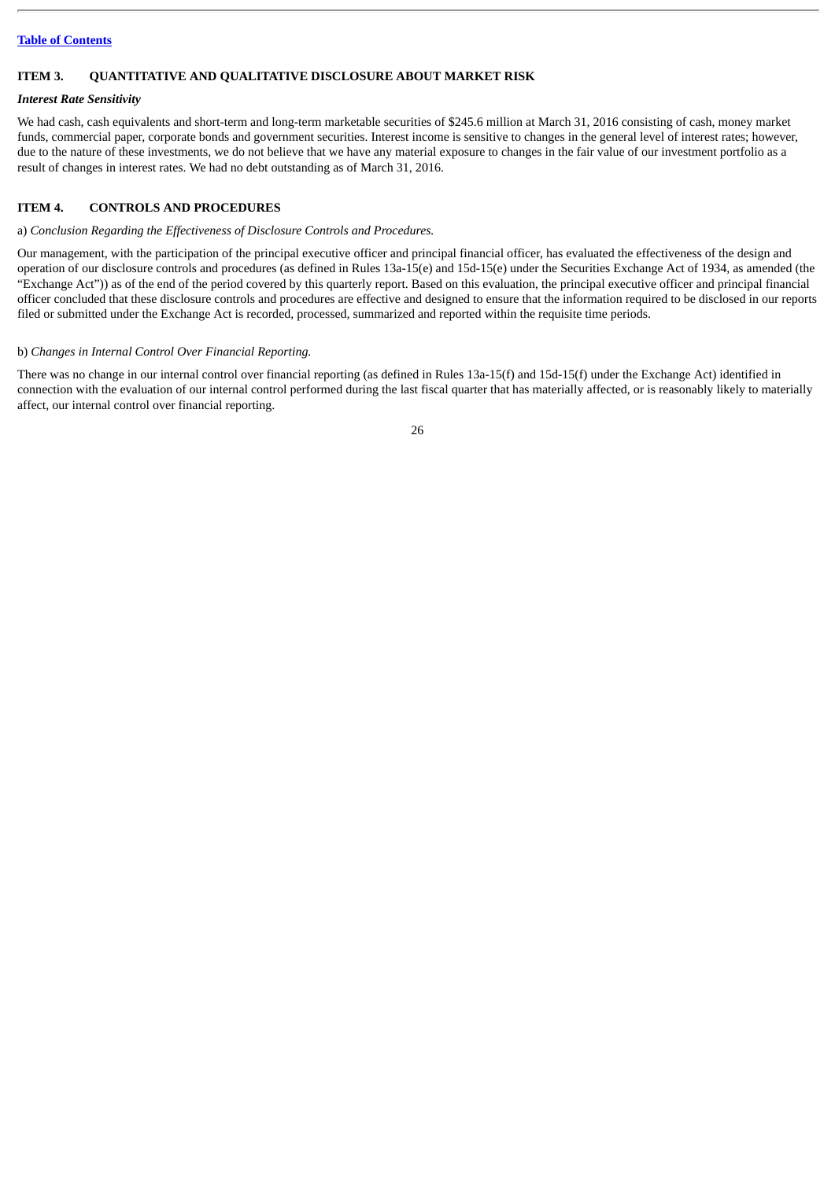## ITEM 3. QUANTITATIVE AND QUALITATIVE DISCLOSURE ABOUT MARKET RISK

***Interest Rate Sensitivity***

We had cash, cash equivalents and short-term and long-term marketable securities of $245.6 million at March 31, 2016 consisting of cash, money market funds, commercial paper, corporate bonds and government securities. Interest income is sensitive to changes in the general level of interest rates; however, due to the nature of these investments, we do not believe that we have any material exposure to changes in the fair value of our investment portfolio as a result of changes in interest rates. We had no debt outstanding as of March 31, 2016.

## ITEM 4. CONTROLS AND PROCEDURES

a) *Conclusion Regarding the Effectiveness of Disclosure Controls and Procedures.*

Our management, with the participation of the principal executive officer and principal financial officer, has evaluated the effectiveness of the design and operation of our disclosure controls and procedures (as defined in Rules 13a-15(e) and 15d-15(e) under the Securities Exchange Act of 1934, as amended (the "Exchange Act")) as of the end of the period covered by this quarterly report. Based on this evaluation, the principal executive officer and principal financial officer concluded that these disclosure controls and procedures are effective and designed to ensure that the information required to be disclosed in our reports filed or submitted under the Exchange Act is recorded, processed, summarized and reported within the requisite time periods.

b) *Changes in Internal Control Over Financial Reporting.*

There was no change in our internal control over financial reporting (as defined in Rules 13a-15(f) and 15d-15(f) under the Exchange Act) identified in connection with the evaluation of our internal control performed during the last fiscal quarter that has materially affected, or is reasonably likely to materially affect, our internal control over financial reporting.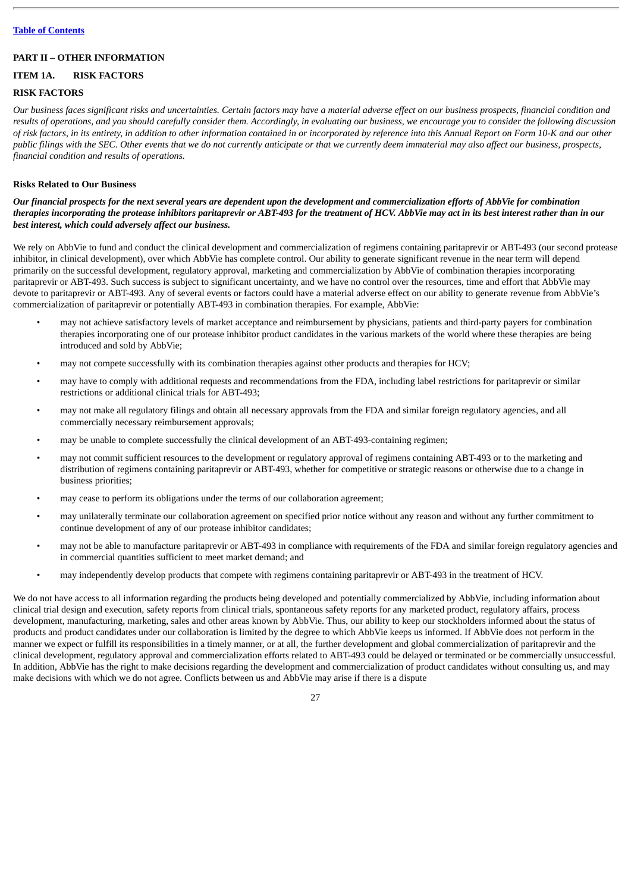[Table of Contents](#)

## PART II – OTHER INFORMATION

## ITEM 1A. RISK FACTORS

### RISK FACTORS

*Our business faces significant risks and uncertainties. Certain factors may have a material adverse effect on our business prospects, financial condition and results of operations, and you should carefully consider them. Accordingly, in evaluating our business, we encourage you to consider the following discussion of risk factors, in its entirety, in addition to other information contained in or incorporated by reference into this Annual Report on Form 10-K and our other public filings with the SEC. Other events that we do not currently anticipate or that we currently deem immaterial may also affect our business, prospects, financial condition and results of operations.*

**Risks Related to Our Business**

***Our financial prospects for the next several years are dependent upon the development and commercialization efforts of AbbVie for combination therapies incorporating the protease inhibitors paritaprevir or ABT-493 for the treatment of HCV. AbbVie may act in its best interest rather than in our best interest, which could adversely affect our business.***

We rely on AbbVie to fund and conduct the clinical development and commercialization of regimens containing paritaprevir or ABT-493 (our second protease inhibitor, in clinical development), over which AbbVie has complete control. Our ability to generate significant revenue in the near term will depend primarily on the successful development, regulatory approval, marketing and commercialization by AbbVie of combination therapies incorporating paritaprevir or ABT-493. Such success is subject to significant uncertainty, and we have no control over the resources, time and effort that AbbVie may devote to paritaprevir or ABT-493. Any of several events or factors could have a material adverse effect on our ability to generate revenue from AbbVie's commercialization of paritaprevir or potentially ABT-493 in combination therapies. For example, AbbVie:

- may not achieve satisfactory levels of market acceptance and reimbursement by physicians, patients and third-party payers for combination therapies incorporating one of our protease inhibitor product candidates in the various markets of the world where these therapies are being introduced and sold by AbbVie;
- may not compete successfully with its combination therapies against other products and therapies for HCV;
- may have to comply with additional requests and recommendations from the FDA, including label restrictions for paritaprevir or similar restrictions or additional clinical trials for ABT-493;
- may not make all regulatory filings and obtain all necessary approvals from the FDA and similar foreign regulatory agencies, and all commercially necessary reimbursement approvals;
- may be unable to complete successfully the clinical development of an ABT-493-containing regimen;
- may not commit sufficient resources to the development or regulatory approval of regimens containing ABT-493 or to the marketing and distribution of regimens containing paritaprevir or ABT-493, whether for competitive or strategic reasons or otherwise due to a change in business priorities;
- may cease to perform its obligations under the terms of our collaboration agreement;
- may unilaterally terminate our collaboration agreement on specified prior notice without any reason and without any further commitment to continue development of any of our protease inhibitor candidates;
- may not be able to manufacture paritaprevir or ABT-493 in compliance with requirements of the FDA and similar foreign regulatory agencies and in commercial quantities sufficient to meet market demand; and
- may independently develop products that compete with regimens containing paritaprevir or ABT-493 in the treatment of HCV.

We do not have access to all information regarding the products being developed and potentially commercialized by AbbVie, including information about clinical trial design and execution, safety reports from clinical trials, spontaneous safety reports for any marketed product, regulatory affairs, process development, manufacturing, marketing, sales and other areas known by AbbVie. Thus, our ability to keep our stockholders informed about the status of products and product candidates under our collaboration is limited by the degree to which AbbVie keeps us informed. If AbbVie does not perform in the manner we expect or fulfill its responsibilities in a timely manner, or at all, the further development and global commercialization of paritaprevir and the clinical development, regulatory approval and commercialization efforts related to ABT-493 could be delayed or terminated or be commercially unsuccessful. In addition, AbbVie has the right to make decisions regarding the development and commercialization of product candidates without consulting us, and may make decisions with which we do not agree. Conflicts between us and AbbVie may arise if there is a dispute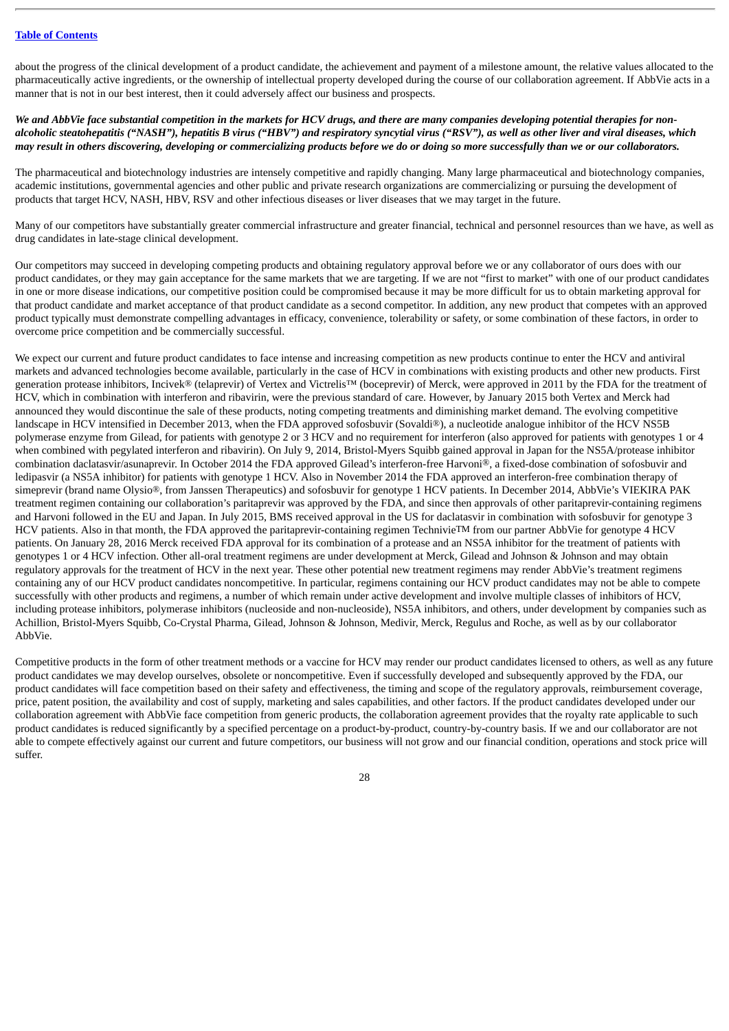about the progress of the clinical development of a product candidate, the achievement and payment of a milestone amount, the relative values allocated to the pharmaceutically active ingredients, or the ownership of intellectual property developed during the course of our collaboration agreement. If AbbVie acts in a manner that is not in our best interest, then it could adversely affect our business and prospects.

***We and AbbVie face substantial competition in the markets for HCV drugs, and there are many companies developing potential therapies for non-alcoholic steatohepatitis ("NASH"), hepatitis B virus ("HBV") and respiratory syncytial virus ("RSV"), as well as other liver and viral diseases, which may result in others discovering, developing or commercializing products before we do or doing so more successfully than we or our collaborators.***

The pharmaceutical and biotechnology industries are intensely competitive and rapidly changing. Many large pharmaceutical and biotechnology companies, academic institutions, governmental agencies and other public and private research organizations are commercializing or pursuing the development of products that target HCV, NASH, HBV, RSV and other infectious diseases or liver diseases that we may target in the future.

Many of our competitors have substantially greater commercial infrastructure and greater financial, technical and personnel resources than we have, as well as drug candidates in late-stage clinical development.

Our competitors may succeed in developing competing products and obtaining regulatory approval before we or any collaborator of ours does with our product candidates, or they may gain acceptance for the same markets that we are targeting. If we are not "first to market" with one of our product candidates in one or more disease indications, our competitive position could be compromised because it may be more difficult for us to obtain marketing approval for that product candidate and market acceptance of that product candidate as a second competitor. In addition, any new product that competes with an approved product typically must demonstrate compelling advantages in efficacy, convenience, tolerability or safety, or some combination of these factors, in order to overcome price competition and be commercially successful.

We expect our current and future product candidates to face intense and increasing competition as new products continue to enter the HCV and antiviral markets and advanced technologies become available, particularly in the case of HCV in combinations with existing products and other new products. First generation protease inhibitors, Incivek® (telaprevir) of Vertex and Victrelis™ (boceprevir) of Merck, were approved in 2011 by the FDA for the treatment of HCV, which in combination with interferon and ribavirin, were the previous standard of care. However, by January 2015 both Vertex and Merck had announced they would discontinue the sale of these products, noting competing treatments and diminishing market demand. The evolving competitive landscape in HCV intensified in December 2013, when the FDA approved sofosbuvir (Sovaldi®), a nucleotide analogue inhibitor of the HCV NS5B polymerase enzyme from Gilead, for patients with genotype 2 or 3 HCV and no requirement for interferon (also approved for patients with genotypes 1 or 4 when combined with pegylated interferon and ribavirin). On July 9, 2014, Bristol-Myers Squibb gained approval in Japan for the NS5A/protease inhibitor combination daclatasvir/asunaprevir. In October 2014 the FDA approved Gilead's interferon-free Harvoni®, a fixed-dose combination of sofosbuvir and ledipasvir (a NS5A inhibitor) for patients with genotype 1 HCV. Also in November 2014 the FDA approved an interferon-free combination therapy of simeprevir (brand name Olysio®, from Janssen Therapeutics) and sofosbuvir for genotype 1 HCV patients. In December 2014, AbbVie's VIEKIRA PAK treatment regimen containing our collaboration's paritaprevir was approved by the FDA, and since then approvals of other paritaprevir-containing regimens and Harvoni followed in the EU and Japan. In July 2015, BMS received approval in the US for daclatasvir in combination with sofosbuvir for genotype 3 HCV patients. Also in that month, the FDA approved the paritaprevir-containing regimen Technivie™ from our partner AbbVie for genotype 4 HCV patients. On January 28, 2016 Merck received FDA approval for its combination of a protease and an NS5A inhibitor for the treatment of patients with genotypes 1 or 4 HCV infection. Other all-oral treatment regimens are under development at Merck, Gilead and Johnson & Johnson and may obtain regulatory approvals for the treatment of HCV in the next year. These other potential new treatment regimens may render AbbVie's treatment regimens containing any of our HCV product candidates noncompetitive. In particular, regimens containing our HCV product candidates may not be able to compete successfully with other products and regimens, a number of which remain under active development and involve multiple classes of inhibitors of HCV, including protease inhibitors, polymerase inhibitors (nucleoside and non-nucleoside), NS5A inhibitors, and others, under development by companies such as Achillion, Bristol-Myers Squibb, Co-Crystal Pharma, Gilead, Johnson & Johnson, Medivir, Merck, Regulus and Roche, as well as by our collaborator AbbVie.

Competitive products in the form of other treatment methods or a vaccine for HCV may render our product candidates licensed to others, as well as any future product candidates we may develop ourselves, obsolete or noncompetitive. Even if successfully developed and subsequently approved by the FDA, our product candidates will face competition based on their safety and effectiveness, the timing and scope of the regulatory approvals, reimbursement coverage, price, patent position, the availability and cost of supply, marketing and sales capabilities, and other factors. If the product candidates developed under our collaboration agreement with AbbVie face competition from generic products, the collaboration agreement provides that the royalty rate applicable to such product candidates is reduced significantly by a specified percentage on a product-by-product, country-by-country basis. If we and our collaborator are not able to compete effectively against our current and future competitors, our business will not grow and our financial condition, operations and stock price will suffer.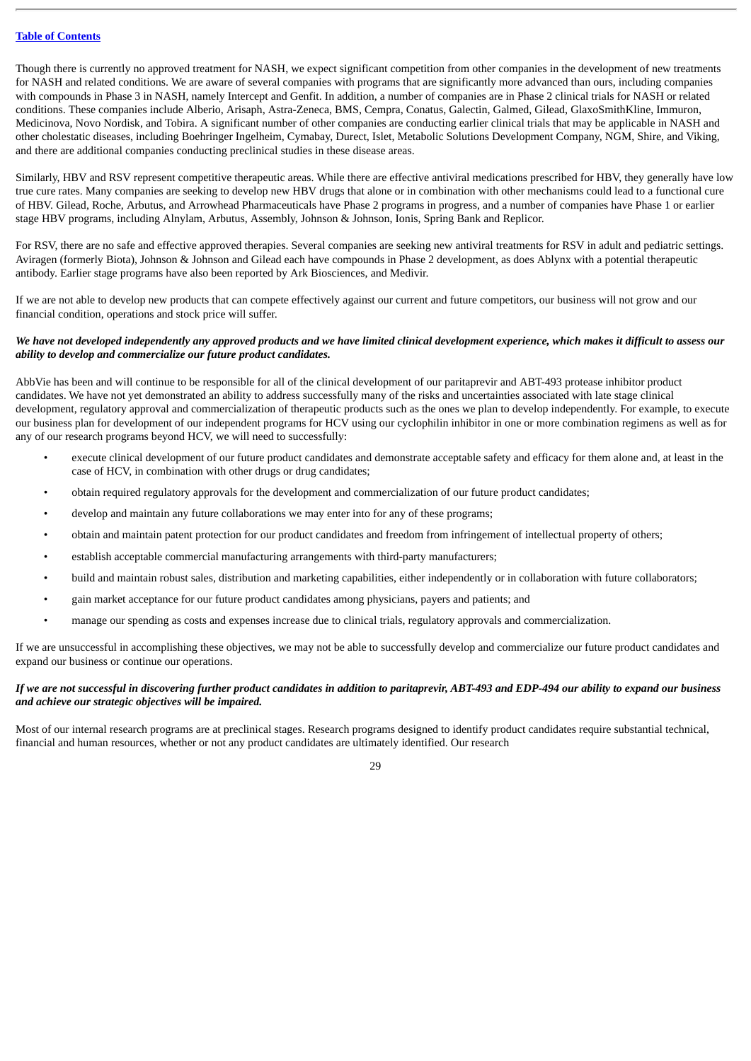Though there is currently no approved treatment for NASH, we expect significant competition from other companies in the development of new treatments for NASH and related conditions. We are aware of several companies with programs that are significantly more advanced than ours, including companies with compounds in Phase 3 in NASH, namely Intercept and Genfit. In addition, a number of companies are in Phase 2 clinical trials for NASH or related conditions. These companies include Alberio, Arisaph, Astra-Zeneca, BMS, Cempra, Conatus, Galectin, Galmed, Gilead, GlaxoSmithKline, Immuron, Medicinova, Novo Nordisk, and Tobira. A significant number of other companies are conducting earlier clinical trials that may be applicable in NASH and other cholestatic diseases, including Boehringer Ingelheim, Cymabay, Durect, Islet, Metabolic Solutions Development Company, NGM, Shire, and Viking, and there are additional companies conducting preclinical studies in these disease areas.

Similarly, HBV and RSV represent competitive therapeutic areas. While there are effective antiviral medications prescribed for HBV, they generally have low true cure rates. Many companies are seeking to develop new HBV drugs that alone or in combination with other mechanisms could lead to a functional cure of HBV. Gilead, Roche, Arbutus, and Arrowhead Pharmaceuticals have Phase 2 programs in progress, and a number of companies have Phase 1 or earlier stage HBV programs, including Alnylam, Arbutus, Assembly, Johnson & Johnson, Ionis, Spring Bank and Replicor.

For RSV, there are no safe and effective approved therapies. Several companies are seeking new antiviral treatments for RSV in adult and pediatric settings. Aviragen (formerly Biota), Johnson & Johnson and Gilead each have compounds in Phase 2 development, as does Ablynx with a potential therapeutic antibody. Earlier stage programs have also been reported by Ark Biosciences, and Medivir.

If we are not able to develop new products that can compete effectively against our current and future competitors, our business will not grow and our financial condition, operations and stock price will suffer.

***We have not developed independently any approved products and we have limited clinical development experience, which makes it difficult to assess our ability to develop and commercialize our future product candidates.***

AbbVie has been and will continue to be responsible for all of the clinical development of our paritaprevir and ABT-493 protease inhibitor product candidates. We have not yet demonstrated an ability to address successfully many of the risks and uncertainties associated with late stage clinical development, regulatory approval and commercialization of therapeutic products such as the ones we plan to develop independently. For example, to execute our business plan for development of our independent programs for HCV using our cyclophilin inhibitor in one or more combination regimens as well as for any of our research programs beyond HCV, we will need to successfully:

- execute clinical development of our future product candidates and demonstrate acceptable safety and efficacy for them alone and, at least in the case of HCV, in combination with other drugs or drug candidates;
- obtain required regulatory approvals for the development and commercialization of our future product candidates;
- develop and maintain any future collaborations we may enter into for any of these programs;
- obtain and maintain patent protection for our product candidates and freedom from infringement of intellectual property of others;
- establish acceptable commercial manufacturing arrangements with third-party manufacturers;
- build and maintain robust sales, distribution and marketing capabilities, either independently or in collaboration with future collaborators;
- gain market acceptance for our future product candidates among physicians, payers and patients; and
- manage our spending as costs and expenses increase due to clinical trials, regulatory approvals and commercialization.

If we are unsuccessful in accomplishing these objectives, we may not be able to successfully develop and commercialize our future product candidates and expand our business or continue our operations.

***If we are not successful in discovering further product candidates in addition to paritaprevir, ABT-493 and EDP-494 our ability to expand our business and achieve our strategic objectives will be impaired.***

Most of our internal research programs are at preclinical stages. Research programs designed to identify product candidates require substantial technical, financial and human resources, whether or not any product candidates are ultimately identified. Our research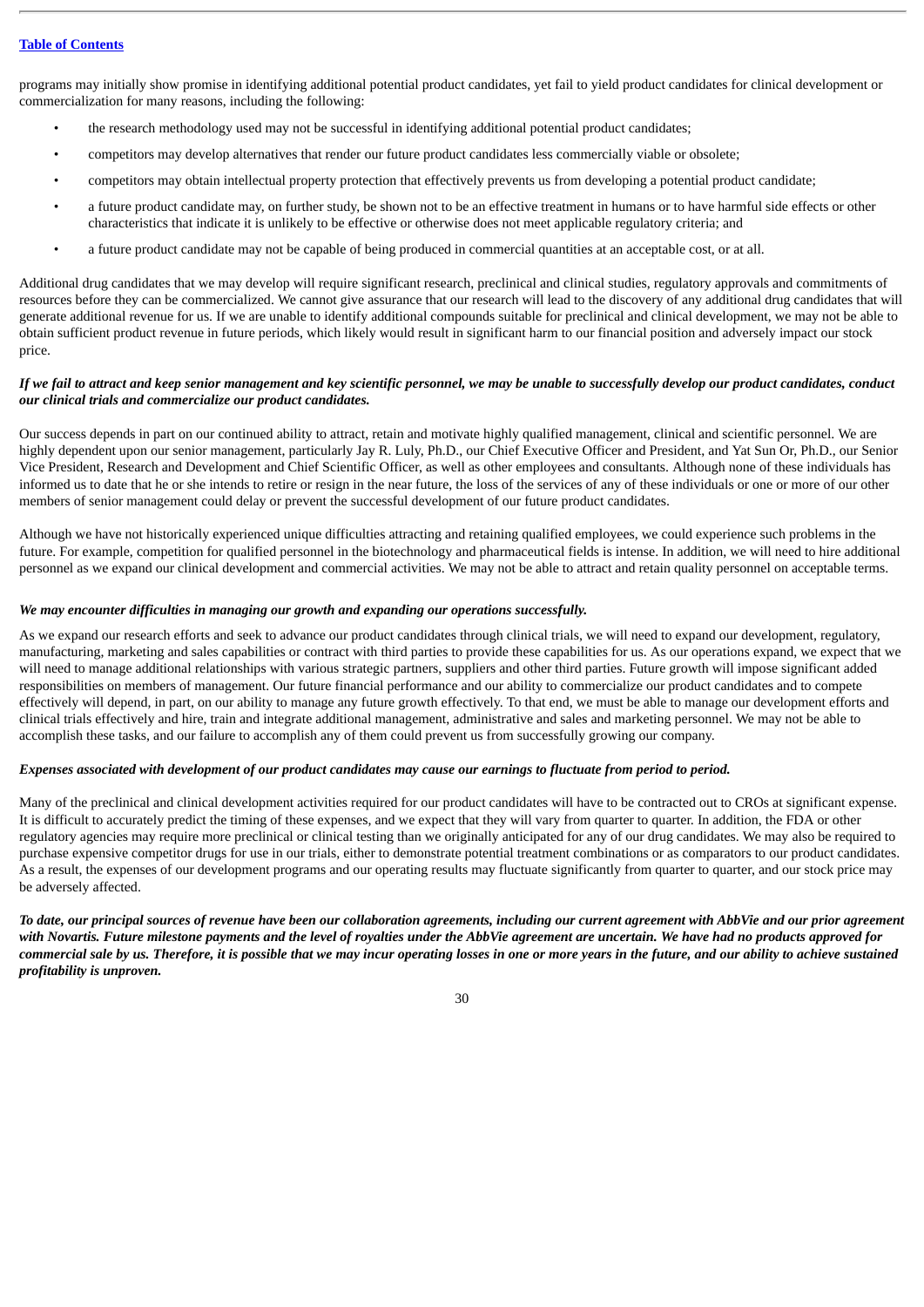programs may initially show promise in identifying additional potential product candidates, yet fail to yield product candidates for clinical development or commercialization for many reasons, including the following:

- the research methodology used may not be successful in identifying additional potential product candidates;
- competitors may develop alternatives that render our future product candidates less commercially viable or obsolete;
- competitors may obtain intellectual property protection that effectively prevents us from developing a potential product candidate;
- a future product candidate may, on further study, be shown not to be an effective treatment in humans or to have harmful side effects or other characteristics that indicate it is unlikely to be effective or otherwise does not meet applicable regulatory criteria; and
- a future product candidate may not be capable of being produced in commercial quantities at an acceptable cost, or at all.

Additional drug candidates that we may develop will require significant research, preclinical and clinical studies, regulatory approvals and commitments of resources before they can be commercialized. We cannot give assurance that our research will lead to the discovery of any additional drug candidates that will generate additional revenue for us. If we are unable to identify additional compounds suitable for preclinical and clinical development, we may not be able to obtain sufficient product revenue in future periods, which likely would result in significant harm to our financial position and adversely impact our stock price.

***If we fail to attract and keep senior management and key scientific personnel, we may be unable to successfully develop our product candidates, conduct our clinical trials and commercialize our product candidates.***

Our success depends in part on our continued ability to attract, retain and motivate highly qualified management, clinical and scientific personnel. We are highly dependent upon our senior management, particularly Jay R. Luly, Ph.D., our Chief Executive Officer and President, and Yat Sun Or, Ph.D., our Senior Vice President, Research and Development and Chief Scientific Officer, as well as other employees and consultants. Although none of these individuals has informed us to date that he or she intends to retire or resign in the near future, the loss of the services of any of these individuals or one or more of our other members of senior management could delay or prevent the successful development of our future product candidates.

Although we have not historically experienced unique difficulties attracting and retaining qualified employees, we could experience such problems in the future. For example, competition for qualified personnel in the biotechnology and pharmaceutical fields is intense. In addition, we will need to hire additional personnel as we expand our clinical development and commercial activities. We may not be able to attract and retain quality personnel on acceptable terms.

***We may encounter difficulties in managing our growth and expanding our operations successfully.***

As we expand our research efforts and seek to advance our product candidates through clinical trials, we will need to expand our development, regulatory, manufacturing, marketing and sales capabilities or contract with third parties to provide these capabilities for us. As our operations expand, we expect that we will need to manage additional relationships with various strategic partners, suppliers and other third parties. Future growth will impose significant added responsibilities on members of management. Our future financial performance and our ability to commercialize our product candidates and to compete effectively will depend, in part, on our ability to manage any future growth effectively. To that end, we must be able to manage our development efforts and clinical trials effectively and hire, train and integrate additional management, administrative and sales and marketing personnel. We may not be able to accomplish these tasks, and our failure to accomplish any of them could prevent us from successfully growing our company.

***Expenses associated with development of our product candidates may cause our earnings to fluctuate from period to period.***

Many of the preclinical and clinical development activities required for our product candidates will have to be contracted out to CROs at significant expense. It is difficult to accurately predict the timing of these expenses, and we expect that they will vary from quarter to quarter. In addition, the FDA or other regulatory agencies may require more preclinical or clinical testing than we originally anticipated for any of our drug candidates. We may also be required to purchase expensive competitor drugs for use in our trials, either to demonstrate potential treatment combinations or as comparators to our product candidates. As a result, the expenses of our development programs and our operating results may fluctuate significantly from quarter to quarter, and our stock price may be adversely affected.

***To date, our principal sources of revenue have been our collaboration agreements, including our current agreement with AbbVie and our prior agreement with Novartis. Future milestone payments and the level of royalties under the AbbVie agreement are uncertain. We have had no products approved for commercial sale by us. Therefore, it is possible that we may incur operating losses in one or more years in the future, and our ability to achieve sustained profitability is unproven.***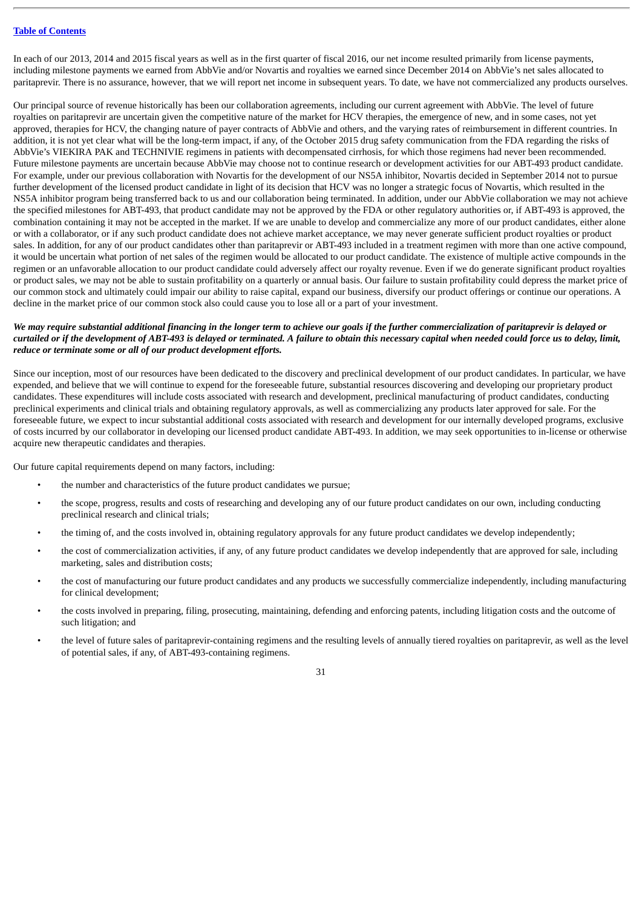In each of our 2013, 2014 and 2015 fiscal years as well as in the first quarter of fiscal 2016, our net income resulted primarily from license payments, including milestone payments we earned from AbbVie and/or Novartis and royalties we earned since December 2014 on AbbVie's net sales allocated to paritaprevir. There is no assurance, however, that we will report net income in subsequent years. To date, we have not commercialized any products ourselves.

Our principal source of revenue historically has been our collaboration agreements, including our current agreement with AbbVie. The level of future royalties on paritaprevir are uncertain given the competitive nature of the market for HCV therapies, the emergence of new, and in some cases, not yet approved, therapies for HCV, the changing nature of payer contracts of AbbVie and others, and the varying rates of reimbursement in different countries. In addition, it is not yet clear what will be the long-term impact, if any, of the October 2015 drug safety communication from the FDA regarding the risks of AbbVie's VIEKIRA PAK and TECHNIVIE regimens in patients with decompensated cirrhosis, for which those regimens had never been recommended. Future milestone payments are uncertain because AbbVie may choose not to continue research or development activities for our ABT-493 product candidate. For example, under our previous collaboration with Novartis for the development of our NS5A inhibitor, Novartis decided in September 2014 not to pursue further development of the licensed product candidate in light of its decision that HCV was no longer a strategic focus of Novartis, which resulted in the NS5A inhibitor program being transferred back to us and our collaboration being terminated. In addition, under our AbbVie collaboration we may not achieve the specified milestones for ABT-493, that product candidate may not be approved by the FDA or other regulatory authorities or, if ABT-493 is approved, the combination containing it may not be accepted in the market. If we are unable to develop and commercialize any more of our product candidates, either alone or with a collaborator, or if any such product candidate does not achieve market acceptance, we may never generate sufficient product royalties or product sales. In addition, for any of our product candidates other than paritaprevir or ABT-493 included in a treatment regimen with more than one active compound, it would be uncertain what portion of net sales of the regimen would be allocated to our product candidate. The existence of multiple active compounds in the regimen or an unfavorable allocation to our product candidate could adversely affect our royalty revenue. Even if we do generate significant product royalties or product sales, we may not be able to sustain profitability on a quarterly or annual basis. Our failure to sustain profitability could depress the market price of our common stock and ultimately could impair our ability to raise capital, expand our business, diversify our product offerings or continue our operations. A decline in the market price of our common stock also could cause you to lose all or a part of your investment.

***We may require substantial additional financing in the longer term to achieve our goals if the further commercialization of paritaprevir is delayed or curtailed or if the development of ABT-493 is delayed or terminated. A failure to obtain this necessary capital when needed could force us to delay, limit, reduce or terminate some or all of our product development efforts.***

Since our inception, most of our resources have been dedicated to the discovery and preclinical development of our product candidates. In particular, we have expended, and believe that we will continue to expend for the foreseeable future, substantial resources discovering and developing our proprietary product candidates. These expenditures will include costs associated with research and development, preclinical manufacturing of product candidates, conducting preclinical experiments and clinical trials and obtaining regulatory approvals, as well as commercializing any products later approved for sale. For the foreseeable future, we expect to incur substantial additional costs associated with research and development for our internally developed programs, exclusive of costs incurred by our collaborator in developing our licensed product candidate ABT-493. In addition, we may seek opportunities to in-license or otherwise acquire new therapeutic candidates and therapies.

Our future capital requirements depend on many factors, including:

- the number and characteristics of the future product candidates we pursue;
- the scope, progress, results and costs of researching and developing any of our future product candidates on our own, including conducting preclinical research and clinical trials;
- the timing of, and the costs involved in, obtaining regulatory approvals for any future product candidates we develop independently;
- the cost of commercialization activities, if any, of any future product candidates we develop independently that are approved for sale, including marketing, sales and distribution costs;
- the cost of manufacturing our future product candidates and any products we successfully commercialize independently, including manufacturing for clinical development;
- the costs involved in preparing, filing, prosecuting, maintaining, defending and enforcing patents, including litigation costs and the outcome of such litigation; and
- the level of future sales of paritaprevir-containing regimens and the resulting levels of annually tiered royalties on paritaprevir, as well as the level of potential sales, if any, of ABT-493-containing regimens.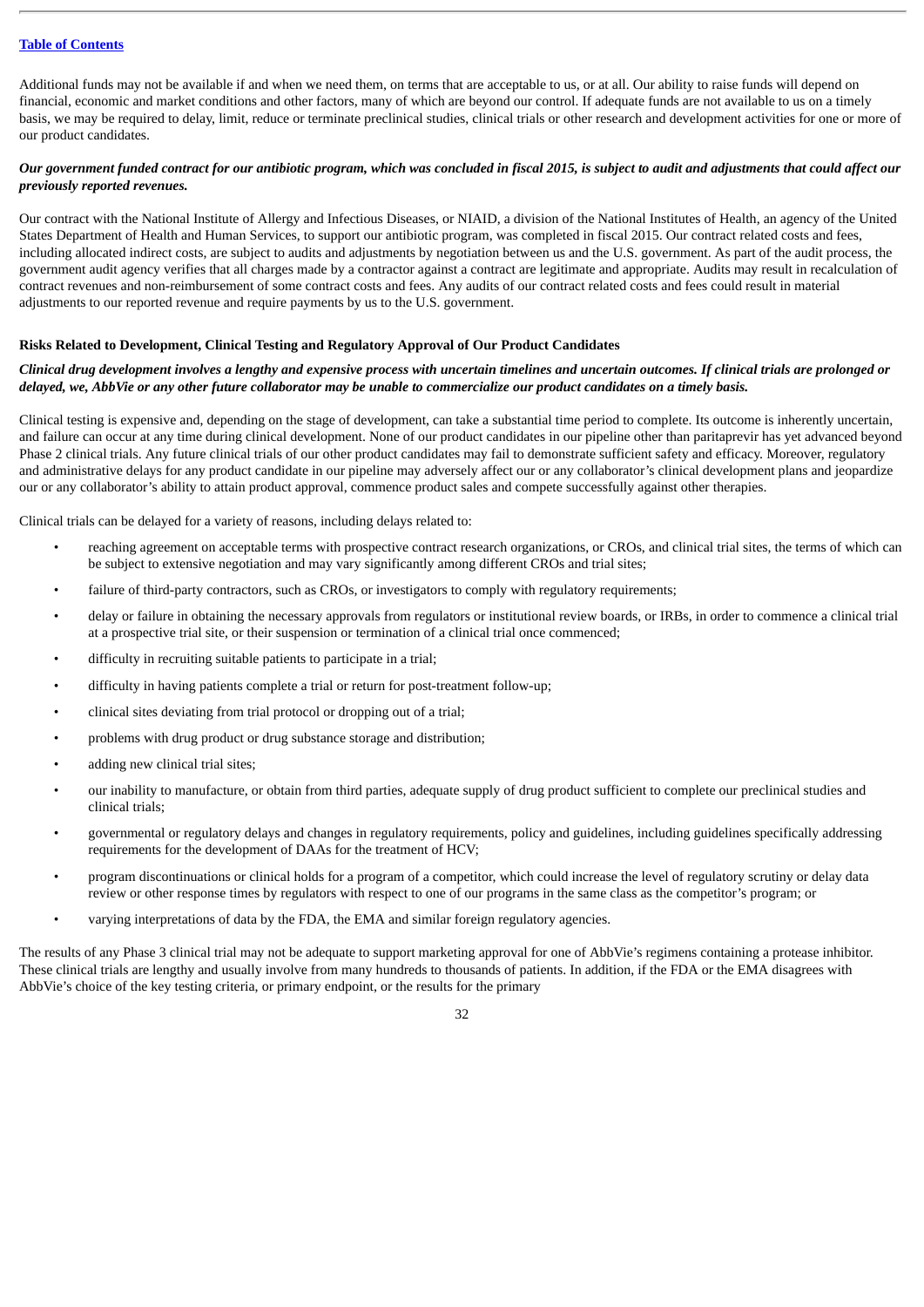Additional funds may not be available if and when we need them, on terms that are acceptable to us, or at all. Our ability to raise funds will depend on financial, economic and market conditions and other factors, many of which are beyond our control. If adequate funds are not available to us on a timely basis, we may be required to delay, limit, reduce or terminate preclinical studies, clinical trials or other research and development activities for one or more of our product candidates.

***Our government funded contract for our antibiotic program, which was concluded in fiscal 2015, is subject to audit and adjustments that could affect our previously reported revenues.***

Our contract with the National Institute of Allergy and Infectious Diseases, or NIAID, a division of the National Institutes of Health, an agency of the United States Department of Health and Human Services, to support our antibiotic program, was completed in fiscal 2015. Our contract related costs and fees, including allocated indirect costs, are subject to audits and adjustments by negotiation between us and the U.S. government. As part of the audit process, the government audit agency verifies that all charges made by a contractor against a contract are legitimate and appropriate. Audits may result in recalculation of contract revenues and non-reimbursement of some contract costs and fees. Any audits of our contract related costs and fees could result in material adjustments to our reported revenue and require payments by us to the U.S. government.

**Risks Related to Development, Clinical Testing and Regulatory Approval of Our Product Candidates**

***Clinical drug development involves a lengthy and expensive process with uncertain timelines and uncertain outcomes. If clinical trials are prolonged or delayed, we, AbbVie or any other future collaborator may be unable to commercialize our product candidates on a timely basis.***

Clinical testing is expensive and, depending on the stage of development, can take a substantial time period to complete. Its outcome is inherently uncertain, and failure can occur at any time during clinical development. None of our product candidates in our pipeline other than paritaprevir has yet advanced beyond Phase 2 clinical trials. Any future clinical trials of our other product candidates may fail to demonstrate sufficient safety and efficacy. Moreover, regulatory and administrative delays for any product candidate in our pipeline may adversely affect our or any collaborator's clinical development plans and jeopardize our or any collaborator's ability to attain product approval, commence product sales and compete successfully against other therapies.

Clinical trials can be delayed for a variety of reasons, including delays related to:

- reaching agreement on acceptable terms with prospective contract research organizations, or CROs, and clinical trial sites, the terms of which can be subject to extensive negotiation and may vary significantly among different CROs and trial sites;
- failure of third-party contractors, such as CROs, or investigators to comply with regulatory requirements;
- delay or failure in obtaining the necessary approvals from regulators or institutional review boards, or IRBs, in order to commence a clinical trial at a prospective trial site, or their suspension or termination of a clinical trial once commenced;
- difficulty in recruiting suitable patients to participate in a trial;
- difficulty in having patients complete a trial or return for post-treatment follow-up;
- clinical sites deviating from trial protocol or dropping out of a trial;
- problems with drug product or drug substance storage and distribution;
- adding new clinical trial sites;
- our inability to manufacture, or obtain from third parties, adequate supply of drug product sufficient to complete our preclinical studies and clinical trials;
- governmental or regulatory delays and changes in regulatory requirements, policy and guidelines, including guidelines specifically addressing requirements for the development of DAAs for the treatment of HCV;
- program discontinuations or clinical holds for a program of a competitor, which could increase the level of regulatory scrutiny or delay data review or other response times by regulators with respect to one of our programs in the same class as the competitor's program; or
- varying interpretations of data by the FDA, the EMA and similar foreign regulatory agencies.

The results of any Phase 3 clinical trial may not be adequate to support marketing approval for one of AbbVie's regimens containing a protease inhibitor. These clinical trials are lengthy and usually involve from many hundreds to thousands of patients. In addition, if the FDA or the EMA disagrees with AbbVie's choice of the key testing criteria, or primary endpoint, or the results for the primary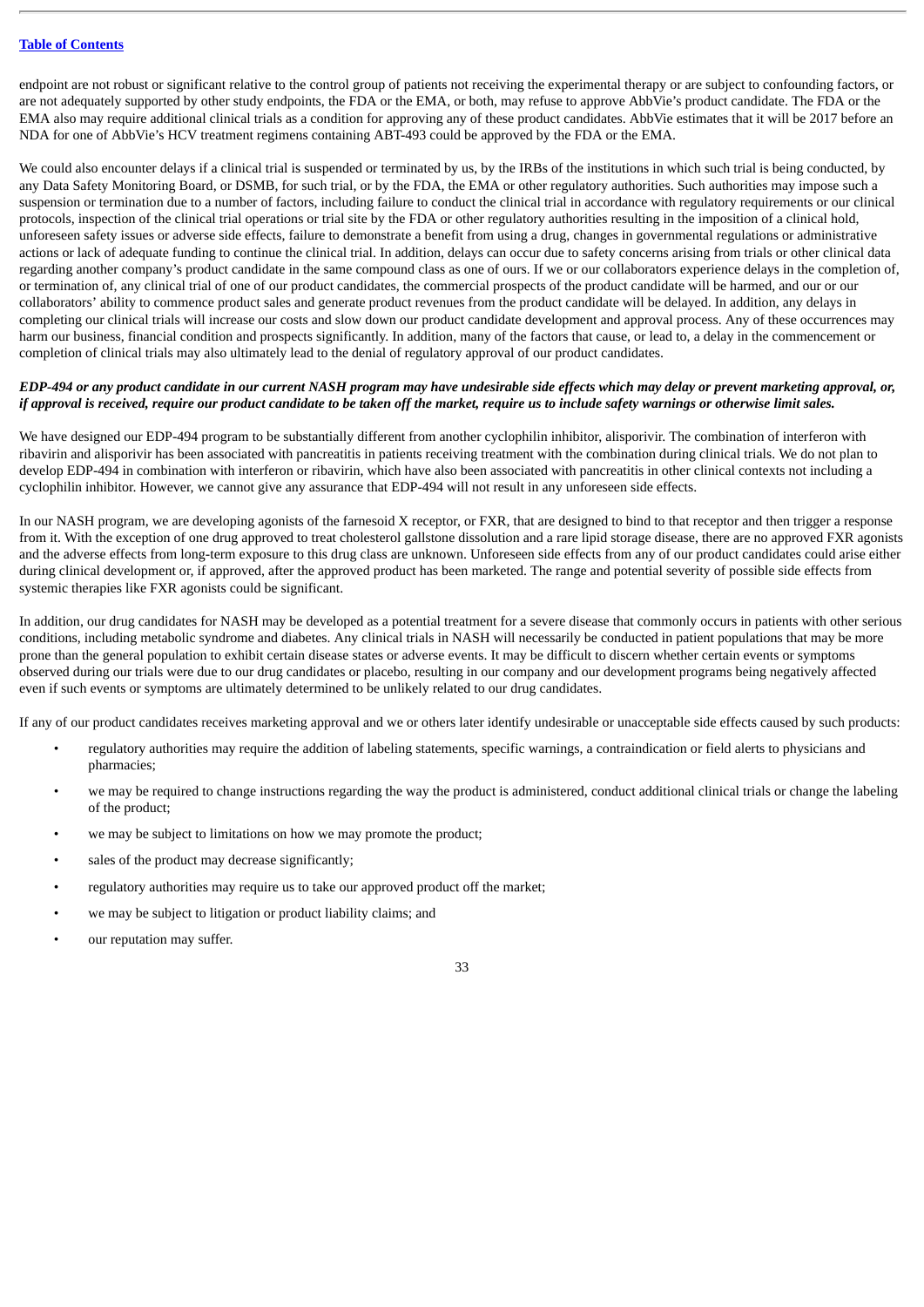endpoint are not robust or significant relative to the control group of patients not receiving the experimental therapy or are subject to confounding factors, or are not adequately supported by other study endpoints, the FDA or the EMA, or both, may refuse to approve AbbVie's product candidate. The FDA or the EMA also may require additional clinical trials as a condition for approving any of these product candidates. AbbVie estimates that it will be 2017 before an NDA for one of AbbVie's HCV treatment regimens containing ABT-493 could be approved by the FDA or the EMA.

We could also encounter delays if a clinical trial is suspended or terminated by us, by the IRBs of the institutions in which such trial is being conducted, by any Data Safety Monitoring Board, or DSMB, for such trial, or by the FDA, the EMA or other regulatory authorities. Such authorities may impose such a suspension or termination due to a number of factors, including failure to conduct the clinical trial in accordance with regulatory requirements or our clinical protocols, inspection of the clinical trial operations or trial site by the FDA or other regulatory authorities resulting in the imposition of a clinical hold, unforeseen safety issues or adverse side effects, failure to demonstrate a benefit from using a drug, changes in governmental regulations or administrative actions or lack of adequate funding to continue the clinical trial. In addition, delays can occur due to safety concerns arising from trials or other clinical data regarding another company's product candidate in the same compound class as one of ours. If we or our collaborators experience delays in the completion of, or termination of, any clinical trial of one of our product candidates, the commercial prospects of the product candidate will be harmed, and our or our collaborators' ability to commence product sales and generate product revenues from the product candidate will be delayed. In addition, any delays in completing our clinical trials will increase our costs and slow down our product candidate development and approval process. Any of these occurrences may harm our business, financial condition and prospects significantly. In addition, many of the factors that cause, or lead to, a delay in the commencement or completion of clinical trials may also ultimately lead to the denial of regulatory approval of our product candidates.

***EDP-494 or any product candidate in our current NASH program may have undesirable side effects which may delay or prevent marketing approval, or, if approval is received, require our product candidate to be taken off the market, require us to include safety warnings or otherwise limit sales.***

We have designed our EDP-494 program to be substantially different from another cyclophilin inhibitor, alisporivir. The combination of interferon with ribavirin and alisporivir has been associated with pancreatitis in patients receiving treatment with the combination during clinical trials. We do not plan to develop EDP-494 in combination with interferon or ribavirin, which have also been associated with pancreatitis in other clinical contexts not including a cyclophilin inhibitor. However, we cannot give any assurance that EDP-494 will not result in any unforeseen side effects.

In our NASH program, we are developing agonists of the farnesoid X receptor, or FXR, that are designed to bind to that receptor and then trigger a response from it. With the exception of one drug approved to treat cholesterol gallstone dissolution and a rare lipid storage disease, there are no approved FXR agonists and the adverse effects from long-term exposure to this drug class are unknown. Unforeseen side effects from any of our product candidates could arise either during clinical development or, if approved, after the approved product has been marketed. The range and potential severity of possible side effects from systemic therapies like FXR agonists could be significant.

In addition, our drug candidates for NASH may be developed as a potential treatment for a severe disease that commonly occurs in patients with other serious conditions, including metabolic syndrome and diabetes. Any clinical trials in NASH will necessarily be conducted in patient populations that may be more prone than the general population to exhibit certain disease states or adverse events. It may be difficult to discern whether certain events or symptoms observed during our trials were due to our drug candidates or placebo, resulting in our company and our development programs being negatively affected even if such events or symptoms are ultimately determined to be unlikely related to our drug candidates.

If any of our product candidates receives marketing approval and we or others later identify undesirable or unacceptable side effects caused by such products:

- regulatory authorities may require the addition of labeling statements, specific warnings, a contraindication or field alerts to physicians and pharmacies;
- we may be required to change instructions regarding the way the product is administered, conduct additional clinical trials or change the labeling of the product;
- we may be subject to limitations on how we may promote the product;
- sales of the product may decrease significantly;
- regulatory authorities may require us to take our approved product off the market;
- we may be subject to litigation or product liability claims; and
- our reputation may suffer.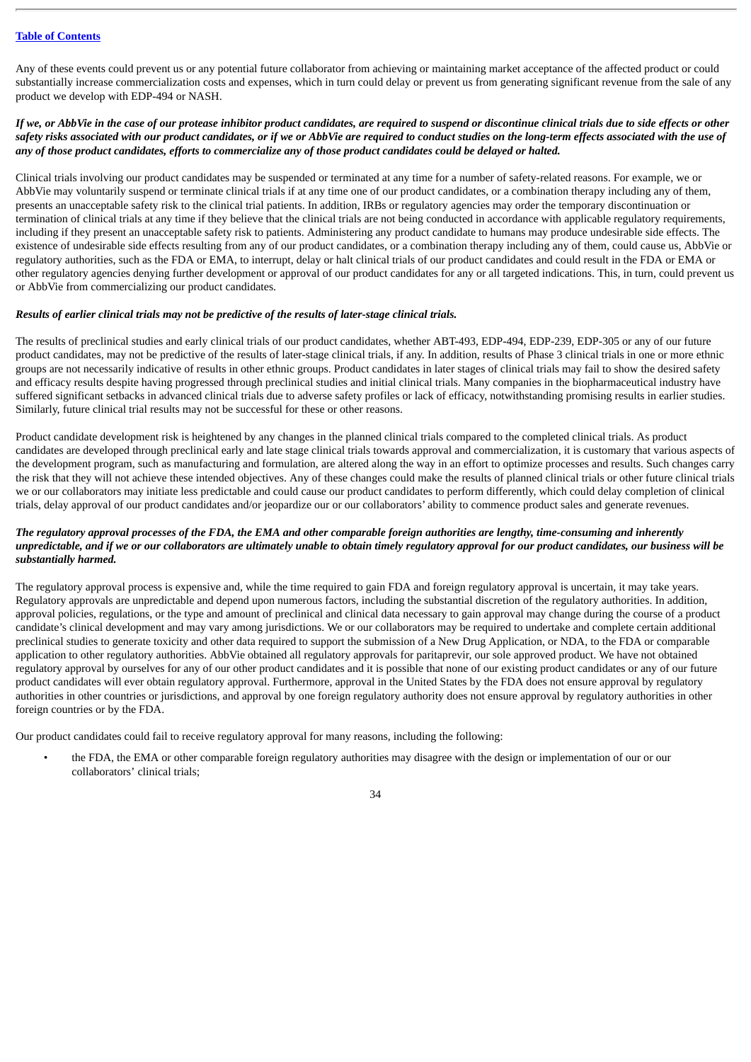Any of these events could prevent us or any potential future collaborator from achieving or maintaining market acceptance of the affected product or could substantially increase commercialization costs and expenses, which in turn could delay or prevent us from generating significant revenue from the sale of any product we develop with EDP-494 or NASH.

***If we, or AbbVie in the case of our protease inhibitor product candidates, are required to suspend or discontinue clinical trials due to side effects or other safety risks associated with our product candidates, or if we or AbbVie are required to conduct studies on the long-term effects associated with the use of any of those product candidates, efforts to commercialize any of those product candidates could be delayed or halted.***

Clinical trials involving our product candidates may be suspended or terminated at any time for a number of safety-related reasons. For example, we or AbbVie may voluntarily suspend or terminate clinical trials if at any time one of our product candidates, or a combination therapy including any of them, presents an unacceptable safety risk to the clinical trial patients. In addition, IRBs or regulatory agencies may order the temporary discontinuation or termination of clinical trials at any time if they believe that the clinical trials are not being conducted in accordance with applicable regulatory requirements, including if they present an unacceptable safety risk to patients. Administering any product candidate to humans may produce undesirable side effects. The existence of undesirable side effects resulting from any of our product candidates, or a combination therapy including any of them, could cause us, AbbVie or regulatory authorities, such as the FDA or EMA, to interrupt, delay or halt clinical trials of our product candidates and could result in the FDA or EMA or other regulatory agencies denying further development or approval of our product candidates for any or all targeted indications. This, in turn, could prevent us or AbbVie from commercializing our product candidates.

***Results of earlier clinical trials may not be predictive of the results of later-stage clinical trials.***

The results of preclinical studies and early clinical trials of our product candidates, whether ABT-493, EDP-494, EDP-239, EDP-305 or any of our future product candidates, may not be predictive of the results of later-stage clinical trials, if any. In addition, results of Phase 3 clinical trials in one or more ethnic groups are not necessarily indicative of results in other ethnic groups. Product candidates in later stages of clinical trials may fail to show the desired safety and efficacy results despite having progressed through preclinical studies and initial clinical trials. Many companies in the biopharmaceutical industry have suffered significant setbacks in advanced clinical trials due to adverse safety profiles or lack of efficacy, notwithstanding promising results in earlier studies. Similarly, future clinical trial results may not be successful for these or other reasons.

Product candidate development risk is heightened by any changes in the planned clinical trials compared to the completed clinical trials. As product candidates are developed through preclinical early and late stage clinical trials towards approval and commercialization, it is customary that various aspects of the development program, such as manufacturing and formulation, are altered along the way in an effort to optimize processes and results. Such changes carry the risk that they will not achieve these intended objectives. Any of these changes could make the results of planned clinical trials or other future clinical trials we or our collaborators may initiate less predictable and could cause our product candidates to perform differently, which could delay completion of clinical trials, delay approval of our product candidates and/or jeopardize our or our collaborators' ability to commence product sales and generate revenues.

***The regulatory approval processes of the FDA, the EMA and other comparable foreign authorities are lengthy, time-consuming and inherently unpredictable, and if we or our collaborators are ultimately unable to obtain timely regulatory approval for our product candidates, our business will be substantially harmed.***

The regulatory approval process is expensive and, while the time required to gain FDA and foreign regulatory approval is uncertain, it may take years. Regulatory approvals are unpredictable and depend upon numerous factors, including the substantial discretion of the regulatory authorities. In addition, approval policies, regulations, or the type and amount of preclinical and clinical data necessary to gain approval may change during the course of a product candidate's clinical development and may vary among jurisdictions. We or our collaborators may be required to undertake and complete certain additional preclinical studies to generate toxicity and other data required to support the submission of a New Drug Application, or NDA, to the FDA or comparable application to other regulatory authorities. AbbVie obtained all regulatory approvals for paritaprevir, our sole approved product. We have not obtained regulatory approval by ourselves for any of our other product candidates and it is possible that none of our existing product candidates or any of our future product candidates will ever obtain regulatory approval. Furthermore, approval in the United States by the FDA does not ensure approval by regulatory authorities in other countries or jurisdictions, and approval by one foreign regulatory authority does not ensure approval by regulatory authorities in other foreign countries or by the FDA.

Our product candidates could fail to receive regulatory approval for many reasons, including the following:

- the FDA, the EMA or other comparable foreign regulatory authorities may disagree with the design or implementation of our or our collaborators' clinical trials;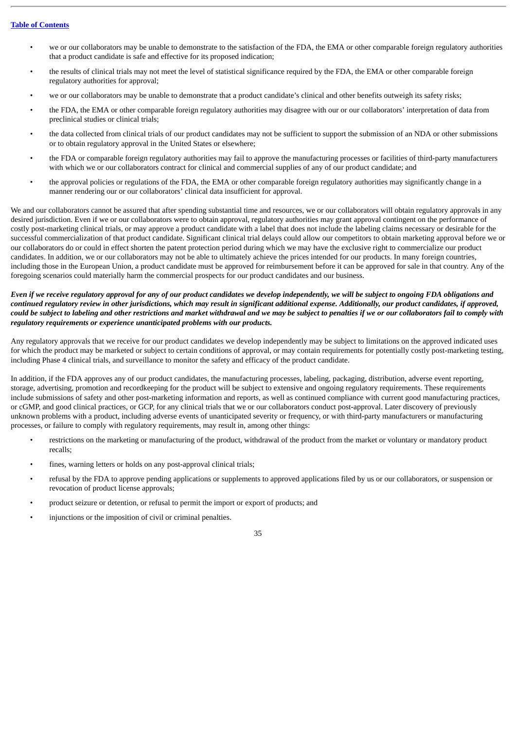- we or our collaborators may be unable to demonstrate to the satisfaction of the FDA, the EMA or other comparable foreign regulatory authorities that a product candidate is safe and effective for its proposed indication;
- the results of clinical trials may not meet the level of statistical significance required by the FDA, the EMA or other comparable foreign regulatory authorities for approval;
- we or our collaborators may be unable to demonstrate that a product candidate's clinical and other benefits outweigh its safety risks;
- the FDA, the EMA or other comparable foreign regulatory authorities may disagree with our or our collaborators' interpretation of data from preclinical studies or clinical trials;
- the data collected from clinical trials of our product candidates may not be sufficient to support the submission of an NDA or other submissions or to obtain regulatory approval in the United States or elsewhere;
- the FDA or comparable foreign regulatory authorities may fail to approve the manufacturing processes or facilities of third-party manufacturers with which we or our collaborators contract for clinical and commercial supplies of any of our product candidate; and
- the approval policies or regulations of the FDA, the EMA or other comparable foreign regulatory authorities may significantly change in a manner rendering our or our collaborators' clinical data insufficient for approval.

We and our collaborators cannot be assured that after spending substantial time and resources, we or our collaborators will obtain regulatory approvals in any desired jurisdiction. Even if we or our collaborators were to obtain approval, regulatory authorities may grant approval contingent on the performance of costly post-marketing clinical trials, or may approve a product candidate with a label that does not include the labeling claims necessary or desirable for the successful commercialization of that product candidate. Significant clinical trial delays could allow our competitors to obtain marketing approval before we or our collaborators do or could in effect shorten the patent protection period during which we may have the exclusive right to commercialize our product candidates. In addition, we or our collaborators may not be able to ultimately achieve the prices intended for our products. In many foreign countries, including those in the European Union, a product candidate must be approved for reimbursement before it can be approved for sale in that country. Any of the foregoing scenarios could materially harm the commercial prospects for our product candidates and our business.

***Even if we receive regulatory approval for any of our product candidates we develop independently, we will be subject to ongoing FDA obligations and continued regulatory review in other jurisdictions, which may result in significant additional expense. Additionally, our product candidates, if approved, could be subject to labeling and other restrictions and market withdrawal and we may be subject to penalties if we or our collaborators fail to comply with regulatory requirements or experience unanticipated problems with our products.***

Any regulatory approvals that we receive for our product candidates we develop independently may be subject to limitations on the approved indicated uses for which the product may be marketed or subject to certain conditions of approval, or may contain requirements for potentially costly post-marketing testing, including Phase 4 clinical trials, and surveillance to monitor the safety and efficacy of the product candidate.

In addition, if the FDA approves any of our product candidates, the manufacturing processes, labeling, packaging, distribution, adverse event reporting, storage, advertising, promotion and recordkeeping for the product will be subject to extensive and ongoing regulatory requirements. These requirements include submissions of safety and other post-marketing information and reports, as well as continued compliance with current good manufacturing practices, or cGMP, and good clinical practices, or GCP, for any clinical trials that we or our collaborators conduct post-approval. Later discovery of previously unknown problems with a product, including adverse events of unanticipated severity or frequency, or with third-party manufacturers or manufacturing processes, or failure to comply with regulatory requirements, may result in, among other things:

- restrictions on the marketing or manufacturing of the product, withdrawal of the product from the market or voluntary or mandatory product recalls;
- fines, warning letters or holds on any post-approval clinical trials;
- refusal by the FDA to approve pending applications or supplements to approved applications filed by us or our collaborators, or suspension or revocation of product license approvals;
- product seizure or detention, or refusal to permit the import or export of products; and
- injunctions or the imposition of civil or criminal penalties.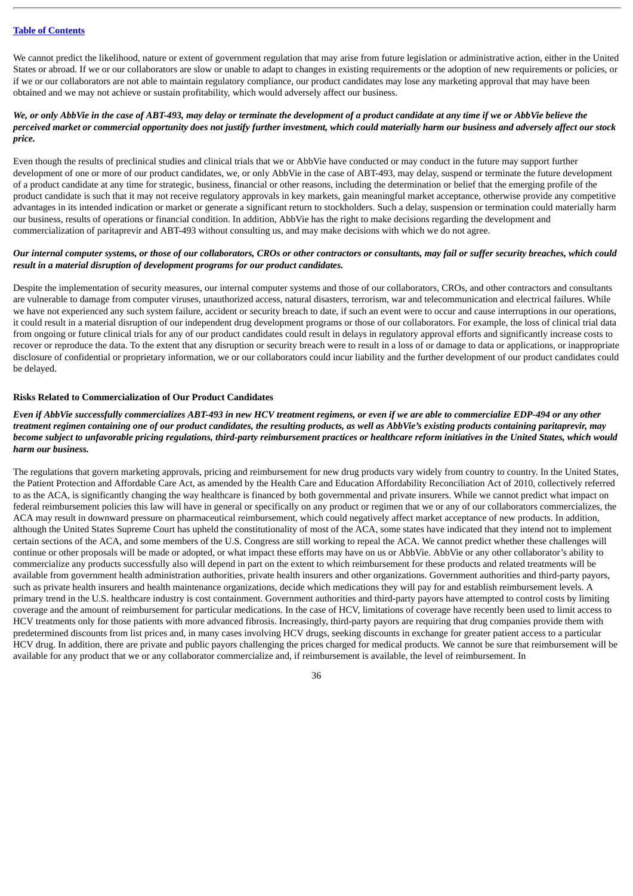We cannot predict the likelihood, nature or extent of government regulation that may arise from future legislation or administrative action, either in the United States or abroad. If we or our collaborators are slow or unable to adapt to changes in existing requirements or the adoption of new requirements or policies, or if we or our collaborators are not able to maintain regulatory compliance, our product candidates may lose any marketing approval that may have been obtained and we may not achieve or sustain profitability, which would adversely affect our business.

***We, or only AbbVie in the case of ABT-493, may delay or terminate the development of a product candidate at any time if we or AbbVie believe the perceived market or commercial opportunity does not justify further investment, which could materially harm our business and adversely affect our stock price.***

Even though the results of preclinical studies and clinical trials that we or AbbVie have conducted or may conduct in the future may support further development of one or more of our product candidates, we, or only AbbVie in the case of ABT-493, may delay, suspend or terminate the future development of a product candidate at any time for strategic, business, financial or other reasons, including the determination or belief that the emerging profile of the product candidate is such that it may not receive regulatory approvals in key markets, gain meaningful market acceptance, otherwise provide any competitive advantages in its intended indication or market or generate a significant return to stockholders. Such a delay, suspension or termination could materially harm our business, results of operations or financial condition. In addition, AbbVie has the right to make decisions regarding the development and commercialization of paritaprevir and ABT-493 without consulting us, and may make decisions with which we do not agree.

***Our internal computer systems, or those of our collaborators, CROs or other contractors or consultants, may fail or suffer security breaches, which could result in a material disruption of development programs for our product candidates.***

Despite the implementation of security measures, our internal computer systems and those of our collaborators, CROs, and other contractors and consultants are vulnerable to damage from computer viruses, unauthorized access, natural disasters, terrorism, war and telecommunication and electrical failures. While we have not experienced any such system failure, accident or security breach to date, if such an event were to occur and cause interruptions in our operations, it could result in a material disruption of our independent drug development programs or those of our collaborators. For example, the loss of clinical trial data from ongoing or future clinical trials for any of our product candidates could result in delays in regulatory approval efforts and significantly increase costs to recover or reproduce the data. To the extent that any disruption or security breach were to result in a loss of or damage to data or applications, or inappropriate disclosure of confidential or proprietary information, we or our collaborators could incur liability and the further development of our product candidates could be delayed.

**Risks Related to Commercialization of Our Product Candidates**

***Even if AbbVie successfully commercializes ABT-493 in new HCV treatment regimens, or even if we are able to commercialize EDP-494 or any other treatment regimen containing one of our product candidates, the resulting products, as well as AbbVie's existing products containing paritaprevir, may become subject to unfavorable pricing regulations, third-party reimbursement practices or healthcare reform initiatives in the United States, which would harm our business.***

The regulations that govern marketing approvals, pricing and reimbursement for new drug products vary widely from country to country. In the United States, the Patient Protection and Affordable Care Act, as amended by the Health Care and Education Affordability Reconciliation Act of 2010, collectively referred to as the ACA, is significantly changing the way healthcare is financed by both governmental and private insurers. While we cannot predict what impact on federal reimbursement policies this law will have in general or specifically on any product or regimen that we or any of our collaborators commercializes, the ACA may result in downward pressure on pharmaceutical reimbursement, which could negatively affect market acceptance of new products. In addition, although the United States Supreme Court has upheld the constitutionality of most of the ACA, some states have indicated that they intend not to implement certain sections of the ACA, and some members of the U.S. Congress are still working to repeal the ACA. We cannot predict whether these challenges will continue or other proposals will be made or adopted, or what impact these efforts may have on us or AbbVie. AbbVie or any other collaborator's ability to commercialize any products successfully also will depend in part on the extent to which reimbursement for these products and related treatments will be available from government health administration authorities, private health insurers and other organizations. Government authorities and third-party payors, such as private health insurers and health maintenance organizations, decide which medications they will pay for and establish reimbursement levels. A primary trend in the U.S. healthcare industry is cost containment. Government authorities and third-party payors have attempted to control costs by limiting coverage and the amount of reimbursement for particular medications. In the case of HCV, limitations of coverage have recently been used to limit access to HCV treatments only for those patients with more advanced fibrosis. Increasingly, third-party payors are requiring that drug companies provide them with predetermined discounts from list prices and, in many cases involving HCV drugs, seeking discounts in exchange for greater patient access to a particular HCV drug. In addition, there are private and public payors challenging the prices charged for medical products. We cannot be sure that reimbursement will be available for any product that we or any collaborator commercialize and, if reimbursement is available, the level of reimbursement. In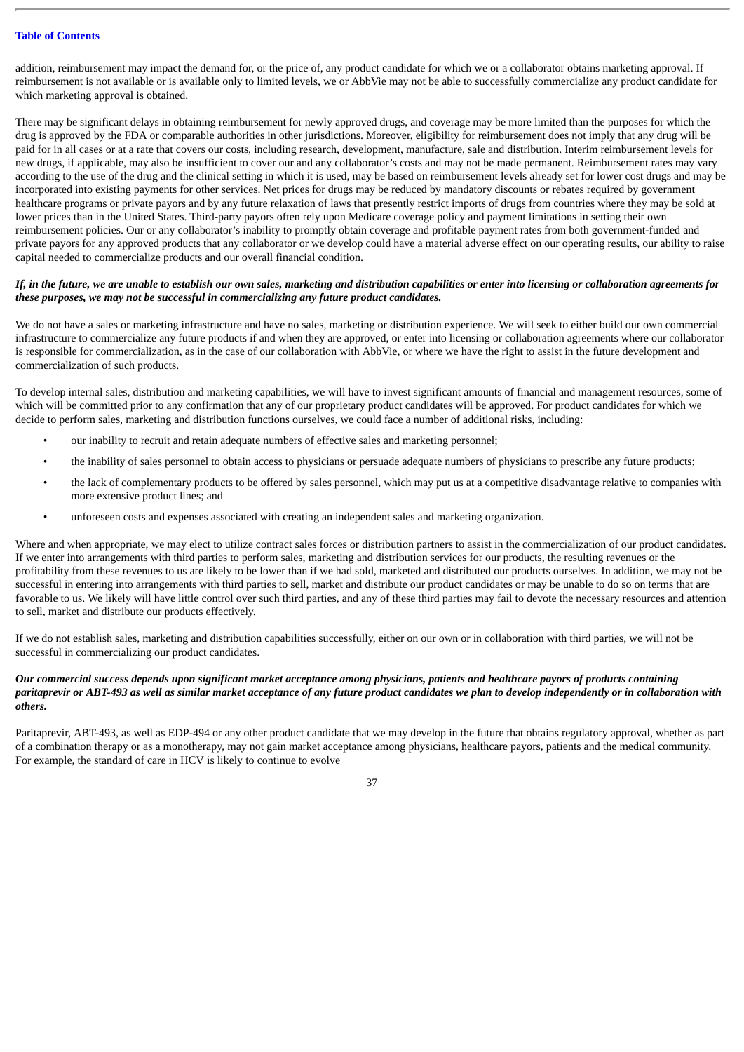addition, reimbursement may impact the demand for, or the price of, any product candidate for which we or a collaborator obtains marketing approval. If reimbursement is not available or is available only to limited levels, we or AbbVie may not be able to successfully commercialize any product candidate for which marketing approval is obtained.

There may be significant delays in obtaining reimbursement for newly approved drugs, and coverage may be more limited than the purposes for which the drug is approved by the FDA or comparable authorities in other jurisdictions. Moreover, eligibility for reimbursement does not imply that any drug will be paid for in all cases or at a rate that covers our costs, including research, development, manufacture, sale and distribution. Interim reimbursement levels for new drugs, if applicable, may also be insufficient to cover our and any collaborator's costs and may not be made permanent. Reimbursement rates may vary according to the use of the drug and the clinical setting in which it is used, may be based on reimbursement levels already set for lower cost drugs and may be incorporated into existing payments for other services. Net prices for drugs may be reduced by mandatory discounts or rebates required by government healthcare programs or private payors and by any future relaxation of laws that presently restrict imports of drugs from countries where they may be sold at lower prices than in the United States. Third-party payors often rely upon Medicare coverage policy and payment limitations in setting their own reimbursement policies. Our or any collaborator's inability to promptly obtain coverage and profitable payment rates from both government-funded and private payors for any approved products that any collaborator or we develop could have a material adverse effect on our operating results, our ability to raise capital needed to commercialize products and our overall financial condition.

***If, in the future, we are unable to establish our own sales, marketing and distribution capabilities or enter into licensing or collaboration agreements for these purposes, we may not be successful in commercializing any future product candidates.***

We do not have a sales or marketing infrastructure and have no sales, marketing or distribution experience. We will seek to either build our own commercial infrastructure to commercialize any future products if and when they are approved, or enter into licensing or collaboration agreements where our collaborator is responsible for commercialization, as in the case of our collaboration with AbbVie, or where we have the right to assist in the future development and commercialization of such products.

To develop internal sales, distribution and marketing capabilities, we will have to invest significant amounts of financial and management resources, some of which will be committed prior to any confirmation that any of our proprietary product candidates will be approved. For product candidates for which we decide to perform sales, marketing and distribution functions ourselves, we could face a number of additional risks, including:

- our inability to recruit and retain adequate numbers of effective sales and marketing personnel;
- the inability of sales personnel to obtain access to physicians or persuade adequate numbers of physicians to prescribe any future products;
- the lack of complementary products to be offered by sales personnel, which may put us at a competitive disadvantage relative to companies with more extensive product lines; and
- unforeseen costs and expenses associated with creating an independent sales and marketing organization.

Where and when appropriate, we may elect to utilize contract sales forces or distribution partners to assist in the commercialization of our product candidates. If we enter into arrangements with third parties to perform sales, marketing and distribution services for our products, the resulting revenues or the profitability from these revenues to us are likely to be lower than if we had sold, marketed and distributed our products ourselves. In addition, we may not be successful in entering into arrangements with third parties to sell, market and distribute our product candidates or may be unable to do so on terms that are favorable to us. We likely will have little control over such third parties, and any of these third parties may fail to devote the necessary resources and attention to sell, market and distribute our products effectively.

If we do not establish sales, marketing and distribution capabilities successfully, either on our own or in collaboration with third parties, we will not be successful in commercializing our product candidates.

***Our commercial success depends upon significant market acceptance among physicians, patients and healthcare payors of products containing paritaprevir or ABT-493 as well as similar market acceptance of any future product candidates we plan to develop independently or in collaboration with others.***

Paritaprevir, ABT-493, as well as EDP-494 or any other product candidate that we may develop in the future that obtains regulatory approval, whether as part of a combination therapy or as a monotherapy, may not gain market acceptance among physicians, healthcare payors, patients and the medical community. For example, the standard of care in HCV is likely to continue to evolve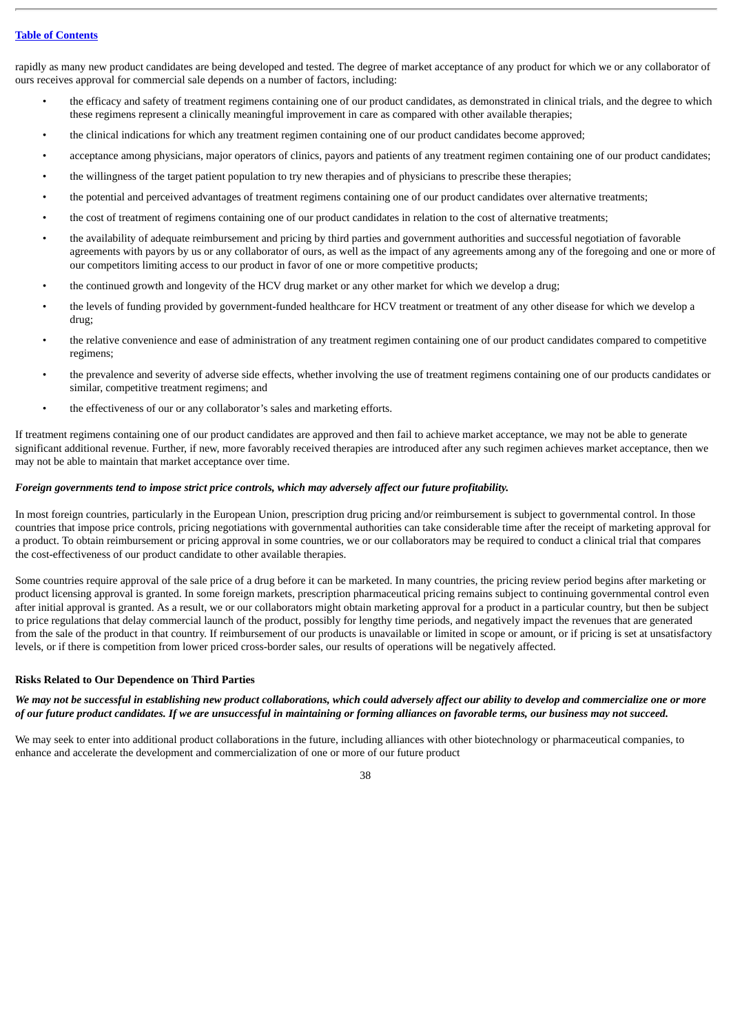rapidly as many new product candidates are being developed and tested. The degree of market acceptance of any product for which we or any collaborator of ours receives approval for commercial sale depends on a number of factors, including:

- the efficacy and safety of treatment regimens containing one of our product candidates, as demonstrated in clinical trials, and the degree to which these regimens represent a clinically meaningful improvement in care as compared with other available therapies;
- the clinical indications for which any treatment regimen containing one of our product candidates become approved;
- acceptance among physicians, major operators of clinics, payors and patients of any treatment regimen containing one of our product candidates;
- the willingness of the target patient population to try new therapies and of physicians to prescribe these therapies;
- the potential and perceived advantages of treatment regimens containing one of our product candidates over alternative treatments;
- the cost of treatment of regimens containing one of our product candidates in relation to the cost of alternative treatments;
- the availability of adequate reimbursement and pricing by third parties and government authorities and successful negotiation of favorable agreements with payors by us or any collaborator of ours, as well as the impact of any agreements among any of the foregoing and one or more of our competitors limiting access to our product in favor of one or more competitive products;
- the continued growth and longevity of the HCV drug market or any other market for which we develop a drug;
- the levels of funding provided by government-funded healthcare for HCV treatment or treatment of any other disease for which we develop a drug;
- the relative convenience and ease of administration of any treatment regimen containing one of our product candidates compared to competitive regimens;
- the prevalence and severity of adverse side effects, whether involving the use of treatment regimens containing one of our products candidates or similar, competitive treatment regimens; and
- the effectiveness of our or any collaborator's sales and marketing efforts.

If treatment regimens containing one of our product candidates are approved and then fail to achieve market acceptance, we may not be able to generate significant additional revenue. Further, if new, more favorably received therapies are introduced after any such regimen achieves market acceptance, then we may not be able to maintain that market acceptance over time.

***Foreign governments tend to impose strict price controls, which may adversely affect our future profitability.***

In most foreign countries, particularly in the European Union, prescription drug pricing and/or reimbursement is subject to governmental control. In those countries that impose price controls, pricing negotiations with governmental authorities can take considerable time after the receipt of marketing approval for a product. To obtain reimbursement or pricing approval in some countries, we or our collaborators may be required to conduct a clinical trial that compares the cost-effectiveness of our product candidate to other available therapies.

Some countries require approval of the sale price of a drug before it can be marketed. In many countries, the pricing review period begins after marketing or product licensing approval is granted. In some foreign markets, prescription pharmaceutical pricing remains subject to continuing governmental control even after initial approval is granted. As a result, we or our collaborators might obtain marketing approval for a product in a particular country, but then be subject to price regulations that delay commercial launch of the product, possibly for lengthy time periods, and negatively impact the revenues that are generated from the sale of the product in that country. If reimbursement of our products is unavailable or limited in scope or amount, or if pricing is set at unsatisfactory levels, or if there is competition from lower priced cross-border sales, our results of operations will be negatively affected.

**Risks Related to Our Dependence on Third Parties**

***We may not be successful in establishing new product collaborations, which could adversely affect our ability to develop and commercialize one or more of our future product candidates. If we are unsuccessful in maintaining or forming alliances on favorable terms, our business may not succeed.***

We may seek to enter into additional product collaborations in the future, including alliances with other biotechnology or pharmaceutical companies, to enhance and accelerate the development and commercialization of one or more of our future product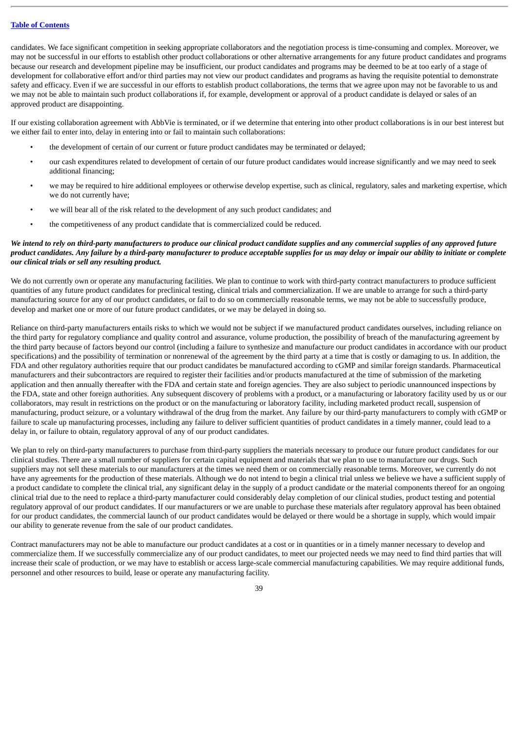candidates. We face significant competition in seeking appropriate collaborators and the negotiation process is time-consuming and complex. Moreover, we may not be successful in our efforts to establish other product collaborations or other alternative arrangements for any future product candidates and programs because our research and development pipeline may be insufficient, our product candidates and programs may be deemed to be at too early of a stage of development for collaborative effort and/or third parties may not view our product candidates and programs as having the requisite potential to demonstrate safety and efficacy. Even if we are successful in our efforts to establish product collaborations, the terms that we agree upon may not be favorable to us and we may not be able to maintain such product collaborations if, for example, development or approval of a product candidate is delayed or sales of an approved product are disappointing.

If our existing collaboration agreement with AbbVie is terminated, or if we determine that entering into other product collaborations is in our best interest but we either fail to enter into, delay in entering into or fail to maintain such collaborations:

- the development of certain of our current or future product candidates may be terminated or delayed;
- our cash expenditures related to development of certain of our future product candidates would increase significantly and we may need to seek additional financing;
- we may be required to hire additional employees or otherwise develop expertise, such as clinical, regulatory, sales and marketing expertise, which we do not currently have;
- we will bear all of the risk related to the development of any such product candidates; and
- the competitiveness of any product candidate that is commercialized could be reduced.

***We intend to rely on third-party manufacturers to produce our clinical product candidate supplies and any commercial supplies of any approved future product candidates. Any failure by a third-party manufacturer to produce acceptable supplies for us may delay or impair our ability to initiate or complete our clinical trials or sell any resulting product.***

We do not currently own or operate any manufacturing facilities. We plan to continue to work with third-party contract manufacturers to produce sufficient quantities of any future product candidates for preclinical testing, clinical trials and commercialization. If we are unable to arrange for such a third-party manufacturing source for any of our product candidates, or fail to do so on commercially reasonable terms, we may not be able to successfully produce, develop and market one or more of our future product candidates, or we may be delayed in doing so.

Reliance on third-party manufacturers entails risks to which we would not be subject if we manufactured product candidates ourselves, including reliance on the third party for regulatory compliance and quality control and assurance, volume production, the possibility of breach of the manufacturing agreement by the third party because of factors beyond our control (including a failure to synthesize and manufacture our product candidates in accordance with our product specifications) and the possibility of termination or nonrenewal of the agreement by the third party at a time that is costly or damaging to us. In addition, the FDA and other regulatory authorities require that our product candidates be manufactured according to cGMP and similar foreign standards. Pharmaceutical manufacturers and their subcontractors are required to register their facilities and/or products manufactured at the time of submission of the marketing application and then annually thereafter with the FDA and certain state and foreign agencies. They are also subject to periodic unannounced inspections by the FDA, state and other foreign authorities. Any subsequent discovery of problems with a product, or a manufacturing or laboratory facility used by us or our collaborators, may result in restrictions on the product or on the manufacturing or laboratory facility, including marketed product recall, suspension of manufacturing, product seizure, or a voluntary withdrawal of the drug from the market. Any failure by our third-party manufacturers to comply with cGMP or failure to scale up manufacturing processes, including any failure to deliver sufficient quantities of product candidates in a timely manner, could lead to a delay in, or failure to obtain, regulatory approval of any of our product candidates.

We plan to rely on third-party manufacturers to purchase from third-party suppliers the materials necessary to produce our future product candidates for our clinical studies. There are a small number of suppliers for certain capital equipment and materials that we plan to use to manufacture our drugs. Such suppliers may not sell these materials to our manufacturers at the times we need them or on commercially reasonable terms. Moreover, we currently do not have any agreements for the production of these materials. Although we do not intend to begin a clinical trial unless we believe we have a sufficient supply of a product candidate to complete the clinical trial, any significant delay in the supply of a product candidate or the material components thereof for an ongoing clinical trial due to the need to replace a third-party manufacturer could considerably delay completion of our clinical studies, product testing and potential regulatory approval of our product candidates. If our manufacturers or we are unable to purchase these materials after regulatory approval has been obtained for our product candidates, the commercial launch of our product candidates would be delayed or there would be a shortage in supply, which would impair our ability to generate revenue from the sale of our product candidates.

Contract manufacturers may not be able to manufacture our product candidates at a cost or in quantities or in a timely manner necessary to develop and commercialize them. If we successfully commercialize any of our product candidates, to meet our projected needs we may need to find third parties that will increase their scale of production, or we may have to establish or access large-scale commercial manufacturing capabilities. We may require additional funds, personnel and other resources to build, lease or operate any manufacturing facility.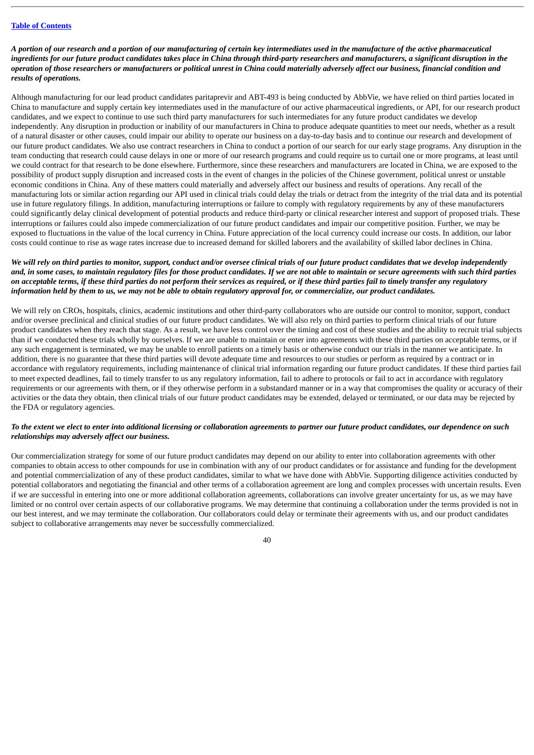*A portion of our research and a portion of our manufacturing of certain key intermediates used in the manufacture of the active pharmaceutical ingredients for our future product candidates takes place in China through third-party researchers and manufacturers, a significant disruption in the operation of those researchers or manufacturers or political unrest in China could materially adversely affect our business, financial condition and results of operations.*

Although manufacturing for our lead product candidates paritaprevir and ABT-493 is being conducted by AbbVie, we have relied on third parties located in China to manufacture and supply certain key intermediates used in the manufacture of our active pharmaceutical ingredients, or API, for our research product candidates, and we expect to continue to use such third party manufacturers for such intermediates for any future product candidates we develop independently. Any disruption in production or inability of our manufacturers in China to produce adequate quantities to meet our needs, whether as a result of a natural disaster or other causes, could impair our ability to operate our business on a day-to-day basis and to continue our research and development of our future product candidates. We also use contract researchers in China to conduct a portion of our search for our early stage programs. Any disruption in the team conducting that research could cause delays in one or more of our research programs and could require us to curtail one or more programs, at least until we could contract for that research to be done elsewhere. Furthermore, since these researchers and manufacturers are located in China, we are exposed to the possibility of product supply disruption and increased costs in the event of changes in the policies of the Chinese government, political unrest or unstable economic conditions in China. Any of these matters could materially and adversely affect our business and results of operations. Any recall of the manufacturing lots or similar action regarding our API used in clinical trials could delay the trials or detract from the integrity of the trial data and its potential use in future regulatory filings. In addition, manufacturing interruptions or failure to comply with regulatory requirements by any of these manufacturers could significantly delay clinical development of potential products and reduce third-party or clinical researcher interest and support of proposed trials. These interruptions or failures could also impede commercialization of our future product candidates and impair our competitive position. Further, we may be exposed to fluctuations in the value of the local currency in China. Future appreciation of the local currency could increase our costs. In addition, our labor costs could continue to rise as wage rates increase due to increased demand for skilled laborers and the availability of skilled labor declines in China.

*We will rely on third parties to monitor, support, conduct and/or oversee clinical trials of our future product candidates that we develop independently and, in some cases, to maintain regulatory files for those product candidates. If we are not able to maintain or secure agreements with such third parties on acceptable terms, if these third parties do not perform their services as required, or if these third parties fail to timely transfer any regulatory information held by them to us, we may not be able to obtain regulatory approval for, or commercialize, our product candidates.*

We will rely on CROs, hospitals, clinics, academic institutions and other third-party collaborators who are outside our control to monitor, support, conduct and/or oversee preclinical and clinical studies of our future product candidates. We will also rely on third parties to perform clinical trials of our future product candidates when they reach that stage. As a result, we have less control over the timing and cost of these studies and the ability to recruit trial subjects than if we conducted these trials wholly by ourselves. If we are unable to maintain or enter into agreements with these third parties on acceptable terms, or if any such engagement is terminated, we may be unable to enroll patients on a timely basis or otherwise conduct our trials in the manner we anticipate. In addition, there is no guarantee that these third parties will devote adequate time and resources to our studies or perform as required by a contract or in accordance with regulatory requirements, including maintenance of clinical trial information regarding our future product candidates. If these third parties fail to meet expected deadlines, fail to timely transfer to us any regulatory information, fail to adhere to protocols or fail to act in accordance with regulatory requirements or our agreements with them, or if they otherwise perform in a substandard manner or in a way that compromises the quality or accuracy of their activities or the data they obtain, then clinical trials of our future product candidates may be extended, delayed or terminated, or our data may be rejected by the FDA or regulatory agencies.

*To the extent we elect to enter into additional licensing or collaboration agreements to partner our future product candidates, our dependence on such relationships may adversely affect our business.*

Our commercialization strategy for some of our future product candidates may depend on our ability to enter into collaboration agreements with other companies to obtain access to other compounds for use in combination with any of our product candidates or for assistance and funding for the development and potential commercialization of any of these product candidates, similar to what we have done with AbbVie. Supporting diligence activities conducted by potential collaborators and negotiating the financial and other terms of a collaboration agreement are long and complex processes with uncertain results. Even if we are successful in entering into one or more additional collaboration agreements, collaborations can involve greater uncertainty for us, as we may have limited or no control over certain aspects of our collaborative programs. We may determine that continuing a collaboration under the terms provided is not in our best interest, and we may terminate the collaboration. Our collaborators could delay or terminate their agreements with us, and our product candidates subject to collaborative arrangements may never be successfully commercialized.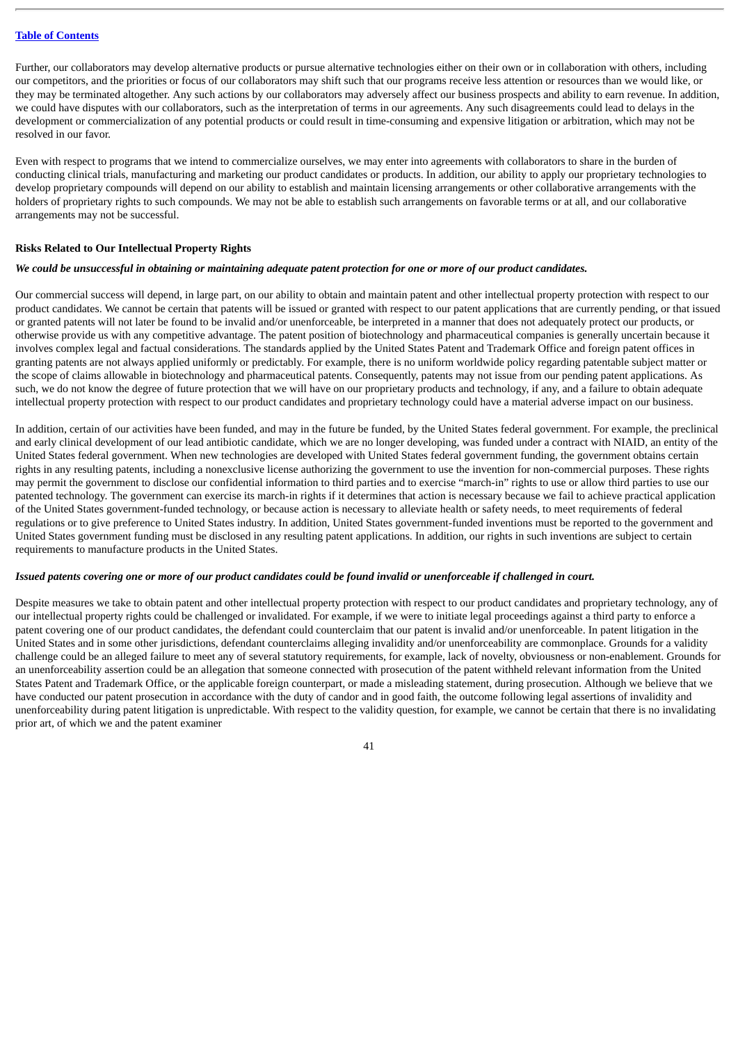Further, our collaborators may develop alternative products or pursue alternative technologies either on their own or in collaboration with others, including our competitors, and the priorities or focus of our collaborators may shift such that our programs receive less attention or resources than we would like, or they may be terminated altogether. Any such actions by our collaborators may adversely affect our business prospects and ability to earn revenue. In addition, we could have disputes with our collaborators, such as the interpretation of terms in our agreements. Any such disagreements could lead to delays in the development or commercialization of any potential products or could result in time-consuming and expensive litigation or arbitration, which may not be resolved in our favor.

Even with respect to programs that we intend to commercialize ourselves, we may enter into agreements with collaborators to share in the burden of conducting clinical trials, manufacturing and marketing our product candidates or products. In addition, our ability to apply our proprietary technologies to develop proprietary compounds will depend on our ability to establish and maintain licensing arrangements or other collaborative arrangements with the holders of proprietary rights to such compounds. We may not be able to establish such arrangements on favorable terms or at all, and our collaborative arrangements may not be successful.

**Risks Related to Our Intellectual Property Rights**

***We could be unsuccessful in obtaining or maintaining adequate patent protection for one or more of our product candidates.***

Our commercial success will depend, in large part, on our ability to obtain and maintain patent and other intellectual property protection with respect to our product candidates. We cannot be certain that patents will be issued or granted with respect to our patent applications that are currently pending, or that issued or granted patents will not later be found to be invalid and/or unenforceable, be interpreted in a manner that does not adequately protect our products, or otherwise provide us with any competitive advantage. The patent position of biotechnology and pharmaceutical companies is generally uncertain because it involves complex legal and factual considerations. The standards applied by the United States Patent and Trademark Office and foreign patent offices in granting patents are not always applied uniformly or predictably. For example, there is no uniform worldwide policy regarding patentable subject matter or the scope of claims allowable in biotechnology and pharmaceutical patents. Consequently, patents may not issue from our pending patent applications. As such, we do not know the degree of future protection that we will have on our proprietary products and technology, if any, and a failure to obtain adequate intellectual property protection with respect to our product candidates and proprietary technology could have a material adverse impact on our business.

In addition, certain of our activities have been funded, and may in the future be funded, by the United States federal government. For example, the preclinical and early clinical development of our lead antibiotic candidate, which we are no longer developing, was funded under a contract with NIAID, an entity of the United States federal government. When new technologies are developed with United States federal government funding, the government obtains certain rights in any resulting patents, including a nonexclusive license authorizing the government to use the invention for non-commercial purposes. These rights may permit the government to disclose our confidential information to third parties and to exercise "march-in" rights to use or allow third parties to use our patented technology. The government can exercise its march-in rights if it determines that action is necessary because we fail to achieve practical application of the United States government-funded technology, or because action is necessary to alleviate health or safety needs, to meet requirements of federal regulations or to give preference to United States industry. In addition, United States government-funded inventions must be reported to the government and United States government funding must be disclosed in any resulting patent applications. In addition, our rights in such inventions are subject to certain requirements to manufacture products in the United States.

***Issued patents covering one or more of our product candidates could be found invalid or unenforceable if challenged in court.***

Despite measures we take to obtain patent and other intellectual property protection with respect to our product candidates and proprietary technology, any of our intellectual property rights could be challenged or invalidated. For example, if we were to initiate legal proceedings against a third party to enforce a patent covering one of our product candidates, the defendant could counterclaim that our patent is invalid and/or unenforceable. In patent litigation in the United States and in some other jurisdictions, defendant counterclaims alleging invalidity and/or unenforceability are commonplace. Grounds for a validity challenge could be an alleged failure to meet any of several statutory requirements, for example, lack of novelty, obviousness or non-enablement. Grounds for an unenforceability assertion could be an allegation that someone connected with prosecution of the patent withheld relevant information from the United States Patent and Trademark Office, or the applicable foreign counterpart, or made a misleading statement, during prosecution. Although we believe that we have conducted our patent prosecution in accordance with the duty of candor and in good faith, the outcome following legal assertions of invalidity and unenforceability during patent litigation is unpredictable. With respect to the validity question, for example, we cannot be certain that there is no invalidating prior art, of which we and the patent examiner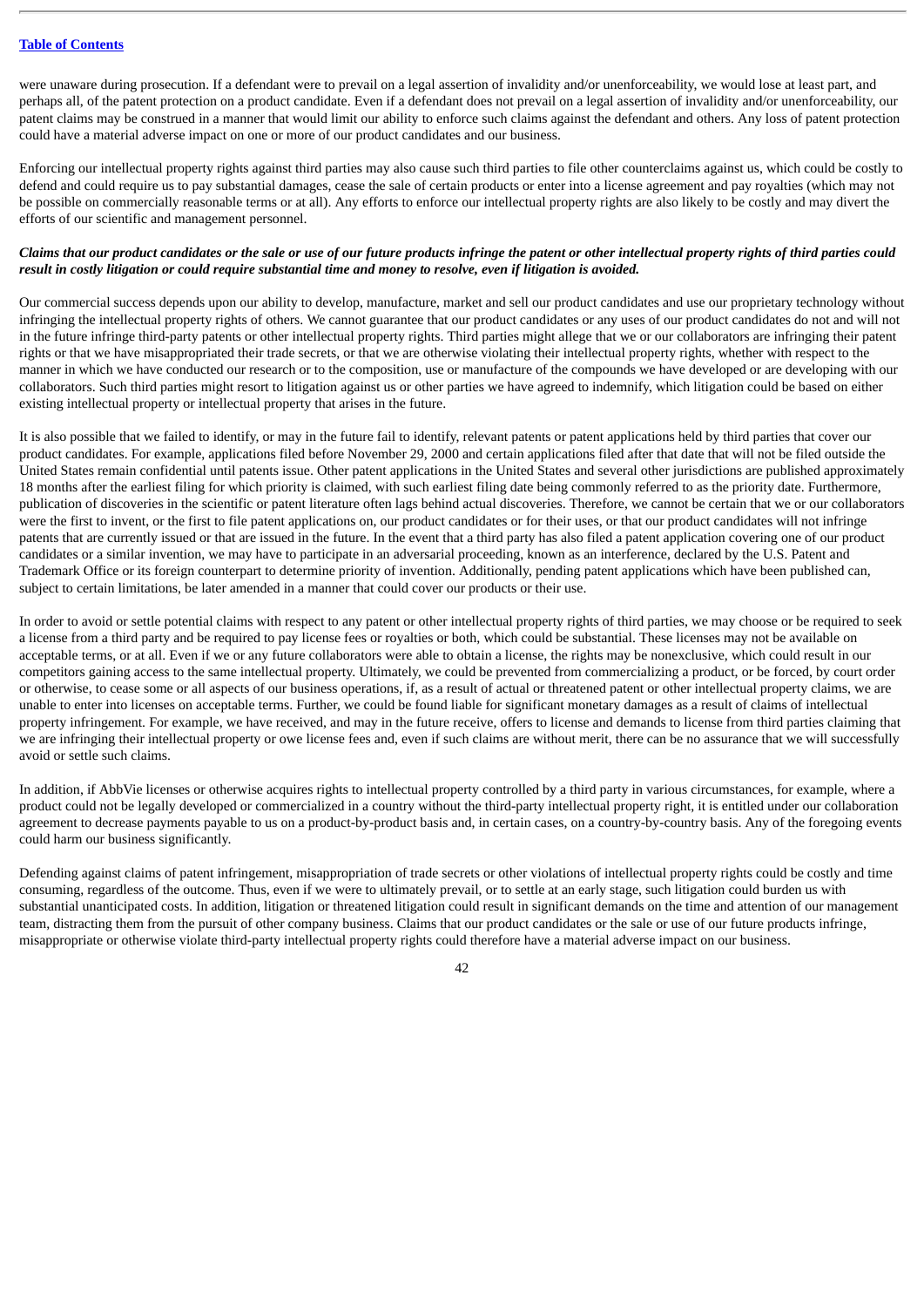were unaware during prosecution. If a defendant were to prevail on a legal assertion of invalidity and/or unenforceability, we would lose at least part, and perhaps all, of the patent protection on a product candidate. Even if a defendant does not prevail on a legal assertion of invalidity and/or unenforceability, our patent claims may be construed in a manner that would limit our ability to enforce such claims against the defendant and others. Any loss of patent protection could have a material adverse impact on one or more of our product candidates and our business.

Enforcing our intellectual property rights against third parties may also cause such third parties to file other counterclaims against us, which could be costly to defend and could require us to pay substantial damages, cease the sale of certain products or enter into a license agreement and pay royalties (which may not be possible on commercially reasonable terms or at all). Any efforts to enforce our intellectual property rights are also likely to be costly and may divert the efforts of our scientific and management personnel.

***Claims that our product candidates or the sale or use of our future products infringe the patent or other intellectual property rights of third parties could result in costly litigation or could require substantial time and money to resolve, even if litigation is avoided.***

Our commercial success depends upon our ability to develop, manufacture, market and sell our product candidates and use our proprietary technology without infringing the intellectual property rights of others. We cannot guarantee that our product candidates or any uses of our product candidates do not and will not in the future infringe third-party patents or other intellectual property rights. Third parties might allege that we or our collaborators are infringing their patent rights or that we have misappropriated their trade secrets, or that we are otherwise violating their intellectual property rights, whether with respect to the manner in which we have conducted our research or to the composition, use or manufacture of the compounds we have developed or are developing with our collaborators. Such third parties might resort to litigation against us or other parties we have agreed to indemnify, which litigation could be based on either existing intellectual property or intellectual property that arises in the future.

It is also possible that we failed to identify, or may in the future fail to identify, relevant patents or patent applications held by third parties that cover our product candidates. For example, applications filed before November 29, 2000 and certain applications filed after that date that will not be filed outside the United States remain confidential until patents issue. Other patent applications in the United States and several other jurisdictions are published approximately 18 months after the earliest filing for which priority is claimed, with such earliest filing date being commonly referred to as the priority date. Furthermore, publication of discoveries in the scientific or patent literature often lags behind actual discoveries. Therefore, we cannot be certain that we or our collaborators were the first to invent, or the first to file patent applications on, our product candidates or for their uses, or that our product candidates will not infringe patents that are currently issued or that are issued in the future. In the event that a third party has also filed a patent application covering one of our product candidates or a similar invention, we may have to participate in an adversarial proceeding, known as an interference, declared by the U.S. Patent and Trademark Office or its foreign counterpart to determine priority of invention. Additionally, pending patent applications which have been published can, subject to certain limitations, be later amended in a manner that could cover our products or their use.

In order to avoid or settle potential claims with respect to any patent or other intellectual property rights of third parties, we may choose or be required to seek a license from a third party and be required to pay license fees or royalties or both, which could be substantial. These licenses may not be available on acceptable terms, or at all. Even if we or any future collaborators were able to obtain a license, the rights may be nonexclusive, which could result in our competitors gaining access to the same intellectual property. Ultimately, we could be prevented from commercializing a product, or be forced, by court order or otherwise, to cease some or all aspects of our business operations, if, as a result of actual or threatened patent or other intellectual property claims, we are unable to enter into licenses on acceptable terms. Further, we could be found liable for significant monetary damages as a result of claims of intellectual property infringement. For example, we have received, and may in the future receive, offers to license and demands to license from third parties claiming that we are infringing their intellectual property or owe license fees and, even if such claims are without merit, there can be no assurance that we will successfully avoid or settle such claims.

In addition, if AbbVie licenses or otherwise acquires rights to intellectual property controlled by a third party in various circumstances, for example, where a product could not be legally developed or commercialized in a country without the third-party intellectual property right, it is entitled under our collaboration agreement to decrease payments payable to us on a product-by-product basis and, in certain cases, on a country-by-country basis. Any of the foregoing events could harm our business significantly.

Defending against claims of patent infringement, misappropriation of trade secrets or other violations of intellectual property rights could be costly and time consuming, regardless of the outcome. Thus, even if we were to ultimately prevail, or to settle at an early stage, such litigation could burden us with substantial unanticipated costs. In addition, litigation or threatened litigation could result in significant demands on the time and attention of our management team, distracting them from the pursuit of other company business. Claims that our product candidates or the sale or use of our future products infringe, misappropriate or otherwise violate third-party intellectual property rights could therefore have a material adverse impact on our business.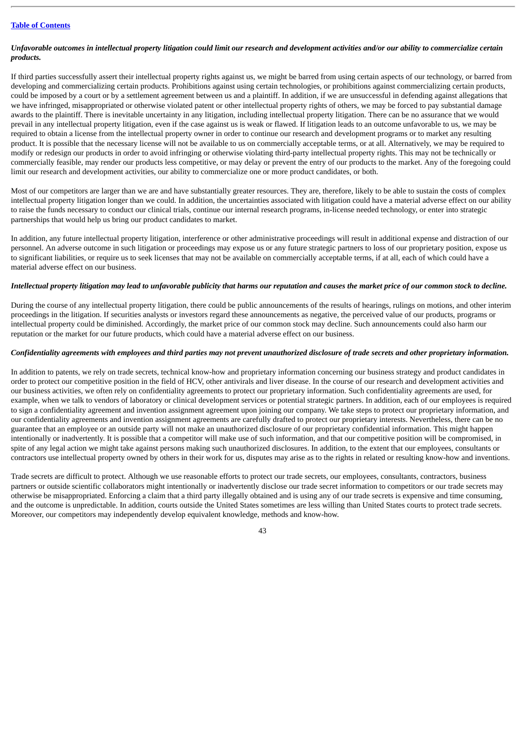*Unfavorable outcomes in intellectual property litigation could limit our research and development activities and/or our ability to commercialize certain products.*

If third parties successfully assert their intellectual property rights against us, we might be barred from using certain aspects of our technology, or barred from developing and commercializing certain products. Prohibitions against using certain technologies, or prohibitions against commercializing certain products, could be imposed by a court or by a settlement agreement between us and a plaintiff. In addition, if we are unsuccessful in defending against allegations that we have infringed, misappropriated or otherwise violated patent or other intellectual property rights of others, we may be forced to pay substantial damage awards to the plaintiff. There is inevitable uncertainty in any litigation, including intellectual property litigation. There can be no assurance that we would prevail in any intellectual property litigation, even if the case against us is weak or flawed. If litigation leads to an outcome unfavorable to us, we may be required to obtain a license from the intellectual property owner in order to continue our research and development programs or to market any resulting product. It is possible that the necessary license will not be available to us on commercially acceptable terms, or at all. Alternatively, we may be required to modify or redesign our products in order to avoid infringing or otherwise violating third-party intellectual property rights. This may not be technically or commercially feasible, may render our products less competitive, or may delay or prevent the entry of our products to the market. Any of the foregoing could limit our research and development activities, our ability to commercialize one or more product candidates, or both.

Most of our competitors are larger than we are and have substantially greater resources. They are, therefore, likely to be able to sustain the costs of complex intellectual property litigation longer than we could. In addition, the uncertainties associated with litigation could have a material adverse effect on our ability to raise the funds necessary to conduct our clinical trials, continue our internal research programs, in-license needed technology, or enter into strategic partnerships that would help us bring our product candidates to market.

In addition, any future intellectual property litigation, interference or other administrative proceedings will result in additional expense and distraction of our personnel. An adverse outcome in such litigation or proceedings may expose us or any future strategic partners to loss of our proprietary position, expose us to significant liabilities, or require us to seek licenses that may not be available on commercially acceptable terms, if at all, each of which could have a material adverse effect on our business.

***Intellectual property litigation may lead to unfavorable publicity that harms our reputation and causes the market price of our common stock to decline.***

During the course of any intellectual property litigation, there could be public announcements of the results of hearings, rulings on motions, and other interim proceedings in the litigation. If securities analysts or investors regard these announcements as negative, the perceived value of our products, programs or intellectual property could be diminished. Accordingly, the market price of our common stock may decline. Such announcements could also harm our reputation or the market for our future products, which could have a material adverse effect on our business.

***Confidentiality agreements with employees and third parties may not prevent unauthorized disclosure of trade secrets and other proprietary information.***

In addition to patents, we rely on trade secrets, technical know-how and proprietary information concerning our business strategy and product candidates in order to protect our competitive position in the field of HCV, other antivirals and liver disease. In the course of our research and development activities and our business activities, we often rely on confidentiality agreements to protect our proprietary information. Such confidentiality agreements are used, for example, when we talk to vendors of laboratory or clinical development services or potential strategic partners. In addition, each of our employees is required to sign a confidentiality agreement and invention assignment agreement upon joining our company. We take steps to protect our proprietary information, and our confidentiality agreements and invention assignment agreements are carefully drafted to protect our proprietary interests. Nevertheless, there can be no guarantee that an employee or an outside party will not make an unauthorized disclosure of our proprietary confidential information. This might happen intentionally or inadvertently. It is possible that a competitor will make use of such information, and that our competitive position will be compromised, in spite of any legal action we might take against persons making such unauthorized disclosures. In addition, to the extent that our employees, consultants or contractors use intellectual property owned by others in their work for us, disputes may arise as to the rights in related or resulting know-how and inventions.

Trade secrets are difficult to protect. Although we use reasonable efforts to protect our trade secrets, our employees, consultants, contractors, business partners or outside scientific collaborators might intentionally or inadvertently disclose our trade secret information to competitors or our trade secrets may otherwise be misappropriated. Enforcing a claim that a third party illegally obtained and is using any of our trade secrets is expensive and time consuming, and the outcome is unpredictable. In addition, courts outside the United States sometimes are less willing than United States courts to protect trade secrets. Moreover, our competitors may independently develop equivalent knowledge, methods and know-how.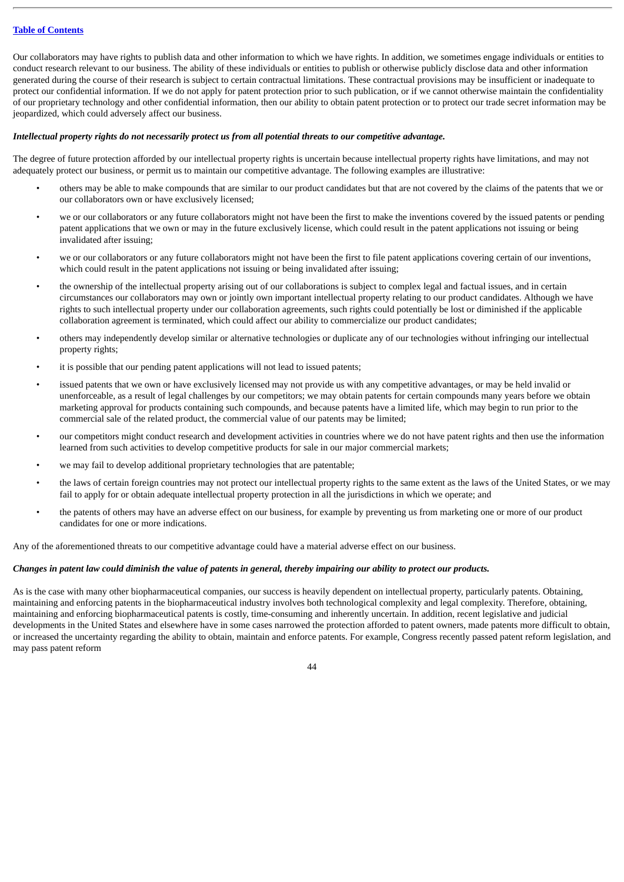Our collaborators may have rights to publish data and other information to which we have rights. In addition, we sometimes engage individuals or entities to conduct research relevant to our business. The ability of these individuals or entities to publish or otherwise publicly disclose data and other information generated during the course of their research is subject to certain contractual limitations. These contractual provisions may be insufficient or inadequate to protect our confidential information. If we do not apply for patent protection prior to such publication, or if we cannot otherwise maintain the confidentiality of our proprietary technology and other confidential information, then our ability to obtain patent protection or to protect our trade secret information may be jeopardized, which could adversely affect our business.

***Intellectual property rights do not necessarily protect us from all potential threats to our competitive advantage.***

The degree of future protection afforded by our intellectual property rights is uncertain because intellectual property rights have limitations, and may not adequately protect our business, or permit us to maintain our competitive advantage. The following examples are illustrative:

- others may be able to make compounds that are similar to our product candidates but that are not covered by the claims of the patents that we or our collaborators own or have exclusively licensed;
- we or our collaborators or any future collaborators might not have been the first to make the inventions covered by the issued patents or pending patent applications that we own or may in the future exclusively license, which could result in the patent applications not issuing or being invalidated after issuing;
- we or our collaborators or any future collaborators might not have been the first to file patent applications covering certain of our inventions, which could result in the patent applications not issuing or being invalidated after issuing;
- the ownership of the intellectual property arising out of our collaborations is subject to complex legal and factual issues, and in certain circumstances our collaborators may own or jointly own important intellectual property relating to our product candidates. Although we have rights to such intellectual property under our collaboration agreements, such rights could potentially be lost or diminished if the applicable collaboration agreement is terminated, which could affect our ability to commercialize our product candidates;
- others may independently develop similar or alternative technologies or duplicate any of our technologies without infringing our intellectual property rights;
- it is possible that our pending patent applications will not lead to issued patents;
- issued patents that we own or have exclusively licensed may not provide us with any competitive advantages, or may be held invalid or unenforceable, as a result of legal challenges by our competitors; we may obtain patents for certain compounds many years before we obtain marketing approval for products containing such compounds, and because patents have a limited life, which may begin to run prior to the commercial sale of the related product, the commercial value of our patents may be limited;
- our competitors might conduct research and development activities in countries where we do not have patent rights and then use the information learned from such activities to develop competitive products for sale in our major commercial markets;
- we may fail to develop additional proprietary technologies that are patentable;
- the laws of certain foreign countries may not protect our intellectual property rights to the same extent as the laws of the United States, or we may fail to apply for or obtain adequate intellectual property protection in all the jurisdictions in which we operate; and
- the patents of others may have an adverse effect on our business, for example by preventing us from marketing one or more of our product candidates for one or more indications.

Any of the aforementioned threats to our competitive advantage could have a material adverse effect on our business.

***Changes in patent law could diminish the value of patents in general, thereby impairing our ability to protect our products.***

As is the case with many other biopharmaceutical companies, our success is heavily dependent on intellectual property, particularly patents. Obtaining, maintaining and enforcing patents in the biopharmaceutical industry involves both technological complexity and legal complexity. Therefore, obtaining, maintaining and enforcing biopharmaceutical patents is costly, time-consuming and inherently uncertain. In addition, recent legislative and judicial developments in the United States and elsewhere have in some cases narrowed the protection afforded to patent owners, made patents more difficult to obtain, or increased the uncertainty regarding the ability to obtain, maintain and enforce patents. For example, Congress recently passed patent reform legislation, and may pass patent reform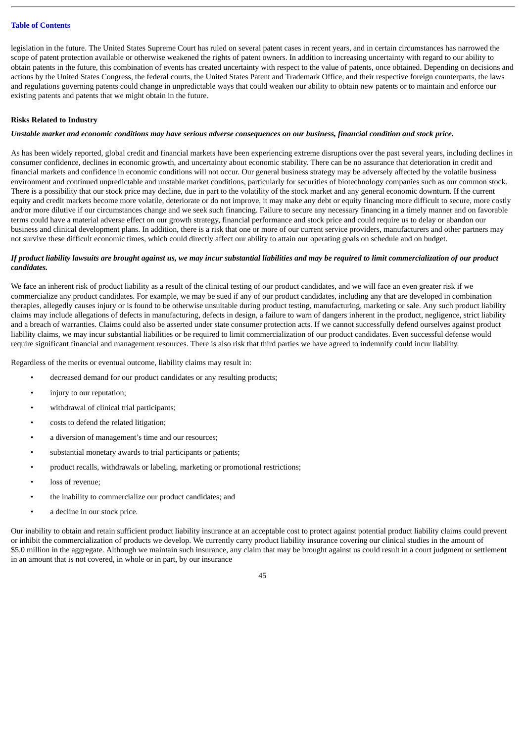legislation in the future. The United States Supreme Court has ruled on several patent cases in recent years, and in certain circumstances has narrowed the scope of patent protection available or otherwise weakened the rights of patent owners. In addition to increasing uncertainty with regard to our ability to obtain patents in the future, this combination of events has created uncertainty with respect to the value of patents, once obtained. Depending on decisions and actions by the United States Congress, the federal courts, the United States Patent and Trademark Office, and their respective foreign counterparts, the laws and regulations governing patents could change in unpredictable ways that could weaken our ability to obtain new patents or to maintain and enforce our existing patents and patents that we might obtain in the future.

**Risks Related to Industry**

***Unstable market and economic conditions may have serious adverse consequences on our business, financial condition and stock price.***

As has been widely reported, global credit and financial markets have been experiencing extreme disruptions over the past several years, including declines in consumer confidence, declines in economic growth, and uncertainty about economic stability. There can be no assurance that deterioration in credit and financial markets and confidence in economic conditions will not occur. Our general business strategy may be adversely affected by the volatile business environment and continued unpredictable and unstable market conditions, particularly for securities of biotechnology companies such as our common stock. There is a possibility that our stock price may decline, due in part to the volatility of the stock market and any general economic downturn. If the current equity and credit markets become more volatile, deteriorate or do not improve, it may make any debt or equity financing more difficult to secure, more costly and/or more dilutive if our circumstances change and we seek such financing. Failure to secure any necessary financing in a timely manner and on favorable terms could have a material adverse effect on our growth strategy, financial performance and stock price and could require us to delay or abandon our business and clinical development plans. In addition, there is a risk that one or more of our current service providers, manufacturers and other partners may not survive these difficult economic times, which could directly affect our ability to attain our operating goals on schedule and on budget.

***If product liability lawsuits are brought against us, we may incur substantial liabilities and may be required to limit commercialization of our product candidates.***

We face an inherent risk of product liability as a result of the clinical testing of our product candidates, and we will face an even greater risk if we commercialize any product candidates. For example, we may be sued if any of our product candidates, including any that are developed in combination therapies, allegedly causes injury or is found to be otherwise unsuitable during product testing, manufacturing, marketing or sale. Any such product liability claims may include allegations of defects in manufacturing, defects in design, a failure to warn of dangers inherent in the product, negligence, strict liability and a breach of warranties. Claims could also be asserted under state consumer protection acts. If we cannot successfully defend ourselves against product liability claims, we may incur substantial liabilities or be required to limit commercialization of our product candidates. Even successful defense would require significant financial and management resources. There is also risk that third parties we have agreed to indemnify could incur liability.

Regardless of the merits or eventual outcome, liability claims may result in:

- decreased demand for our product candidates or any resulting products;
- injury to our reputation;
- withdrawal of clinical trial participants;
- costs to defend the related litigation;
- a diversion of management's time and our resources;
- substantial monetary awards to trial participants or patients;
- product recalls, withdrawals or labeling, marketing or promotional restrictions;
- loss of revenue;
- the inability to commercialize our product candidates; and
- a decline in our stock price.

Our inability to obtain and retain sufficient product liability insurance at an acceptable cost to protect against potential product liability claims could prevent or inhibit the commercialization of products we develop. We currently carry product liability insurance covering our clinical studies in the amount of $5.0 million in the aggregate. Although we maintain such insurance, any claim that may be brought against us could result in a court judgment or settlement in an amount that is not covered, in whole or in part, by our insurance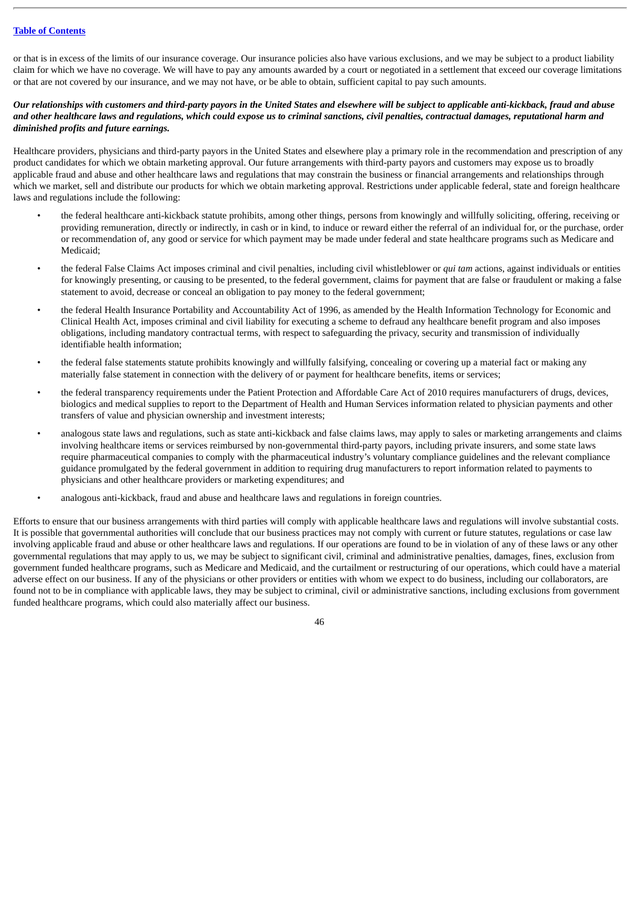or that is in excess of the limits of our insurance coverage. Our insurance policies also have various exclusions, and we may be subject to a product liability claim for which we have no coverage. We will have to pay any amounts awarded by a court or negotiated in a settlement that exceed our coverage limitations or that are not covered by our insurance, and we may not have, or be able to obtain, sufficient capital to pay such amounts.

***Our relationships with customers and third-party payors in the United States and elsewhere will be subject to applicable anti-kickback, fraud and abuse and other healthcare laws and regulations, which could expose us to criminal sanctions, civil penalties, contractual damages, reputational harm and diminished profits and future earnings.***

Healthcare providers, physicians and third-party payors in the United States and elsewhere play a primary role in the recommendation and prescription of any product candidates for which we obtain marketing approval. Our future arrangements with third-party payors and customers may expose us to broadly applicable fraud and abuse and other healthcare laws and regulations that may constrain the business or financial arrangements and relationships through which we market, sell and distribute our products for which we obtain marketing approval. Restrictions under applicable federal, state and foreign healthcare laws and regulations include the following:

- the federal healthcare anti-kickback statute prohibits, among other things, persons from knowingly and willfully soliciting, offering, receiving or providing remuneration, directly or indirectly, in cash or in kind, to induce or reward either the referral of an individual for, or the purchase, order or recommendation of, any good or service for which payment may be made under federal and state healthcare programs such as Medicare and Medicaid;
- the federal False Claims Act imposes criminal and civil penalties, including civil whistleblower or *qui tam* actions, against individuals or entities for knowingly presenting, or causing to be presented, to the federal government, claims for payment that are false or fraudulent or making a false statement to avoid, decrease or conceal an obligation to pay money to the federal government;
- the federal Health Insurance Portability and Accountability Act of 1996, as amended by the Health Information Technology for Economic and Clinical Health Act, imposes criminal and civil liability for executing a scheme to defraud any healthcare benefit program and also imposes obligations, including mandatory contractual terms, with respect to safeguarding the privacy, security and transmission of individually identifiable health information;
- the federal false statements statute prohibits knowingly and willfully falsifying, concealing or covering up a material fact or making any materially false statement in connection with the delivery of or payment for healthcare benefits, items or services;
- the federal transparency requirements under the Patient Protection and Affordable Care Act of 2010 requires manufacturers of drugs, devices, biologics and medical supplies to report to the Department of Health and Human Services information related to physician payments and other transfers of value and physician ownership and investment interests;
- analogous state laws and regulations, such as state anti-kickback and false claims laws, may apply to sales or marketing arrangements and claims involving healthcare items or services reimbursed by non-governmental third-party payors, including private insurers, and some state laws require pharmaceutical companies to comply with the pharmaceutical industry's voluntary compliance guidelines and the relevant compliance guidance promulgated by the federal government in addition to requiring drug manufacturers to report information related to payments to physicians and other healthcare providers or marketing expenditures; and
- analogous anti-kickback, fraud and abuse and healthcare laws and regulations in foreign countries.

Efforts to ensure that our business arrangements with third parties will comply with applicable healthcare laws and regulations will involve substantial costs. It is possible that governmental authorities will conclude that our business practices may not comply with current or future statutes, regulations or case law involving applicable fraud and abuse or other healthcare laws and regulations. If our operations are found to be in violation of any of these laws or any other governmental regulations that may apply to us, we may be subject to significant civil, criminal and administrative penalties, damages, fines, exclusion from government funded healthcare programs, such as Medicare and Medicaid, and the curtailment or restructuring of our operations, which could have a material adverse effect on our business. If any of the physicians or other providers or entities with whom we expect to do business, including our collaborators, are found not to be in compliance with applicable laws, they may be subject to criminal, civil or administrative sanctions, including exclusions from government funded healthcare programs, which could also materially affect our business.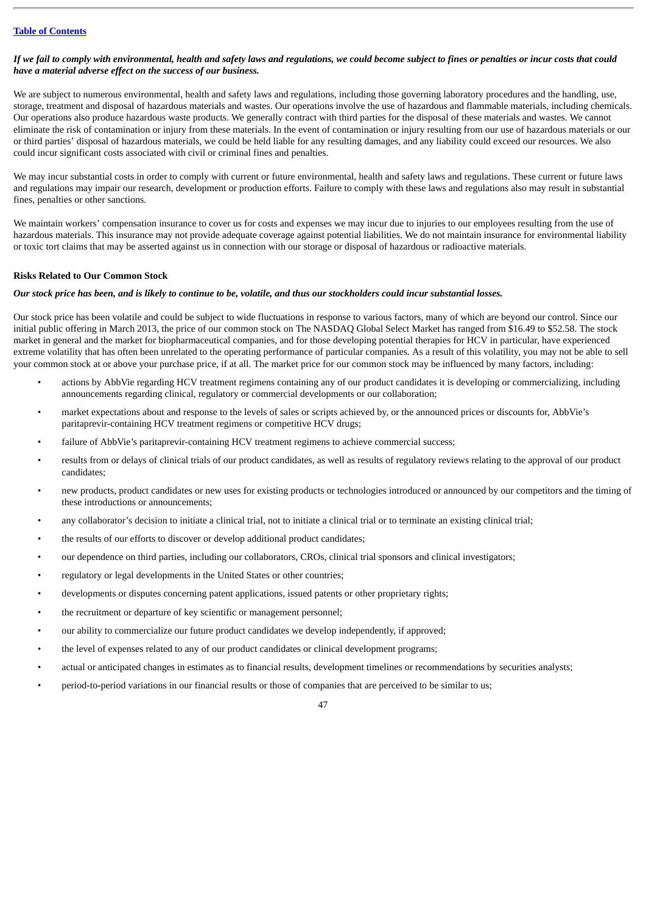***If we fail to comply with environmental, health and safety laws and regulations, we could become subject to fines or penalties or incur costs that could have a material adverse effect on the success of our business.***

We are subject to numerous environmental, health and safety laws and regulations, including those governing laboratory procedures and the handling, use, storage, treatment and disposal of hazardous materials and wastes. Our operations involve the use of hazardous and flammable materials, including chemicals. Our operations also produce hazardous waste products. We generally contract with third parties for the disposal of these materials and wastes. We cannot eliminate the risk of contamination or injury from these materials. In the event of contamination or injury resulting from our use of hazardous materials or our or third parties' disposal of hazardous materials, we could be held liable for any resulting damages, and any liability could exceed our resources. We also could incur significant costs associated with civil or criminal fines and penalties.

We may incur substantial costs in order to comply with current or future environmental, health and safety laws and regulations. These current or future laws and regulations may impair our research, development or production efforts. Failure to comply with these laws and regulations also may result in substantial fines, penalties or other sanctions.

We maintain workers' compensation insurance to cover us for costs and expenses we may incur due to injuries to our employees resulting from the use of hazardous materials. This insurance may not provide adequate coverage against potential liabilities. We do not maintain insurance for environmental liability or toxic tort claims that may be asserted against us in connection with our storage or disposal of hazardous or radioactive materials.

**Risks Related to Our Common Stock**

***Our stock price has been, and is likely to continue to be, volatile, and thus our stockholders could incur substantial losses.***

Our stock price has been volatile and could be subject to wide fluctuations in response to various factors, many of which are beyond our control. Since our initial public offering in March 2013, the price of our common stock on The NASDAQ Global Select Market has ranged from $16.49 to $52.58. The stock market in general and the market for biopharmaceutical companies, and for those developing potential therapies for HCV in particular, have experienced extreme volatility that has often been unrelated to the operating performance of particular companies. As a result of this volatility, you may not be able to sell your common stock at or above your purchase price, if at all. The market price for our common stock may be influenced by many factors, including:

- actions by AbbVie regarding HCV treatment regimens containing any of our product candidates it is developing or commercializing, including announcements regarding clinical, regulatory or commercial developments or our collaboration;
- market expectations about and response to the levels of sales or scripts achieved by, or the announced prices or discounts for, AbbVie's paritaprevir-containing HCV treatment regimens or competitive HCV drugs;
- failure of AbbVie's paritaprevir-containing HCV treatment regimens to achieve commercial success;
- results from or delays of clinical trials of our product candidates, as well as results of regulatory reviews relating to the approval of our product candidates;
- new products, product candidates or new uses for existing products or technologies introduced or announced by our competitors and the timing of these introductions or announcements;
- any collaborator's decision to initiate a clinical trial, not to initiate a clinical trial or to terminate an existing clinical trial;
- the results of our efforts to discover or develop additional product candidates;
- our dependence on third parties, including our collaborators, CROs, clinical trial sponsors and clinical investigators;
- regulatory or legal developments in the United States or other countries;
- developments or disputes concerning patent applications, issued patents or other proprietary rights;
- the recruitment or departure of key scientific or management personnel;
- our ability to commercialize our future product candidates we develop independently, if approved;
- the level of expenses related to any of our product candidates or clinical development programs;
- actual or anticipated changes in estimates as to financial results, development timelines or recommendations by securities analysts;
- period-to-period variations in our financial results or those of companies that are perceived to be similar to us;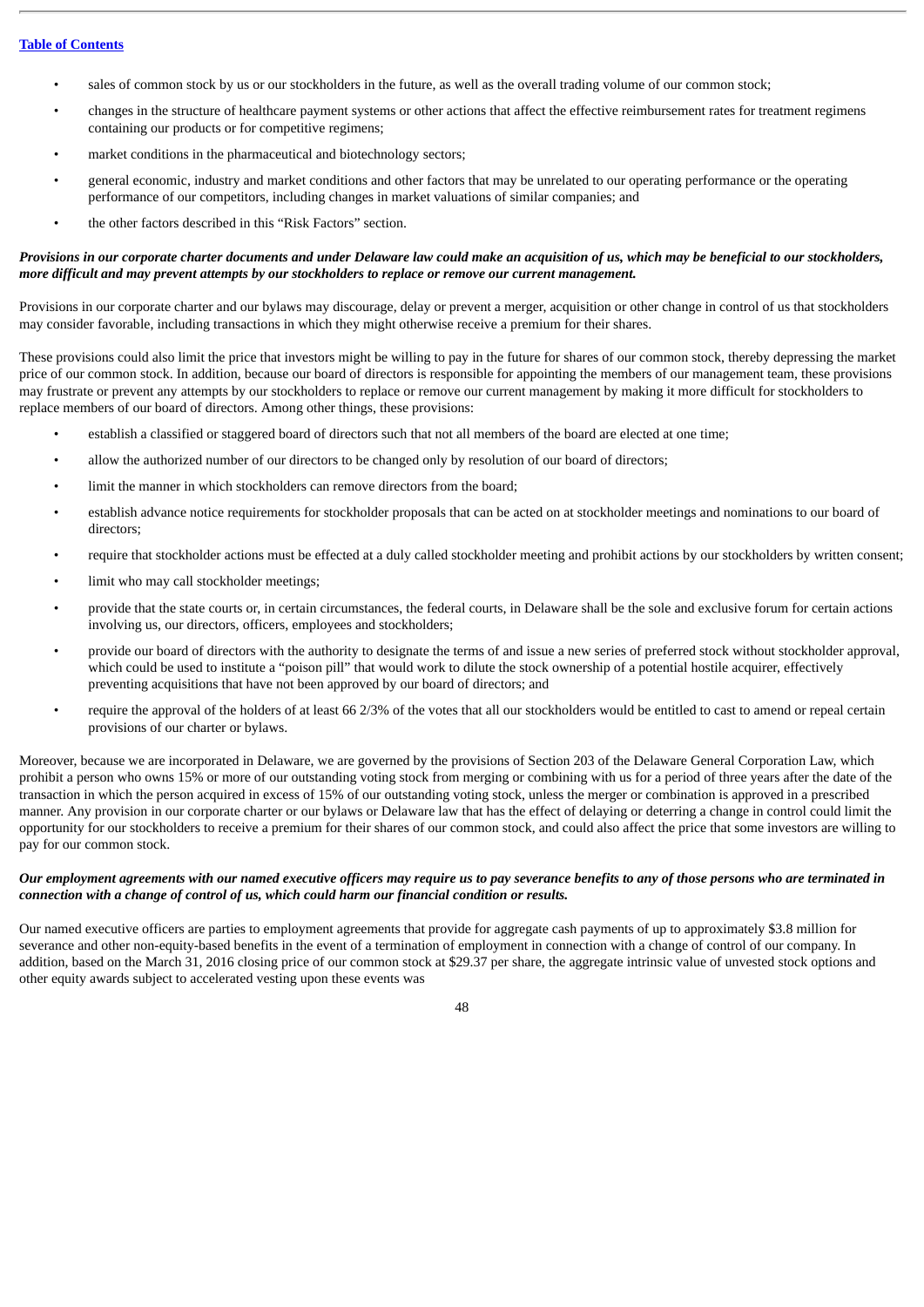- sales of common stock by us or our stockholders in the future, as well as the overall trading volume of our common stock;
- changes in the structure of healthcare payment systems or other actions that affect the effective reimbursement rates for treatment regimens containing our products or for competitive regimens;
- market conditions in the pharmaceutical and biotechnology sectors;
- general economic, industry and market conditions and other factors that may be unrelated to our operating performance or the operating performance of our competitors, including changes in market valuations of similar companies; and
- the other factors described in this "Risk Factors" section.

***Provisions in our corporate charter documents and under Delaware law could make an acquisition of us, which may be beneficial to our stockholders, more difficult and may prevent attempts by our stockholders to replace or remove our current management.***

Provisions in our corporate charter and our bylaws may discourage, delay or prevent a merger, acquisition or other change in control of us that stockholders may consider favorable, including transactions in which they might otherwise receive a premium for their shares.

These provisions could also limit the price that investors might be willing to pay in the future for shares of our common stock, thereby depressing the market price of our common stock. In addition, because our board of directors is responsible for appointing the members of our management team, these provisions may frustrate or prevent any attempts by our stockholders to replace or remove our current management by making it more difficult for stockholders to replace members of our board of directors. Among other things, these provisions:

- establish a classified or staggered board of directors such that not all members of the board are elected at one time;
- allow the authorized number of our directors to be changed only by resolution of our board of directors;
- limit the manner in which stockholders can remove directors from the board;
- establish advance notice requirements for stockholder proposals that can be acted on at stockholder meetings and nominations to our board of directors;
- require that stockholder actions must be effected at a duly called stockholder meeting and prohibit actions by our stockholders by written consent;
- limit who may call stockholder meetings;
- provide that the state courts or, in certain circumstances, the federal courts, in Delaware shall be the sole and exclusive forum for certain actions involving us, our directors, officers, employees and stockholders;
- provide our board of directors with the authority to designate the terms of and issue a new series of preferred stock without stockholder approval, which could be used to institute a "poison pill" that would work to dilute the stock ownership of a potential hostile acquirer, effectively preventing acquisitions that have not been approved by our board of directors; and
- require the approval of the holders of at least 66 2/3% of the votes that all our stockholders would be entitled to cast to amend or repeal certain provisions of our charter or bylaws.

Moreover, because we are incorporated in Delaware, we are governed by the provisions of Section 203 of the Delaware General Corporation Law, which prohibit a person who owns 15% or more of our outstanding voting stock from merging or combining with us for a period of three years after the date of the transaction in which the person acquired in excess of 15% of our outstanding voting stock, unless the merger or combination is approved in a prescribed manner. Any provision in our corporate charter or our bylaws or Delaware law that has the effect of delaying or deterring a change in control could limit the opportunity for our stockholders to receive a premium for their shares of our common stock, and could also affect the price that some investors are willing to pay for our common stock.

***Our employment agreements with our named executive officers may require us to pay severance benefits to any of those persons who are terminated in connection with a change of control of us, which could harm our financial condition or results.***

Our named executive officers are parties to employment agreements that provide for aggregate cash payments of up to approximately $3.8 million for severance and other non-equity-based benefits in the event of a termination of employment in connection with a change of control of our company. In addition, based on the March 31, 2016 closing price of our common stock at $29.37 per share, the aggregate intrinsic value of unvested stock options and other equity awards subject to accelerated vesting upon these events was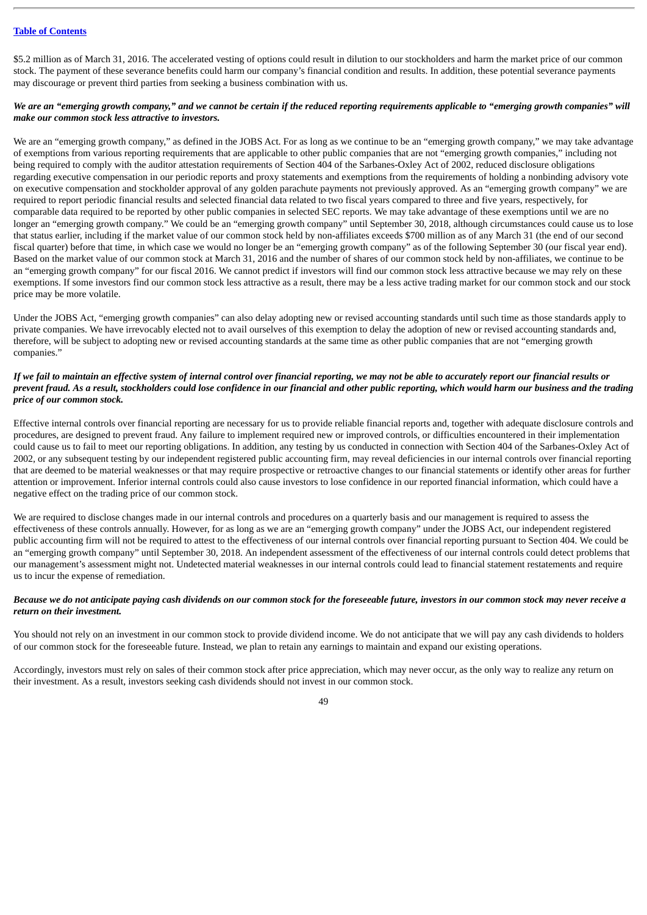$5.2 million as of March 31, 2016. The accelerated vesting of options could result in dilution to our stockholders and harm the market price of our common stock. The payment of these severance benefits could harm our company's financial condition and results. In addition, these potential severance payments may discourage or prevent third parties from seeking a business combination with us.

***We are an "emerging growth company," and we cannot be certain if the reduced reporting requirements applicable to "emerging growth companies" will make our common stock less attractive to investors.***

We are an "emerging growth company," as defined in the JOBS Act. For as long as we continue to be an "emerging growth company," we may take advantage of exemptions from various reporting requirements that are applicable to other public companies that are not "emerging growth companies," including not being required to comply with the auditor attestation requirements of Section 404 of the Sarbanes-Oxley Act of 2002, reduced disclosure obligations regarding executive compensation in our periodic reports and proxy statements and exemptions from the requirements of holding a nonbinding advisory vote on executive compensation and stockholder approval of any golden parachute payments not previously approved. As an "emerging growth company" we are required to report periodic financial results and selected financial data related to two fiscal years compared to three and five years, respectively, for comparable data required to be reported by other public companies in selected SEC reports. We may take advantage of these exemptions until we are no longer an "emerging growth company." We could be an "emerging growth company" until September 30, 2018, although circumstances could cause us to lose that status earlier, including if the market value of our common stock held by non-affiliates exceeds $700 million as of any March 31 (the end of our second fiscal quarter) before that time, in which case we would no longer be an "emerging growth company" as of the following September 30 (our fiscal year end). Based on the market value of our common stock at March 31, 2016 and the number of shares of our common stock held by non-affiliates, we continue to be an "emerging growth company" for our fiscal 2016. We cannot predict if investors will find our common stock less attractive because we may rely on these exemptions. If some investors find our common stock less attractive as a result, there may be a less active trading market for our common stock and our stock price may be more volatile.

Under the JOBS Act, "emerging growth companies" can also delay adopting new or revised accounting standards until such time as those standards apply to private companies. We have irrevocably elected not to avail ourselves of this exemption to delay the adoption of new or revised accounting standards and, therefore, will be subject to adopting new or revised accounting standards at the same time as other public companies that are not "emerging growth companies."

***If we fail to maintain an effective system of internal control over financial reporting, we may not be able to accurately report our financial results or prevent fraud. As a result, stockholders could lose confidence in our financial and other public reporting, which would harm our business and the trading price of our common stock.***

Effective internal controls over financial reporting are necessary for us to provide reliable financial reports and, together with adequate disclosure controls and procedures, are designed to prevent fraud. Any failure to implement required new or improved controls, or difficulties encountered in their implementation could cause us to fail to meet our reporting obligations. In addition, any testing by us conducted in connection with Section 404 of the Sarbanes-Oxley Act of 2002, or any subsequent testing by our independent registered public accounting firm, may reveal deficiencies in our internal controls over financial reporting that are deemed to be material weaknesses or that may require prospective or retroactive changes to our financial statements or identify other areas for further attention or improvement. Inferior internal controls could also cause investors to lose confidence in our reported financial information, which could have a negative effect on the trading price of our common stock.

We are required to disclose changes made in our internal controls and procedures on a quarterly basis and our management is required to assess the effectiveness of these controls annually. However, for as long as we are an "emerging growth company" under the JOBS Act, our independent registered public accounting firm will not be required to attest to the effectiveness of our internal controls over financial reporting pursuant to Section 404. We could be an "emerging growth company" until September 30, 2018. An independent assessment of the effectiveness of our internal controls could detect problems that our management's assessment might not. Undetected material weaknesses in our internal controls could lead to financial statement restatements and require us to incur the expense of remediation.

***Because we do not anticipate paying cash dividends on our common stock for the foreseeable future, investors in our common stock may never receive a return on their investment.***

You should not rely on an investment in our common stock to provide dividend income. We do not anticipate that we will pay any cash dividends to holders of our common stock for the foreseeable future. Instead, we plan to retain any earnings to maintain and expand our existing operations.

Accordingly, investors must rely on sales of their common stock after price appreciation, which may never occur, as the only way to realize any return on their investment. As a result, investors seeking cash dividends should not invest in our common stock.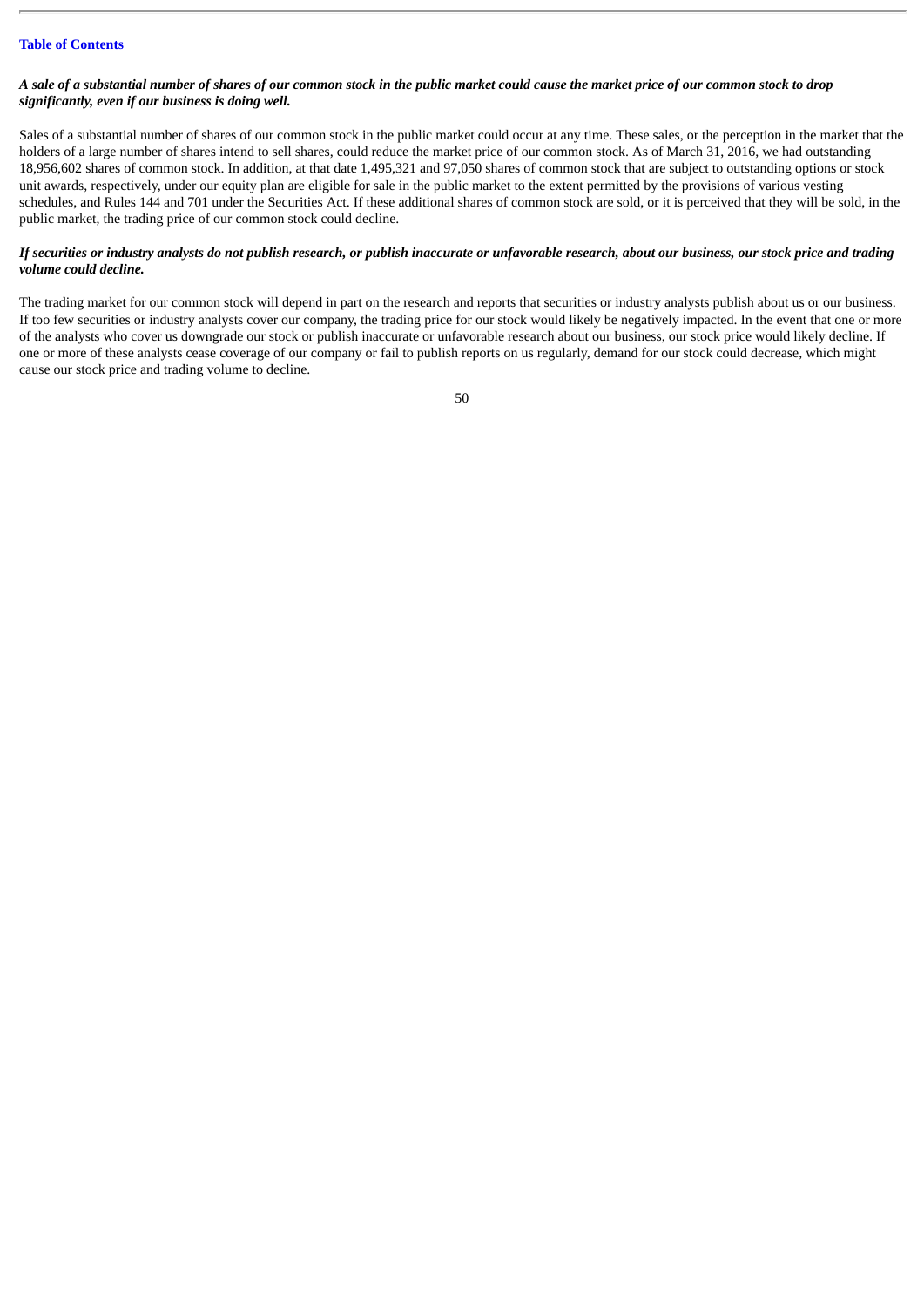*A sale of a substantial number of shares of our common stock in the public market could cause the market price of our common stock to drop significantly, even if our business is doing well.*

Sales of a substantial number of shares of our common stock in the public market could occur at any time. These sales, or the perception in the market that the holders of a large number of shares intend to sell shares, could reduce the market price of our common stock. As of March 31, 2016, we had outstanding 18,956,602 shares of common stock. In addition, at that date 1,495,321 and 97,050 shares of common stock that are subject to outstanding options or stock unit awards, respectively, under our equity plan are eligible for sale in the public market to the extent permitted by the provisions of various vesting schedules, and Rules 144 and 701 under the Securities Act. If these additional shares of common stock are sold, or it is perceived that they will be sold, in the public market, the trading price of our common stock could decline.

*If securities or industry analysts do not publish research, or publish inaccurate or unfavorable research, about our business, our stock price and trading volume could decline.*

The trading market for our common stock will depend in part on the research and reports that securities or industry analysts publish about us or our business. If too few securities or industry analysts cover our company, the trading price for our stock would likely be negatively impacted. In the event that one or more of the analysts who cover us downgrade our stock or publish inaccurate or unfavorable research about our business, our stock price would likely decline. If one or more of these analysts cease coverage of our company or fail to publish reports on us regularly, demand for our stock could decrease, which might cause our stock price and trading volume to decline.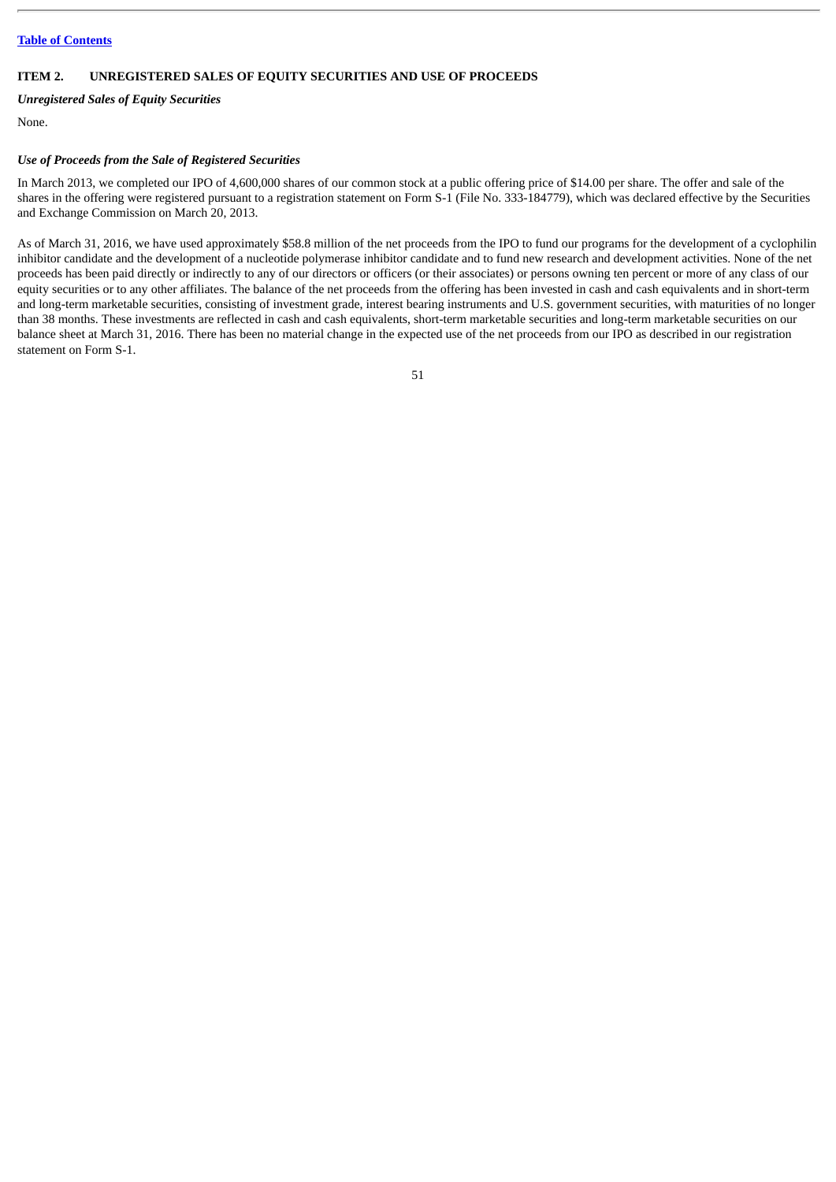## ITEM 2. UNREGISTERED SALES OF EQUITY SECURITIES AND USE OF PROCEEDS

***Unregistered Sales of Equity Securities***

None.

***Use of Proceeds from the Sale of Registered Securities***

In March 2013, we completed our IPO of 4,600,000 shares of our common stock at a public offering price of $14.00 per share. The offer and sale of the shares in the offering were registered pursuant to a registration statement on Form S-1 (File No. 333-184779), which was declared effective by the Securities and Exchange Commission on March 20, 2013.

As of March 31, 2016, we have used approximately $58.8 million of the net proceeds from the IPO to fund our programs for the development of a cyclophilin inhibitor candidate and the development of a nucleotide polymerase inhibitor candidate and to fund new research and development activities. None of the net proceeds has been paid directly or indirectly to any of our directors or officers (or their associates) or persons owning ten percent or more of any class of our equity securities or to any other affiliates. The balance of the net proceeds from the offering has been invested in cash and cash equivalents and in short-term and long-term marketable securities, consisting of investment grade, interest bearing instruments and U.S. government securities, with maturities of no longer than 38 months. These investments are reflected in cash and cash equivalents, short-term marketable securities and long-term marketable securities on our balance sheet at March 31, 2016. There has been no material change in the expected use of the net proceeds from our IPO as described in our registration statement on Form S-1.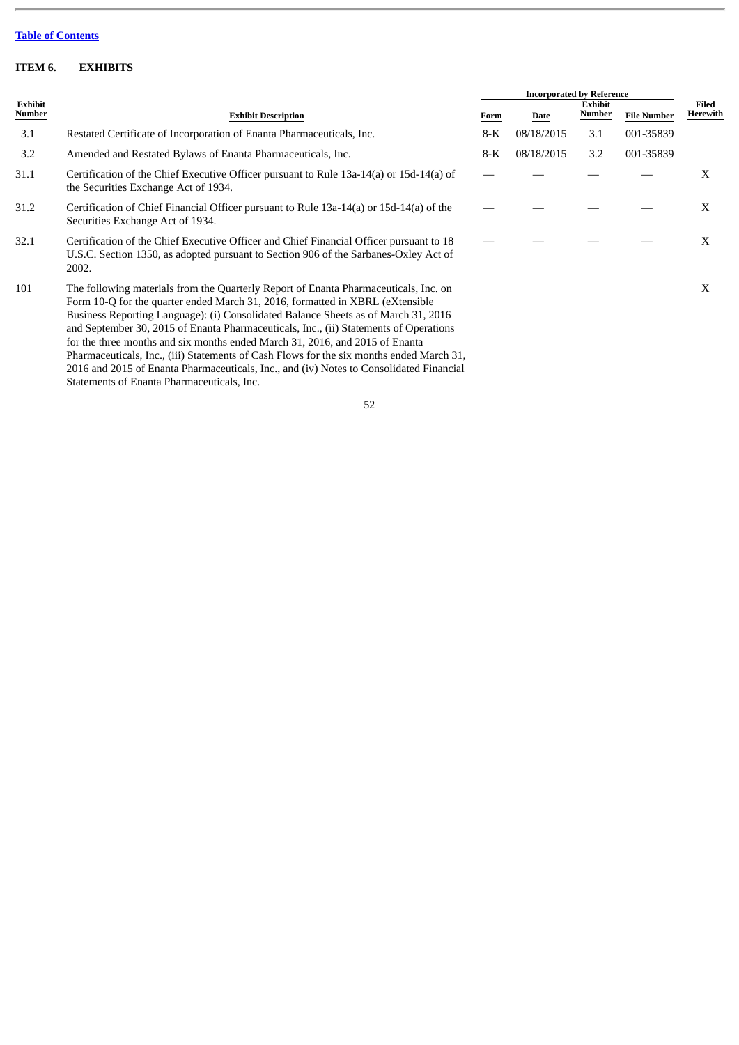[Table of Contents](#)

## ITEM 6. EXHIBITS

| Exhibit Number | Exhibit Description | Incorporated by Reference | | | | Filed Herewith |
|---|---|---|---|---|---|---|
| | | Form | Date | Exhibit Number | File Number | |
| 3.1 | Restated Certificate of Incorporation of Enanta Pharmaceuticals, Inc. | 8-K | 08/18/2015 | 3.1 | 001-35839 | |
| 3.2 | Amended and Restated Bylaws of Enanta Pharmaceuticals, Inc. | 8-K | 08/18/2015 | 3.2 | 001-35839 | |
| 31.1 | Certification of the Chief Executive Officer pursuant to Rule 13a-14(a) or 15d-14(a) of the Securities Exchange Act of 1934. | — | — | — | — | X |
| 31.2 | Certification of Chief Financial Officer pursuant to Rule 13a-14(a) or 15d-14(a) of the Securities Exchange Act of 1934. | — | — | — | — | X |
| 32.1 | Certification of the Chief Executive Officer and Chief Financial Officer pursuant to 18 U.S.C. Section 1350, as adopted pursuant to Section 906 of the Sarbanes-Oxley Act of 2002. | — | — | — | — | X |
| 101 | The following materials from the Quarterly Report of Enanta Pharmaceuticals, Inc. on Form 10-Q for the quarter ended March 31, 2016, formatted in XBRL (eXtensible Business Reporting Language): (i) Consolidated Balance Sheets as of March 31, 2016 and September 30, 2015 of Enanta Pharmaceuticals, Inc., (ii) Statements of Operations for the three months and six months ended March 31, 2016, and 2015 of Enanta Pharmaceuticals, Inc., (iii) Statements of Cash Flows for the six months ended March 31, 2016 and 2015 of Enanta Pharmaceuticals, Inc., and (iv) Notes to Consolidated Financial Statements of Enanta Pharmaceuticals, Inc. | | | | | X |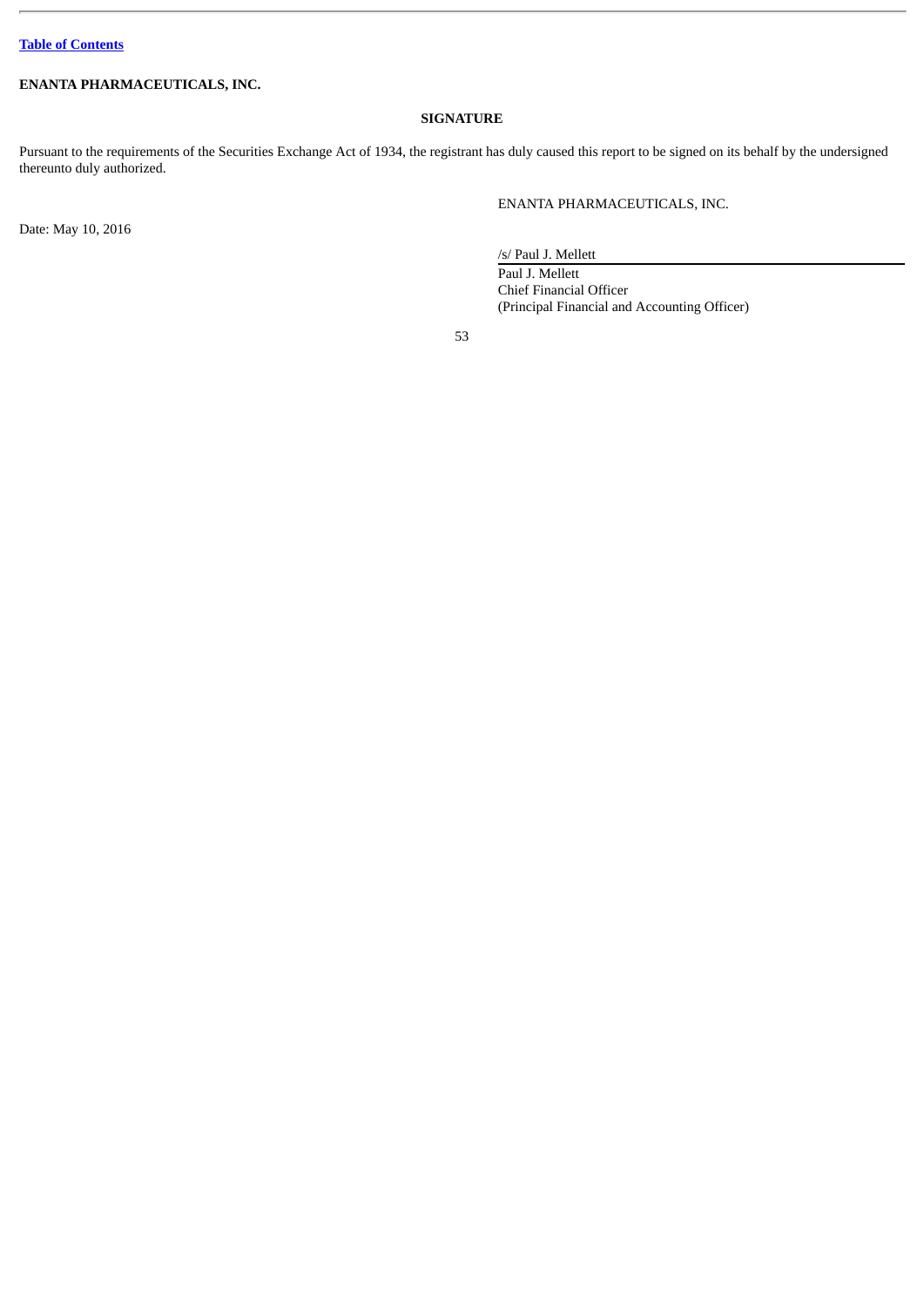**ENANTA PHARMACEUTICALS, INC.**

**SIGNATURE**

Pursuant to the requirements of the Securities Exchange Act of 1934, the registrant has duly caused this report to be signed on its behalf by the undersigned thereunto duly authorized.

ENANTA PHARMACEUTICALS, INC.

Date: May 10, 2016

/s/ Paul J. Mellett

Paul J. Mellett
Chief Financial Officer
(Principal Financial and Accounting Officer)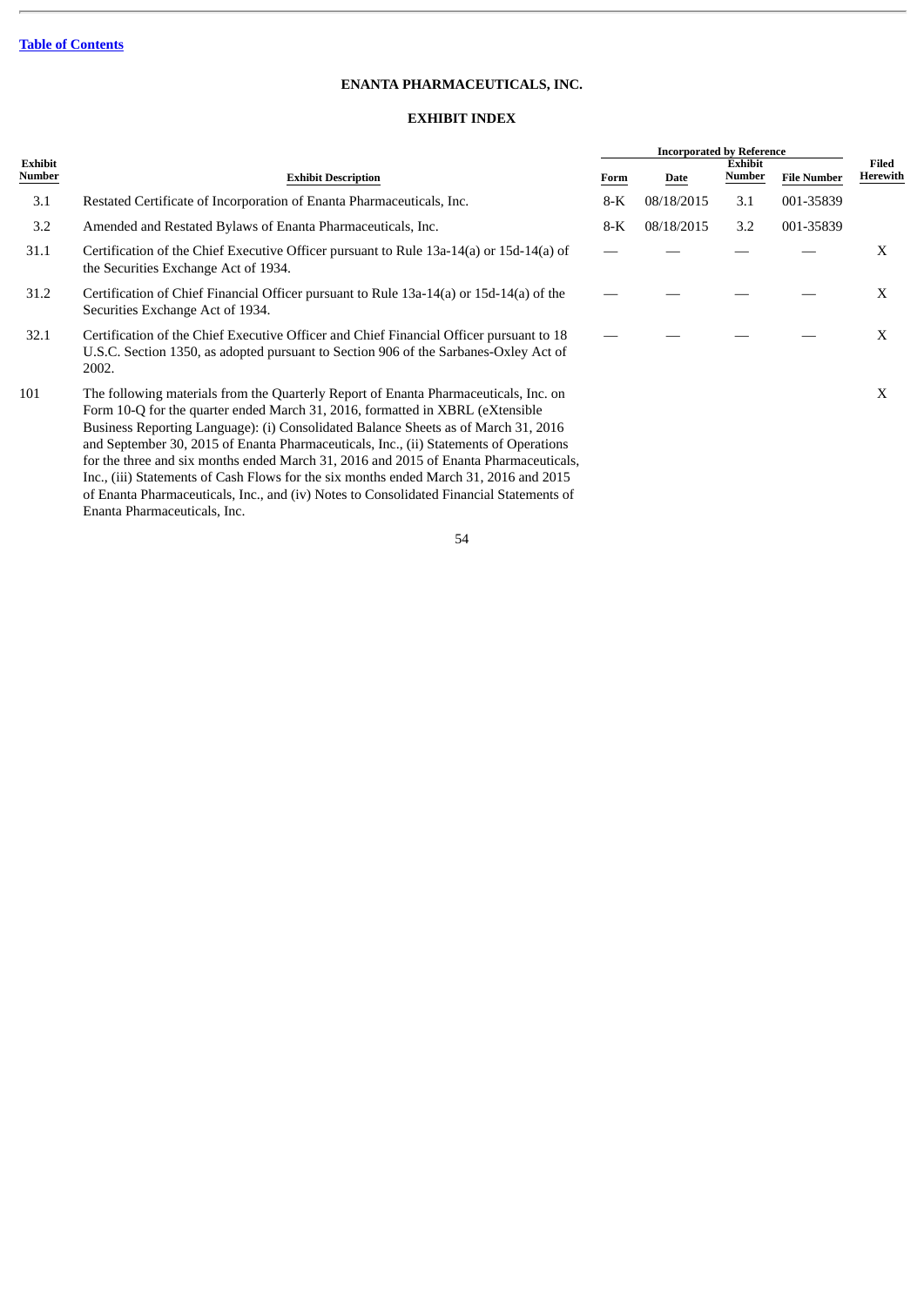Table of Contents

**ENANTA PHARMACEUTICALS, INC.**

**EXHIBIT INDEX**

| Exhibit Number | Exhibit Description | Incorporated by Reference Form | Date | Exhibit Number | File Number | Filed Herewith |
|---|---|---|---|---|---|---|
| 3.1 | Restated Certificate of Incorporation of Enanta Pharmaceuticals, Inc. | 8-K | 08/18/2015 | 3.1 | 001-35839 | |
| 3.2 | Amended and Restated Bylaws of Enanta Pharmaceuticals, Inc. | 8-K | 08/18/2015 | 3.2 | 001-35839 | |
| 31.1 | Certification of the Chief Executive Officer pursuant to Rule 13a-14(a) or 15d-14(a) of the Securities Exchange Act of 1934. | — | — | — | — | X |
| 31.2 | Certification of Chief Financial Officer pursuant to Rule 13a-14(a) or 15d-14(a) of the Securities Exchange Act of 1934. | — | — | — | — | X |
| 32.1 | Certification of the Chief Executive Officer and Chief Financial Officer pursuant to 18 U.S.C. Section 1350, as adopted pursuant to Section 906 of the Sarbanes-Oxley Act of 2002. | — | — | — | — | X |
| 101 | The following materials from the Quarterly Report of Enanta Pharmaceuticals, Inc. on Form 10-Q for the quarter ended March 31, 2016, formatted in XBRL (eXtensible Business Reporting Language): (i) Consolidated Balance Sheets as of March 31, 2016 and September 30, 2015 of Enanta Pharmaceuticals, Inc., (ii) Statements of Operations for the three and six months ended March 31, 2016 and 2015 of Enanta Pharmaceuticals, Inc., (iii) Statements of Cash Flows for the six months ended March 31, 2016 and 2015 of Enanta Pharmaceuticals, Inc., and (iv) Notes to Consolidated Financial Statements of Enanta Pharmaceuticals, Inc. | | | | | X |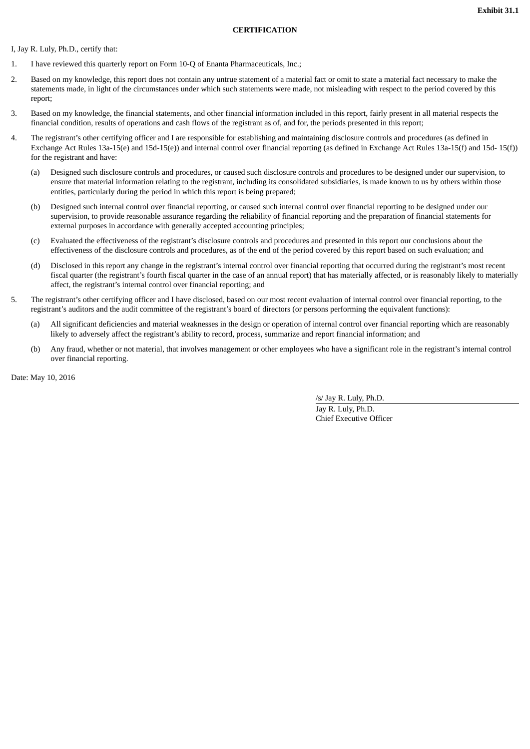**Exhibit 31.1**

**CERTIFICATION**

I, Jay R. Luly, Ph.D., certify that:

1. I have reviewed this quarterly report on Form 10-Q of Enanta Pharmaceuticals, Inc.;

2. Based on my knowledge, this report does not contain any untrue statement of a material fact or omit to state a material fact necessary to make the statements made, in light of the circumstances under which such statements were made, not misleading with respect to the period covered by this report;

3. Based on my knowledge, the financial statements, and other financial information included in this report, fairly present in all material respects the financial condition, results of operations and cash flows of the registrant as of, and for, the periods presented in this report;

4. The registrant's other certifying officer and I are responsible for establishing and maintaining disclosure controls and procedures (as defined in Exchange Act Rules 13a-15(e) and 15d-15(e)) and internal control over financial reporting (as defined in Exchange Act Rules 13a-15(f) and 15d- 15(f)) for the registrant and have:

   (a) Designed such disclosure controls and procedures, or caused such disclosure controls and procedures to be designed under our supervision, to ensure that material information relating to the registrant, including its consolidated subsidiaries, is made known to us by others within those entities, particularly during the period in which this report is being prepared;

   (b) Designed such internal control over financial reporting, or caused such internal control over financial reporting to be designed under our supervision, to provide reasonable assurance regarding the reliability of financial reporting and the preparation of financial statements for external purposes in accordance with generally accepted accounting principles;

   (c) Evaluated the effectiveness of the registrant's disclosure controls and procedures and presented in this report our conclusions about the effectiveness of the disclosure controls and procedures, as of the end of the period covered by this report based on such evaluation; and

   (d) Disclosed in this report any change in the registrant's internal control over financial reporting that occurred during the registrant's most recent fiscal quarter (the registrant's fourth fiscal quarter in the case of an annual report) that has materially affected, or is reasonably likely to materially affect, the registrant's internal control over financial reporting; and

5. The registrant's other certifying officer and I have disclosed, based on our most recent evaluation of internal control over financial reporting, to the registrant's auditors and the audit committee of the registrant's board of directors (or persons performing the equivalent functions):

   (a) All significant deficiencies and material weaknesses in the design or operation of internal control over financial reporting which are reasonably likely to adversely affect the registrant's ability to record, process, summarize and report financial information; and

   (b) Any fraud, whether or not material, that involves management or other employees who have a significant role in the registrant's internal control over financial reporting.

Date: May 10, 2016

/s/ Jay R. Luly, Ph.D.
Jay R. Luly, Ph.D.
Chief Executive Officer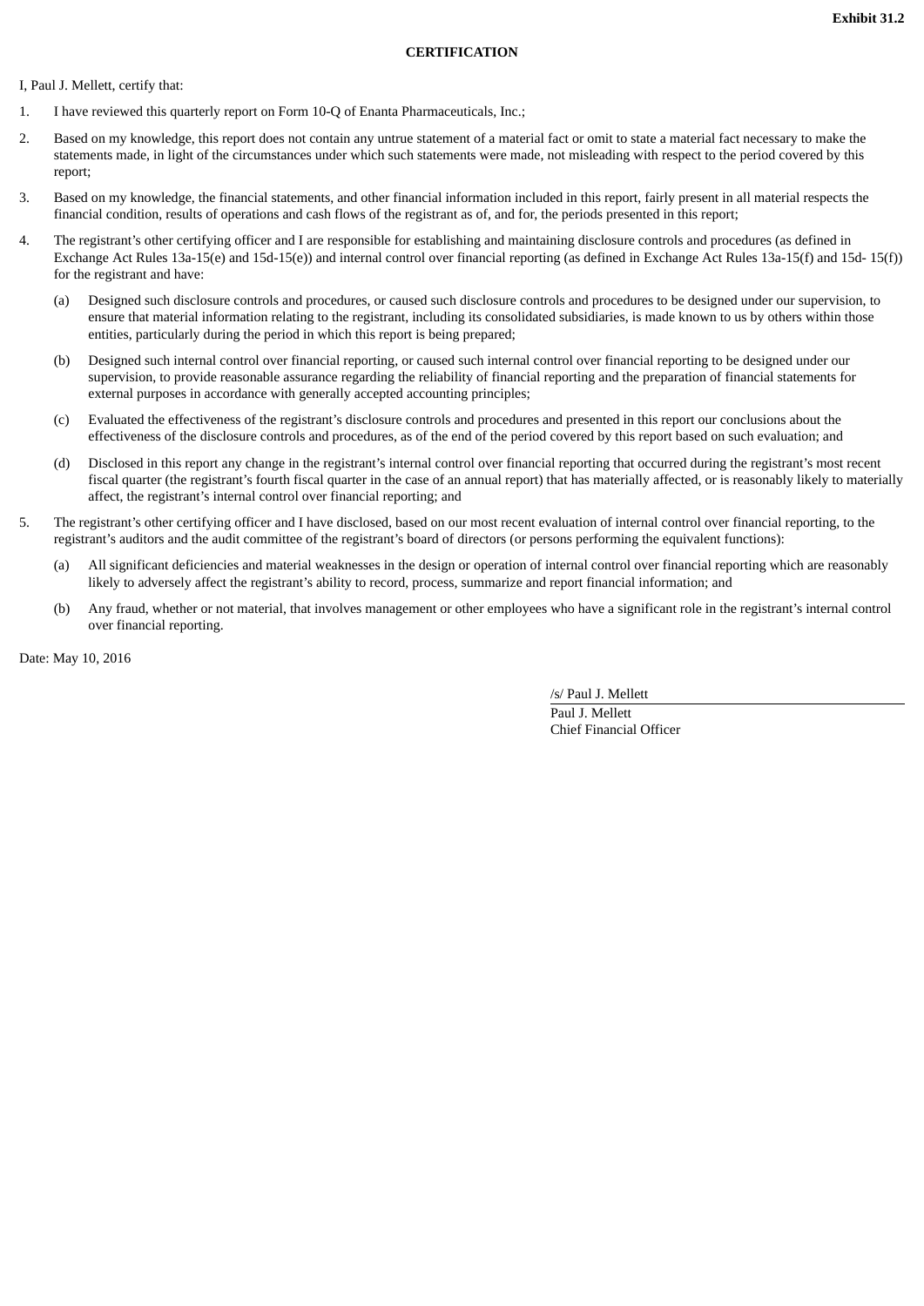**Exhibit 31.2**

**CERTIFICATION**

I, Paul J. Mellett, certify that:

1. I have reviewed this quarterly report on Form 10-Q of Enanta Pharmaceuticals, Inc.;
2. Based on my knowledge, this report does not contain any untrue statement of a material fact or omit to state a material fact necessary to make the statements made, in light of the circumstances under which such statements were made, not misleading with respect to the period covered by this report;
3. Based on my knowledge, the financial statements, and other financial information included in this report, fairly present in all material respects the financial condition, results of operations and cash flows of the registrant as of, and for, the periods presented in this report;
4. The registrant's other certifying officer and I are responsible for establishing and maintaining disclosure controls and procedures (as defined in Exchange Act Rules 13a-15(e) and 15d-15(e)) and internal control over financial reporting (as defined in Exchange Act Rules 13a-15(f) and 15d- 15(f)) for the registrant and have:
   (a) Designed such disclosure controls and procedures, or caused such disclosure controls and procedures to be designed under our supervision, to ensure that material information relating to the registrant, including its consolidated subsidiaries, is made known to us by others within those entities, particularly during the period in which this report is being prepared;
   (b) Designed such internal control over financial reporting, or caused such internal control over financial reporting to be designed under our supervision, to provide reasonable assurance regarding the reliability of financial reporting and the preparation of financial statements for external purposes in accordance with generally accepted accounting principles;
   (c) Evaluated the effectiveness of the registrant's disclosure controls and procedures and presented in this report our conclusions about the effectiveness of the disclosure controls and procedures, as of the end of the period covered by this report based on such evaluation; and
   (d) Disclosed in this report any change in the registrant's internal control over financial reporting that occurred during the registrant's most recent fiscal quarter (the registrant's fourth fiscal quarter in the case of an annual report) that has materially affected, or is reasonably likely to materially affect, the registrant's internal control over financial reporting; and
5. The registrant's other certifying officer and I have disclosed, based on our most recent evaluation of internal control over financial reporting, to the registrant's auditors and the audit committee of the registrant's board of directors (or persons performing the equivalent functions):
   (a) All significant deficiencies and material weaknesses in the design or operation of internal control over financial reporting which are reasonably likely to adversely affect the registrant's ability to record, process, summarize and report financial information; and
   (b) Any fraud, whether or not material, that involves management or other employees who have a significant role in the registrant's internal control over financial reporting.

Date: May 10, 2016

/s/ Paul J. Mellett
Paul J. Mellett
Chief Financial Officer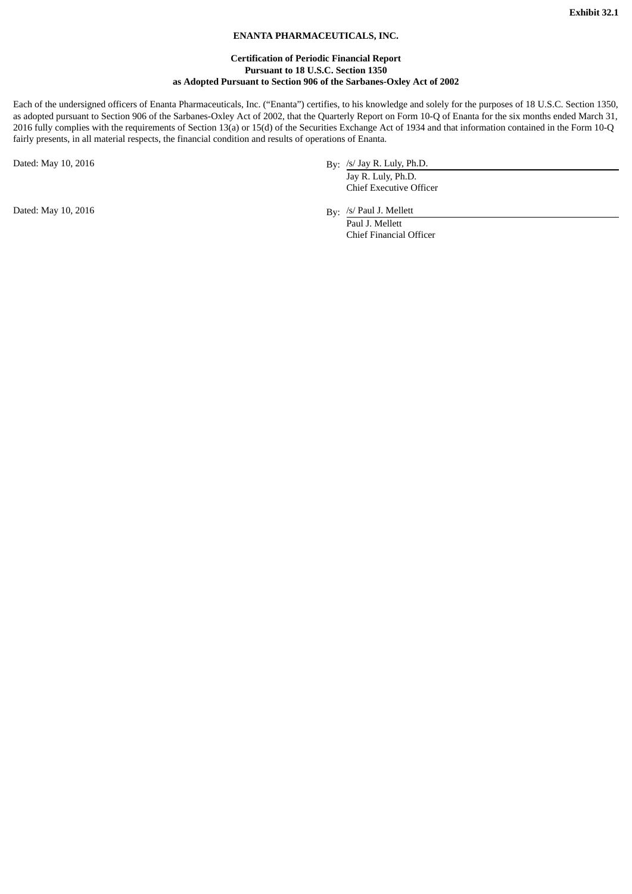**Exhibit 32.1**

**ENANTA PHARMACEUTICALS, INC.**

**Certification of Periodic Financial Report**
**Pursuant to 18 U.S.C. Section 1350**
**as Adopted Pursuant to Section 906 of the Sarbanes-Oxley Act of 2002**

Each of the undersigned officers of Enanta Pharmaceuticals, Inc. ("Enanta") certifies, to his knowledge and solely for the purposes of 18 U.S.C. Section 1350, as adopted pursuant to Section 906 of the Sarbanes-Oxley Act of 2002, that the Quarterly Report on Form 10-Q of Enanta for the six months ended March 31, 2016 fully complies with the requirements of Section 13(a) or 15(d) of the Securities Exchange Act of 1934 and that information contained in the Form 10-Q fairly presents, in all material respects, the financial condition and results of operations of Enanta.

Dated: May 10, 2016

By: /s/ Jay R. Luly, Ph.D.
Jay R. Luly, Ph.D.
Chief Executive Officer

Dated: May 10, 2016

By: /s/ Paul J. Mellett
Paul J. Mellett
Chief Financial Officer